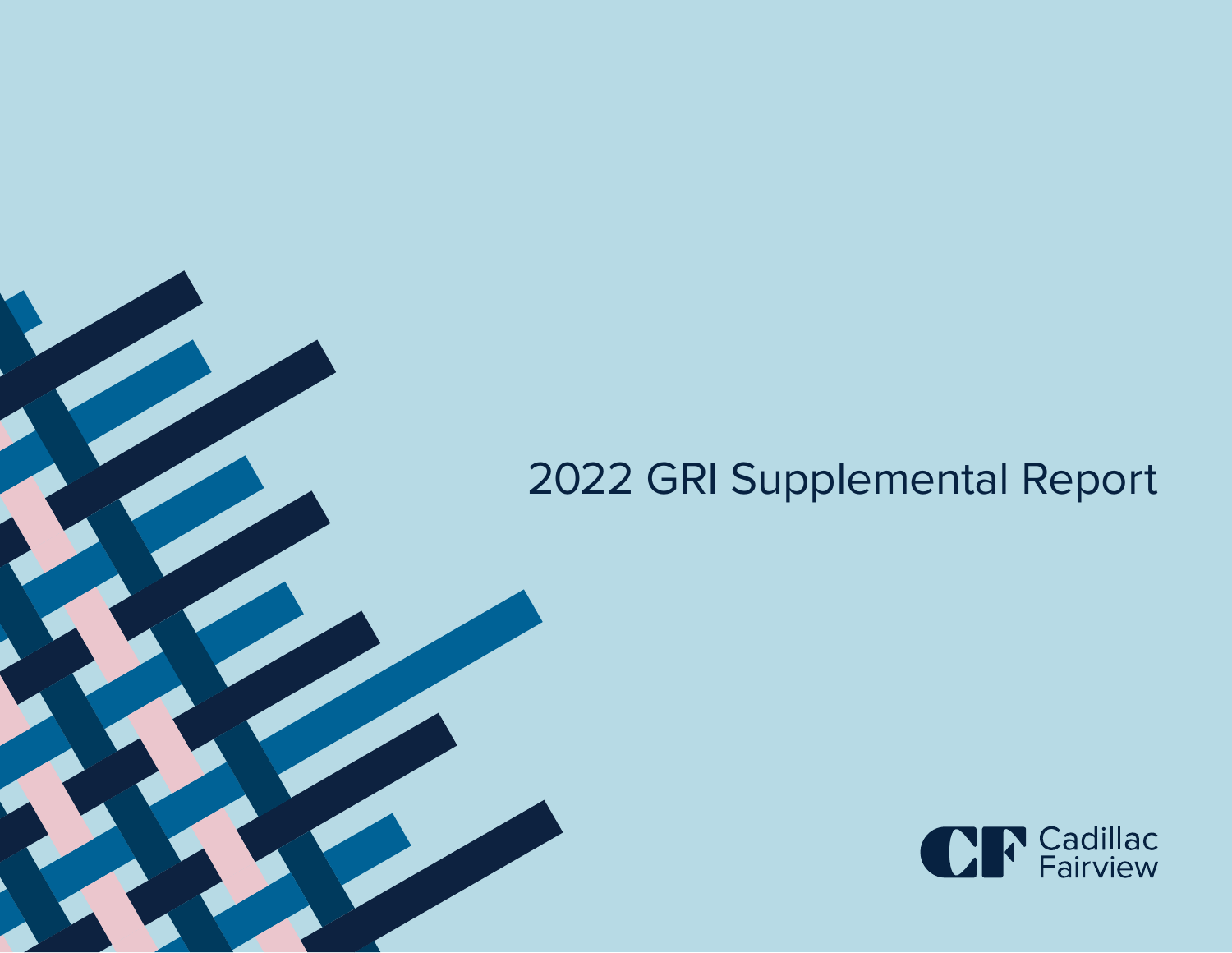# 2022 GRI Supplemental Report

Cadillac Fairview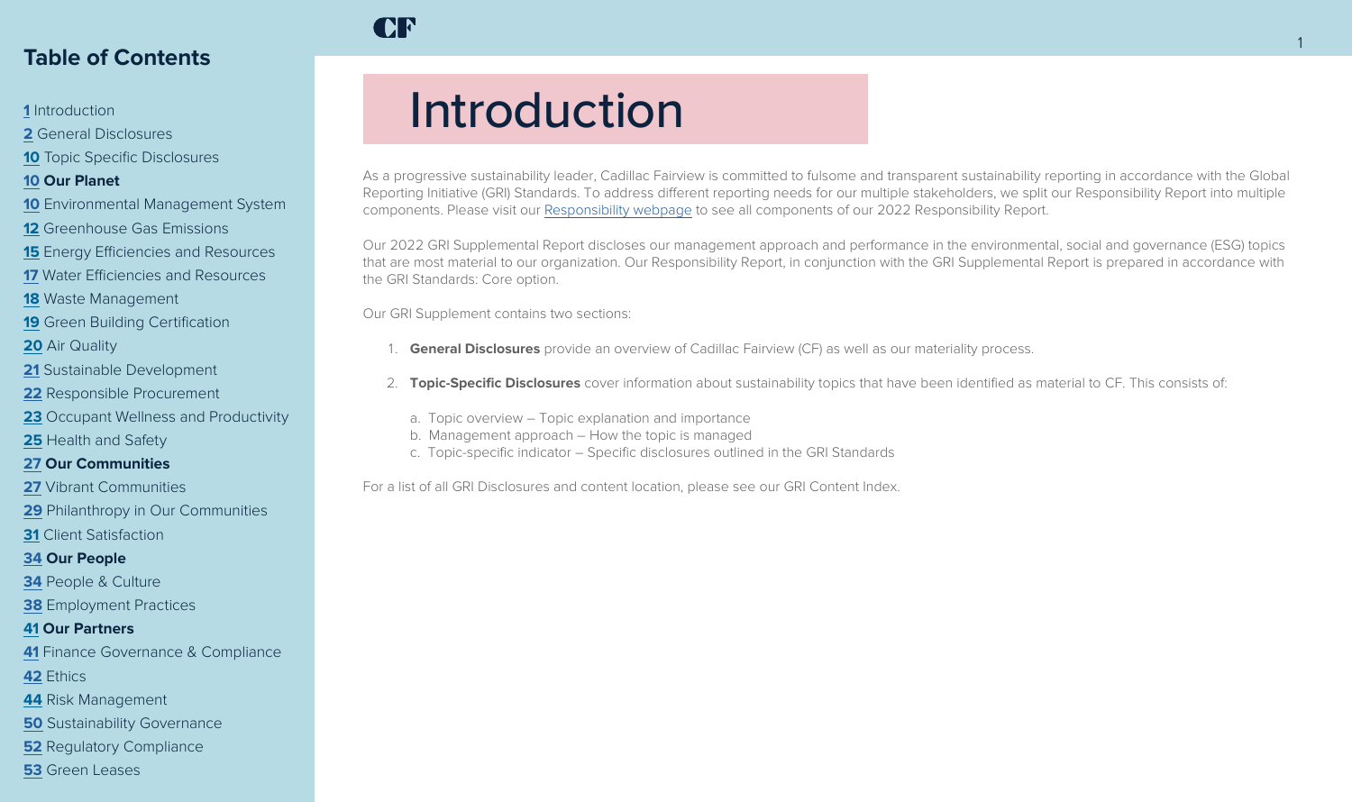## Table of Contents

1 Introduction
2 General Disclosures
10 Topic Specific Disclosures
**10 Our Planet**
10 Environmental Management System
12 Greenhouse Gas Emissions
15 Energy Efficiencies and Resources
17 Water Efficiencies and Resources
18 Waste Management
19 Green Building Certification
20 Air Quality
21 Sustainable Development
22 Responsible Procurement
23 Occupant Wellness and Productivity
25 Health and Safety
**27 Our Communities**
27 Vibrant Communities
29 Philanthropy in Our Communities
31 Client Satisfaction
**34 Our People**
34 People & Culture
38 Employment Practices
**41 Our Partners**
41 Finance Governance & Compliance
42 Ethics
44 Risk Management
50 Sustainability Governance
52 Regulatory Compliance
53 Green Leases

# Introduction

As a progressive sustainability leader, Cadillac Fairview is committed to fulsome and transparent sustainability reporting in accordance with the Global Reporting Initiative (GRI) Standards. To address different reporting needs for our multiple stakeholders, we split our Responsibility Report into multiple components. Please visit our Responsibility webpage to see all components of our 2022 Responsibility Report.

Our 2022 GRI Supplemental Report discloses our management approach and performance in the environmental, social and governance (ESG) topics that are most material to our organization. Our Responsibility Report, in conjunction with the GRI Supplemental Report is prepared in accordance with the GRI Standards: Core option.

Our GRI Supplement contains two sections:

1. **General Disclosures** provide an overview of Cadillac Fairview (CF) as well as our materiality process.
2. **Topic-Specific Disclosures** cover information about sustainability topics that have been identified as material to CF. This consists of:
   a. Topic overview – Topic explanation and importance
   b. Management approach – How the topic is managed
   c. Topic-specific indicator – Specific disclosures outlined in the GRI Standards

For a list of all GRI Disclosures and content location, please see our GRI Content Index.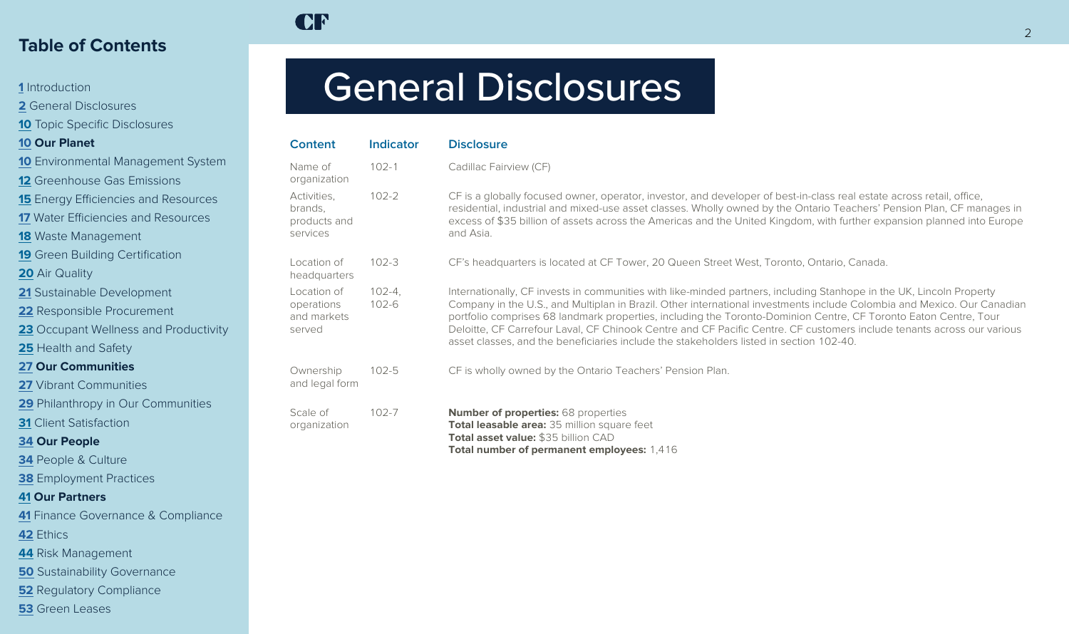## Table of Contents

**1** Introduction
**2** General Disclosures
**10** Topic Specific Disclosures
**10 Our Planet**
**10** Environmental Management System
**12** Greenhouse Gas Emissions
**15** Energy Efficiencies and Resources
**17** Water Efficiencies and Resources
**18** Waste Management
**19** Green Building Certification
**20** Air Quality
**21** Sustainable Development
**22** Responsible Procurement
**23** Occupant Wellness and Productivity
**25** Health and Safety
**27 Our Communities**
**27** Vibrant Communities
**29** Philanthropy in Our Communities
**31** Client Satisfaction
**34 Our People**
**34** People & Culture
**38** Employment Practices
**41 Our Partners**
**41** Finance Governance & Compliance
**42** Ethics
**44** Risk Management
**50** Sustainability Governance
**52** Regulatory Compliance
**53** Green Leases

# General Disclosures

| Content | Indicator | Disclosure |
|---|---|---|
| Name of organization | 102-1 | Cadillac Fairview (CF) |
| Activities, brands, products and services | 102-2 | CF is a globally focused owner, operator, investor, and developer of best-in-class real estate across retail, office, residential, industrial and mixed-use asset classes. Wholly owned by the Ontario Teachers' Pension Plan, CF manages in excess of $35 billion of assets across the Americas and the United Kingdom, with further expansion planned into Europe and Asia. |
| Location of headquarters | 102-3 | CF's headquarters is located at CF Tower, 20 Queen Street West, Toronto, Ontario, Canada. |
| Location of operations and markets served | 102-4, 102-6 | Internationally, CF invests in communities with like-minded partners, including Stanhope in the UK, Lincoln Property Company in the U.S., and Multiplan in Brazil. Other international investments include Colombia and Mexico. Our Canadian portfolio comprises 68 landmark properties, including the Toronto-Dominion Centre, CF Toronto Eaton Centre, Tour Deloitte, CF Carrefour Laval, CF Chinook Centre and CF Pacific Centre. CF customers include tenants across our various asset classes, and the beneficiaries include the stakeholders listed in section 102-40. |
| Ownership and legal form | 102-5 | CF is wholly owned by the Ontario Teachers' Pension Plan. |
| Scale of organization | 102-7 | **Number of properties:** 68 properties<br>**Total leasable area:** 35 million square feet<br>**Total asset value:** $35 billion CAD<br>**Total number of permanent employees:** 1,416 |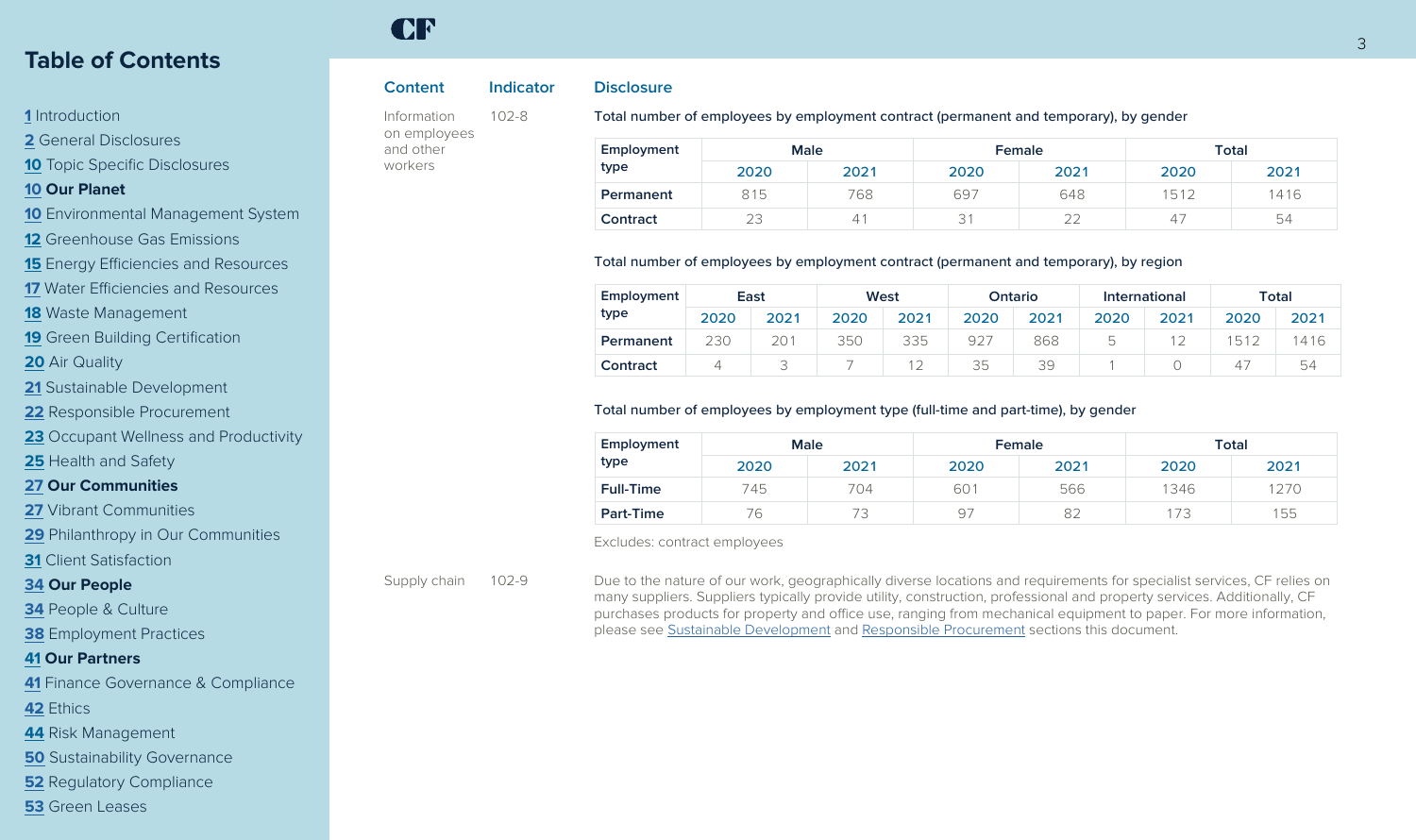## Table of Contents

[1](#) Introduction
[2](#) General Disclosures
[10](#) Topic Specific Disclosures
**[10](#) Our Planet**
[10](#) Environmental Management System
[12](#) Greenhouse Gas Emissions
[15](#) Energy Efficiencies and Resources
[17](#) Water Efficiencies and Resources
[18](#) Waste Management
[19](#) Green Building Certification
[20](#) Air Quality
[21](#) Sustainable Development
[22](#) Responsible Procurement
[23](#) Occupant Wellness and Productivity
[25](#) Health and Safety
**[27](#) Our Communities**
[27](#) Vibrant Communities
[29](#) Philanthropy in Our Communities
[31](#) Client Satisfaction
**[34](#) Our People**
[34](#) People & Culture
[38](#) Employment Practices
**[41](#) Our Partners**
[41](#) Finance Governance & Compliance
[42](#) Ethics
[44](#) Risk Management
[50](#) Sustainability Governance
[52](#) Regulatory Compliance
[53](#) Green Leases

| Content | Indicator | Disclosure |
| --- | --- | --- |
| Information on employees and other workers | 102-8 | Total number of employees by employment contract (permanent and temporary), by gender |

| Employment type | Male | | Female | | Total | |
| --- | --- | --- | --- | --- | --- | --- |
| | 2020 | 2021 | 2020 | 2021 | 2020 | 2021 |
| **Permanent** | 815 | 768 | 697 | 648 | 1512 | 1416 |
| **Contract** | 23 | 41 | 31 | 22 | 47 | 54 |

Total number of employees by employment contract (permanent and temporary), by region

| Employment type | East | | West | | Ontario | | International | | Total | |
| --- | --- | --- | --- | --- | --- | --- | --- | --- | --- | --- |
| | 2020 | 2021 | 2020 | 2021 | 2020 | 2021 | 2020 | 2021 | 2020 | 2021 |
| **Permanent** | 230 | 201 | 350 | 335 | 927 | 868 | 5 | 12 | 1512 | 1416 |
| **Contract** | 4 | 3 | 7 | 12 | 35 | 39 | 1 | 0 | 47 | 54 |

Total number of employees by employment type (full-time and part-time), by gender

| Employment type | Male | | Female | | Total | |
| --- | --- | --- | --- | --- | --- | --- |
| | 2020 | 2021 | 2020 | 2021 | 2020 | 2021 |
| **Full-Time** | 745 | 704 | 601 | 566 | 1346 | 1270 |
| **Part-Time** | 76 | 73 | 97 | 82 | 173 | 155 |

Excludes: contract employees

| Content | Indicator | Disclosure |
| --- | --- | --- |
| Supply chain | 102-9 | Due to the nature of our work, geographically diverse locations and requirements for specialist services, CF relies on many suppliers. Suppliers typically provide utility, construction, professional and property services. Additionally, CF purchases products for property and office use, ranging from mechanical equipment to paper. For more information, please see [Sustainable Development](#) and [Responsible Procurement](#) sections this document. |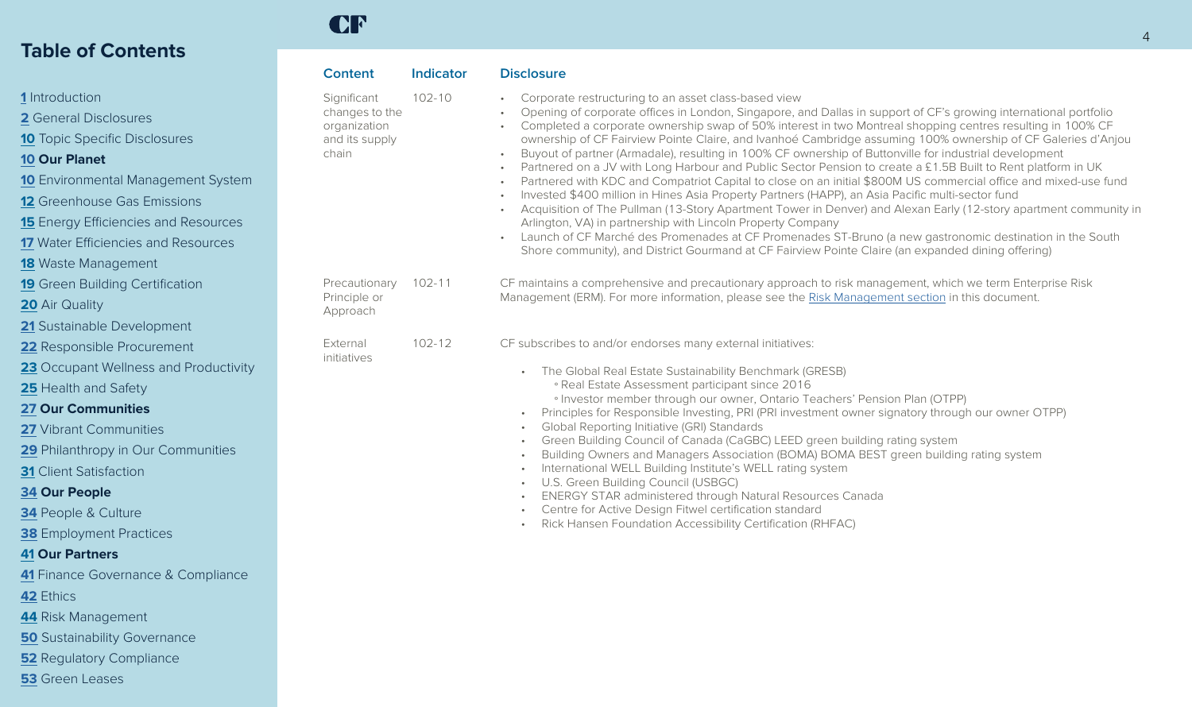## Table of Contents

1 Introduction
2 General Disclosures
10 Topic Specific Disclosures
10 **Our Planet**
10 Environmental Management System
12 Greenhouse Gas Emissions
15 Energy Efficiencies and Resources
17 Water Efficiencies and Resources
18 Waste Management
19 Green Building Certification
20 Air Quality
21 Sustainable Development
22 Responsible Procurement
23 Occupant Wellness and Productivity
25 Health and Safety
27 **Our Communities**
27 Vibrant Communities
29 Philanthropy in Our Communities
31 Client Satisfaction
34 **Our People**
34 People & Culture
38 Employment Practices
41 **Our Partners**
41 Finance Governance & Compliance
42 Ethics
44 Risk Management
50 Sustainability Governance
52 Regulatory Compliance
53 Green Leases

| Content | Indicator | Disclosure |
|---|---|---|
| Significant changes to the organization and its supply chain | 102-10 | • Corporate restructuring to an asset class-based view<br>• Opening of corporate offices in London, Singapore, and Dallas in support of CF's growing international portfolio<br>• Completed a corporate ownership swap of 50% interest in two Montreal shopping centres resulting in 100% CF ownership of CF Fairview Pointe Claire, and Ivanhoé Cambridge assuming 100% ownership of CF Galeries d'Anjou<br>• Buyout of partner (Armadale), resulting in 100% CF ownership of Buttonville for industrial development<br>• Partnered on a JV with Long Harbour and Public Sector Pension to create a £1.5B Built to Rent platform in UK<br>• Partnered with KDC and Compatriot Capital to close on an initial $800M US commercial office and mixed-use fund<br>• Invested $400 million in Hines Asia Property Partners (HAPP), an Asia Pacific multi-sector fund<br>• Acquisition of The Pullman (13-Story Apartment Tower in Denver) and Alexan Early (12-story apartment community in Arlington, VA) in partnership with Lincoln Property Company<br>• Launch of CF Marché des Promenades at CF Promenades ST-Bruno (a new gastronomic destination in the South Shore community), and District Gourmand at CF Fairview Pointe Claire (an expanded dining offering) |
| Precautionary Principle or Approach | 102-11 | CF maintains a comprehensive and precautionary approach to risk management, which we term Enterprise Risk Management (ERM). For more information, please see the Risk Management section in this document. |
| External initiatives | 102-12 | CF subscribes to and/or endorses many external initiatives:<br>• The Global Real Estate Sustainability Benchmark (GRESB)<br>&nbsp;&nbsp;◦ Real Estate Assessment participant since 2016<br>&nbsp;&nbsp;◦ Investor member through our owner, Ontario Teachers' Pension Plan (OTPP)<br>• Principles for Responsible Investing, PRI (PRI investment owner signatory through our owner OTPP)<br>• Global Reporting Initiative (GRI) Standards<br>• Green Building Council of Canada (CaGBC) LEED green building rating system<br>• Building Owners and Managers Association (BOMA) BOMA BEST green building rating system<br>• International WELL Building Institute's WELL rating system<br>• U.S. Green Building Council (USBGC)<br>• ENERGY STAR administered through Natural Resources Canada<br>• Centre for Active Design Fitwel certification standard<br>• Rick Hansen Foundation Accessibility Certification (RHFAC) |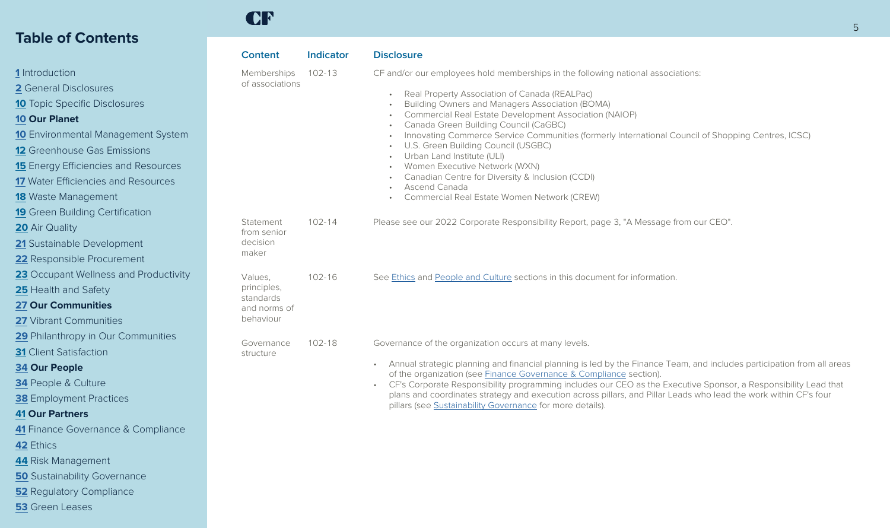## Table of Contents

1 Introduction
2 General Disclosures
10 Topic Specific Disclosures
**10 Our Planet**
10 Environmental Management System
12 Greenhouse Gas Emissions
15 Energy Efficiencies and Resources
17 Water Efficiencies and Resources
18 Waste Management
19 Green Building Certification
20 Air Quality
21 Sustainable Development
22 Responsible Procurement
23 Occupant Wellness and Productivity
25 Health and Safety
**27 Our Communities**
27 Vibrant Communities
29 Philanthropy in Our Communities
31 Client Satisfaction
**34 Our People**
34 People & Culture
38 Employment Practices
**41 Our Partners**
41 Finance Governance & Compliance
42 Ethics
44 Risk Management
50 Sustainability Governance
52 Regulatory Compliance
53 Green Leases

| Content | Indicator | Disclosure |
|---|---|---|
| Memberships of associations | 102-13 | CF and/or our employees hold memberships in the following national associations:<br>• Real Property Association of Canada (REALPac)<br>• Building Owners and Managers Association (BOMA)<br>• Commercial Real Estate Development Association (NAIOP)<br>• Canada Green Building Council (CaGBC)<br>• Innovating Commerce Service Communities (formerly International Council of Shopping Centres, ICSC)<br>• U.S. Green Building Council (USGBC)<br>• Urban Land Institute (ULI)<br>• Women Executive Network (WXN)<br>• Canadian Centre for Diversity & Inclusion (CCDI)<br>• Ascend Canada<br>• Commercial Real Estate Women Network (CREW) |
| Statement from senior decision maker | 102-14 | Please see our 2022 Corporate Responsibility Report, page 3, "A Message from our CEO". |
| Values, principles, standards and norms of behaviour | 102-16 | See Ethics and People and Culture sections in this document for information. |
| Governance structure | 102-18 | Governance of the organization occurs at many levels.<br>• Annual strategic planning and financial planning is led by the Finance Team, and includes participation from all areas of the organization (see Finance Governance & Compliance section).<br>• CF's Corporate Responsibility programming includes our CEO as the Executive Sponsor, a Responsibility Lead that plans and coordinates strategy and execution across pillars, and Pillar Leads who lead the work within CF's four pillars (see Sustainability Governance for more details). |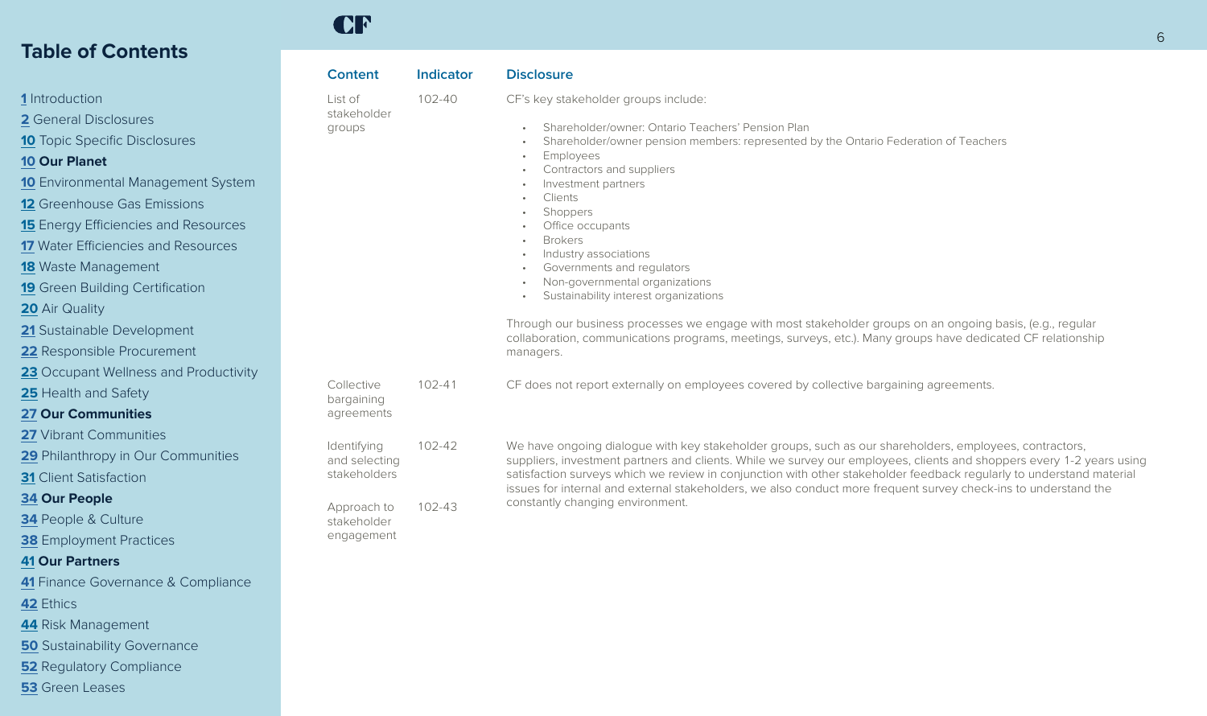## Table of Contents

1 Introduction
2 General Disclosures
10 Topic Specific Disclosures
**10 Our Planet**
10 Environmental Management System
12 Greenhouse Gas Emissions
15 Energy Efficiencies and Resources
17 Water Efficiencies and Resources
18 Waste Management
19 Green Building Certification
20 Air Quality
21 Sustainable Development
22 Responsible Procurement
23 Occupant Wellness and Productivity
25 Health and Safety
**27 Our Communities**
27 Vibrant Communities
29 Philanthropy in Our Communities
31 Client Satisfaction
**34 Our People**
34 People & Culture
38 Employment Practices
**41 Our Partners**
41 Finance Governance & Compliance
42 Ethics
44 Risk Management
50 Sustainability Governance
52 Regulatory Compliance
53 Green Leases

| Content | Indicator | Disclosure |
|---|---|---|
| List of stakeholder groups | 102-40 | CF's key stakeholder groups include:<br>• Shareholder/owner: Ontario Teachers' Pension Plan<br>• Shareholder/owner pension members: represented by the Ontario Federation of Teachers<br>• Employees<br>• Contractors and suppliers<br>• Investment partners<br>• Clients<br>• Shoppers<br>• Office occupants<br>• Brokers<br>• Industry associations<br>• Governments and regulators<br>• Non-governmental organizations<br>• Sustainability interest organizations<br><br>Through our business processes we engage with most stakeholder groups on an ongoing basis, (e.g., regular collaboration, communications programs, meetings, surveys, etc.). Many groups have dedicated CF relationship managers. |
| Collective bargaining agreements | 102-41 | CF does not report externally on employees covered by collective bargaining agreements. |
| Identifying and selecting stakeholders | 102-42 | We have ongoing dialogue with key stakeholder groups, such as our shareholders, employees, contractors, suppliers, investment partners and clients. While we survey our employees, clients and shoppers every 1-2 years using satisfaction surveys which we review in conjunction with other stakeholder feedback regularly to understand material issues for internal and external stakeholders, we also conduct more frequent survey check-ins to understand the constantly changing environment. |
| Approach to stakeholder engagement | 102-43 | |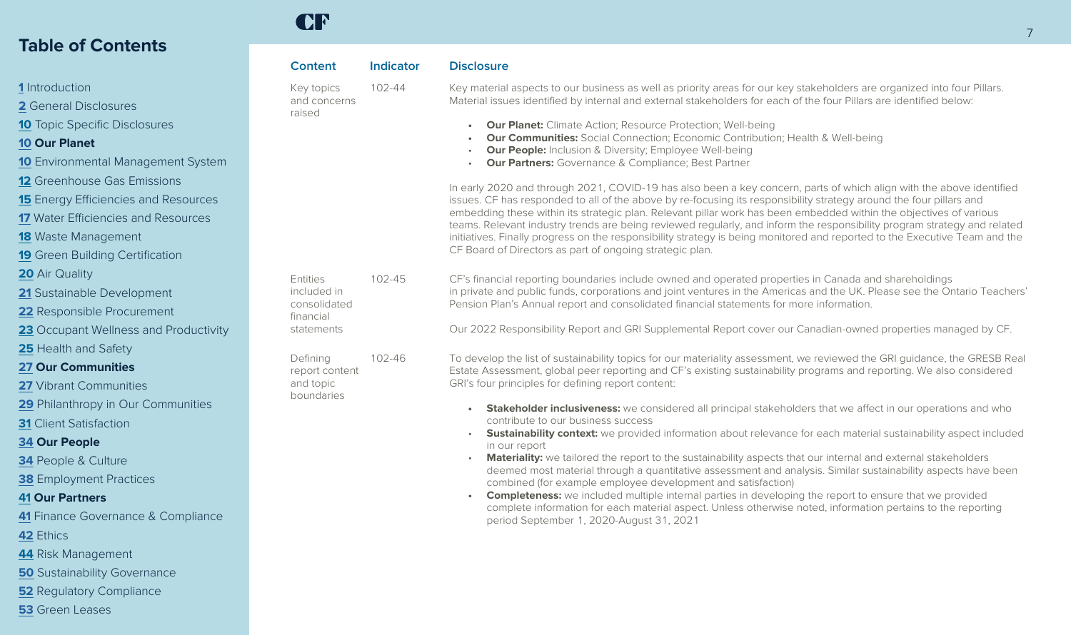## Table of Contents

1 Introduction
2 General Disclosures
10 Topic Specific Disclosures
**10 Our Planet**
10 Environmental Management System
12 Greenhouse Gas Emissions
15 Energy Efficiencies and Resources
17 Water Efficiencies and Resources
18 Waste Management
19 Green Building Certification
20 Air Quality
21 Sustainable Development
22 Responsible Procurement
23 Occupant Wellness and Productivity
25 Health and Safety
**27 Our Communities**
27 Vibrant Communities
29 Philanthropy in Our Communities
31 Client Satisfaction
**34 Our People**
34 People & Culture
38 Employment Practices
**41 Our Partners**
41 Finance Governance & Compliance
42 Ethics
44 Risk Management
50 Sustainability Governance
52 Regulatory Compliance
53 Green Leases

| Content | Indicator | Disclosure |
|---|---|---|
| Key topics and concerns raised | 102-44 | Key material aspects to our business as well as priority areas for our key stakeholders are organized into four Pillars. Material issues identified by internal and external stakeholders for each of the four Pillars are identified below:<br>• **Our Planet:** Climate Action; Resource Protection; Well-being<br>• **Our Communities:** Social Connection; Economic Contribution; Health & Well-being<br>• **Our People:** Inclusion & Diversity; Employee Well-being<br>• **Our Partners:** Governance & Compliance; Best Partner<br><br>In early 2020 and through 2021, COVID-19 has also been a key concern, parts of which align with the above identified issues. CF has responded to all of the above by re-focusing its responsibility strategy around the four pillars and embedding these within its strategic plan. Relevant pillar work has been embedded within the objectives of various teams. Relevant industry trends are being reviewed regularly, and inform the responsibility program strategy and related initiatives. Finally progress on the responsibility strategy is being monitored and reported to the Executive Team and the CF Board of Directors as part of ongoing strategic plan. |
| Entities included in consolidated financial statements | 102-45 | CF's financial reporting boundaries include owned and operated properties in Canada and shareholdings in private and public funds, corporations and joint ventures in the Americas and the UK. Please see the Ontario Teachers' Pension Plan's Annual report and consolidated financial statements for more information.<br><br>Our 2022 Responsibility Report and GRI Supplemental Report cover our Canadian-owned properties managed by CF. |
| Defining report content and topic boundaries | 102-46 | To develop the list of sustainability topics for our materiality assessment, we reviewed the GRI guidance, the GRESB Real Estate Assessment, global peer reporting and CF's existing sustainability programs and reporting. We also considered GRI's four principles for defining report content:<br>• **Stakeholder inclusiveness:** we considered all principal stakeholders that we affect in our operations and who contribute to our business success<br>• **Sustainability context:** we provided information about relevance for each material sustainability aspect included in our report<br>• **Materiality:** we tailored the report to the sustainability aspects that our internal and external stakeholders deemed most material through a quantitative assessment and analysis. Similar sustainability aspects have been combined (for example employee development and satisfaction)<br>• **Completeness:** we included multiple internal parties in developing the report to ensure that we provided complete information for each material aspect. Unless otherwise noted, information pertains to the reporting period September 1, 2020-August 31, 2021 |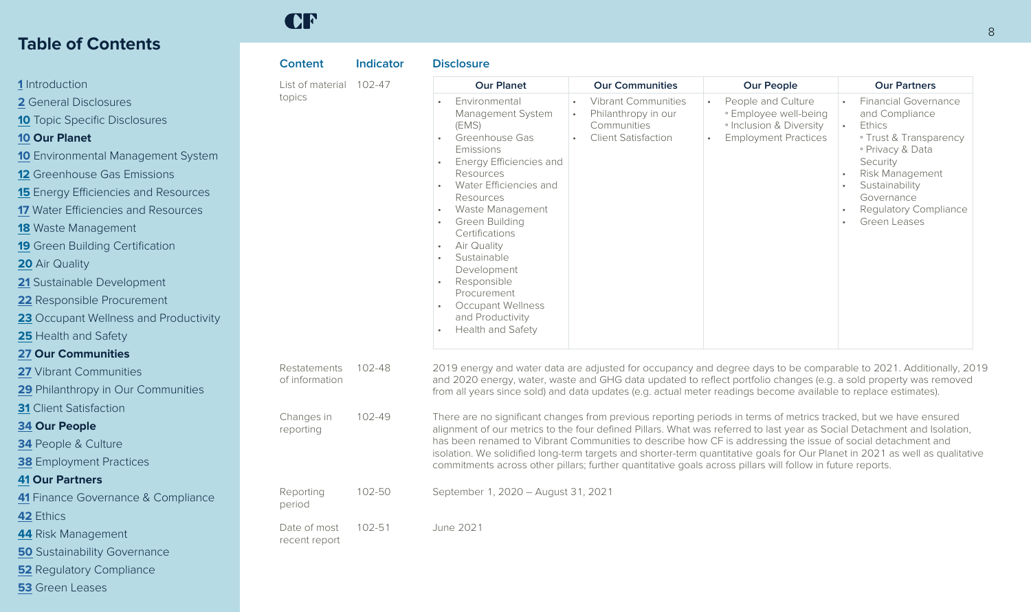## Table of Contents

1 Introduction
2 General Disclosures
10 Topic Specific Disclosures
10 **Our Planet**
10 Environmental Management System
12 Greenhouse Gas Emissions
15 Energy Efficiencies and Resources
17 Water Efficiencies and Resources
18 Waste Management
19 Green Building Certification
20 Air Quality
21 Sustainable Development
22 Responsible Procurement
23 Occupant Wellness and Productivity
25 Health and Safety
27 **Our Communities**
27 Vibrant Communities
29 Philanthropy in Our Communities
31 Client Satisfaction
34 **Our People**
34 People & Culture
38 Employment Practices
41 **Our Partners**
41 Finance Governance & Compliance
42 Ethics
44 Risk Management
50 Sustainability Governance
52 Regulatory Compliance
53 Green Leases

| Content | Indicator | Disclosure |
|---|---|---|
| List of material topics | 102-47 | **Our Planet**: Environmental Management System (EMS); Greenhouse Gas Emissions; Energy Efficiencies and Resources; Water Efficiencies and Resources; Waste Management; Green Building Certifications; Air Quality; Sustainable Development; Responsible Procurement; Occupant Wellness and Productivity; Health and Safety<br>**Our Communities**: Vibrant Communities; Philanthropy in our Communities; Client Satisfaction<br>**Our People**: People and Culture (◦ Employee well-being, ◦ Inclusion & Diversity); Employment Practices<br>**Our Partners**: Financial Governance and Compliance; Ethics (◦ Trust & Transparency, ◦ Privacy & Data Security); Risk Management; Sustainability Governance; Regulatory Compliance; Green Leases |
| Restatements of information | 102-48 | 2019 energy and water data are adjusted for occupancy and degree days to be comparable to 2021. Additionally, 2019 and 2020 energy, water, waste and GHG data updated to reflect portfolio changes (e.g. a sold property was removed from all years since sold) and data updates (e.g. actual meter readings become available to replace estimates). |
| Changes in reporting | 102-49 | There are no significant changes from previous reporting periods in terms of metrics tracked, but we have ensured alignment of our metrics to the four defined Pillars. What was referred to last year as Social Detachment and Isolation, has been renamed to Vibrant Communities to describe how CF is addressing the issue of social detachment and isolation. We solidified long-term targets and shorter-term quantitative goals for Our Planet in 2021 as well as qualitative commitments across other pillars; further quantitative goals across pillars will follow in future reports. |
| Reporting period | 102-50 | September 1, 2020 – August 31, 2021 |
| Date of most recent report | 102-51 | June 2021 |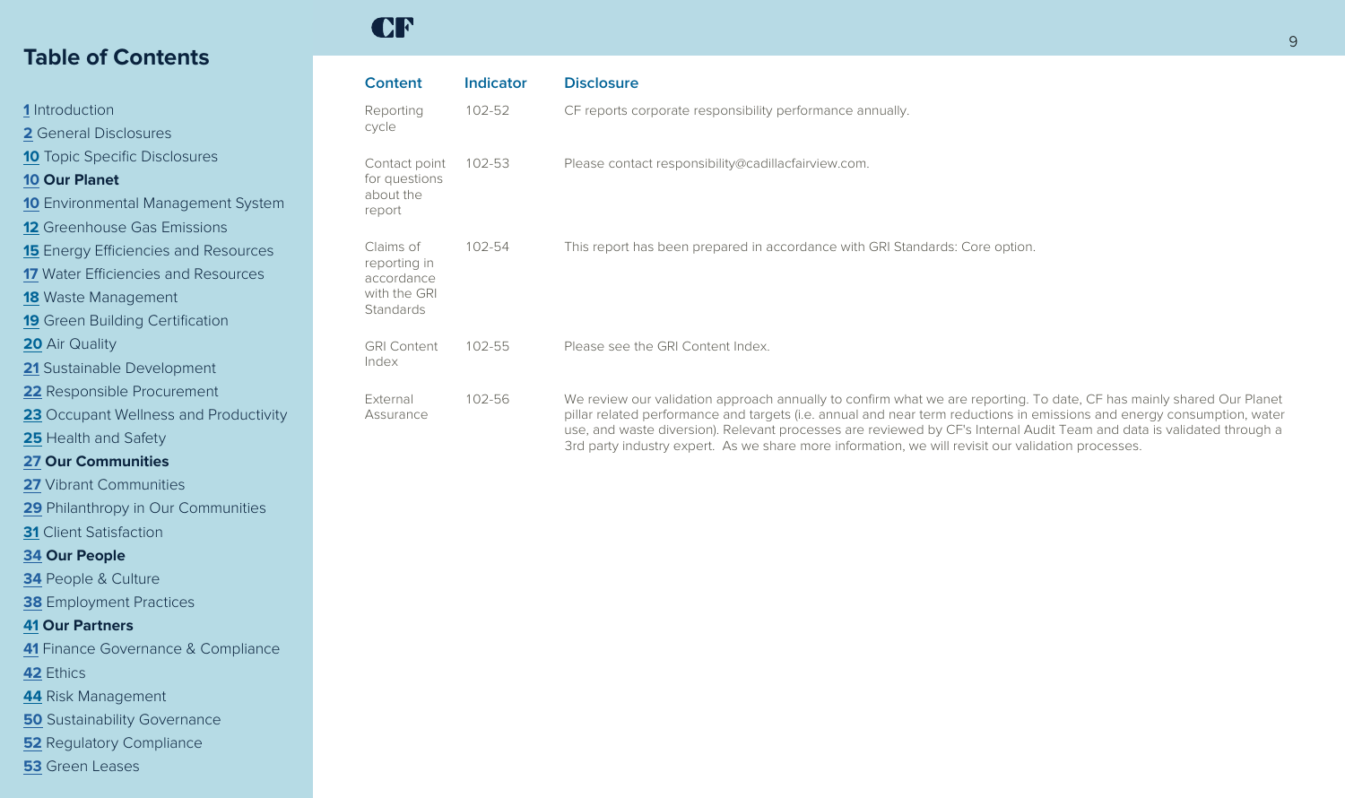## Table of Contents

1 Introduction
2 General Disclosures
10 Topic Specific Disclosures
**10 Our Planet**
10 Environmental Management System
12 Greenhouse Gas Emissions
15 Energy Efficiencies and Resources
17 Water Efficiencies and Resources
18 Waste Management
19 Green Building Certification
20 Air Quality
21 Sustainable Development
22 Responsible Procurement
23 Occupant Wellness and Productivity
25 Health and Safety
**27 Our Communities**
27 Vibrant Communities
29 Philanthropy in Our Communities
31 Client Satisfaction
**34 Our People**
34 People & Culture
38 Employment Practices
**41 Our Partners**
41 Finance Governance & Compliance
42 Ethics
44 Risk Management
50 Sustainability Governance
52 Regulatory Compliance
53 Green Leases

| Content | Indicator | Disclosure |
|---|---|---|
| Reporting cycle | 102-52 | CF reports corporate responsibility performance annually. |
| Contact point for questions about the report | 102-53 | Please contact responsibility@cadillacfairview.com. |
| Claims of reporting in accordance with the GRI Standards | 102-54 | This report has been prepared in accordance with GRI Standards: Core option. |
| GRI Content Index | 102-55 | Please see the GRI Content Index. |
| External Assurance | 102-56 | We review our validation approach annually to confirm what we are reporting. To date, CF has mainly shared Our Planet pillar related performance and targets (i.e. annual and near term reductions in emissions and energy consumption, water use, and waste diversion). Relevant processes are reviewed by CF's Internal Audit Team and data is validated through a 3rd party industry expert. As we share more information, we will revisit our validation processes. |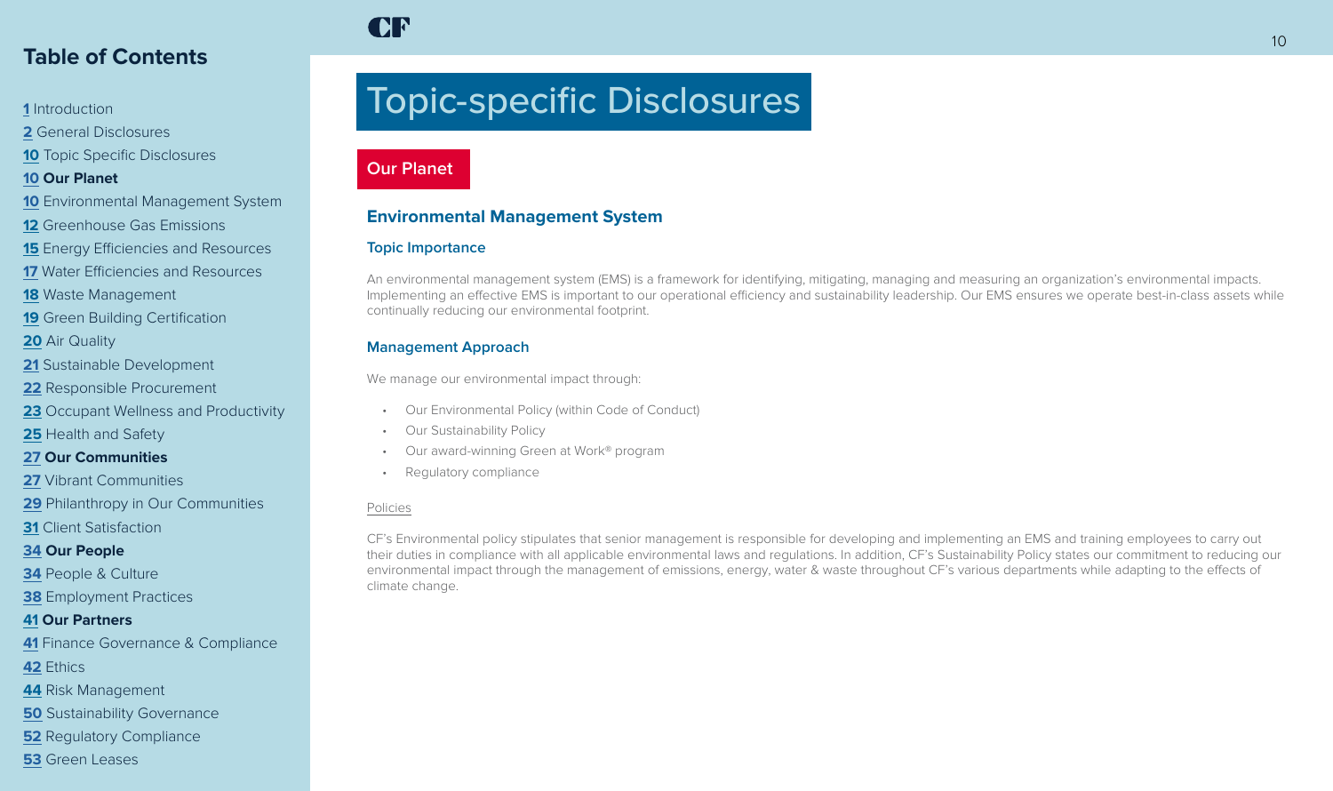## Table of Contents

1 Introduction
2 General Disclosures
10 Topic Specific Disclosures
**10 Our Planet**
10 Environmental Management System
12 Greenhouse Gas Emissions
15 Energy Efficiencies and Resources
17 Water Efficiencies and Resources
18 Waste Management
19 Green Building Certification
20 Air Quality
21 Sustainable Development
22 Responsible Procurement
23 Occupant Wellness and Productivity
25 Health and Safety
**27 Our Communities**
27 Vibrant Communities
29 Philanthropy in Our Communities
31 Client Satisfaction
**34 Our People**
34 People & Culture
38 Employment Practices
**41 Our Partners**
41 Finance Governance & Compliance
42 Ethics
44 Risk Management
50 Sustainability Governance
52 Regulatory Compliance
53 Green Leases

# Topic-specific Disclosures

## Our Planet

### Environmental Management System

#### Topic Importance

An environmental management system (EMS) is a framework for identifying, mitigating, managing and measuring an organization's environmental impacts. Implementing an effective EMS is important to our operational efficiency and sustainability leadership. Our EMS ensures we operate best-in-class assets while continually reducing our environmental footprint.

#### Management Approach

We manage our environmental impact through:

- Our Environmental Policy (within Code of Conduct)
- Our Sustainability Policy
- Our award-winning Green at Work® program
- Regulatory compliance

Policies

CF's Environmental policy stipulates that senior management is responsible for developing and implementing an EMS and training employees to carry out their duties in compliance with all applicable environmental laws and regulations. In addition, CF's Sustainability Policy states our commitment to reducing our environmental impact through the management of emissions, energy, water & waste throughout CF's various departments while adapting to the effects of climate change.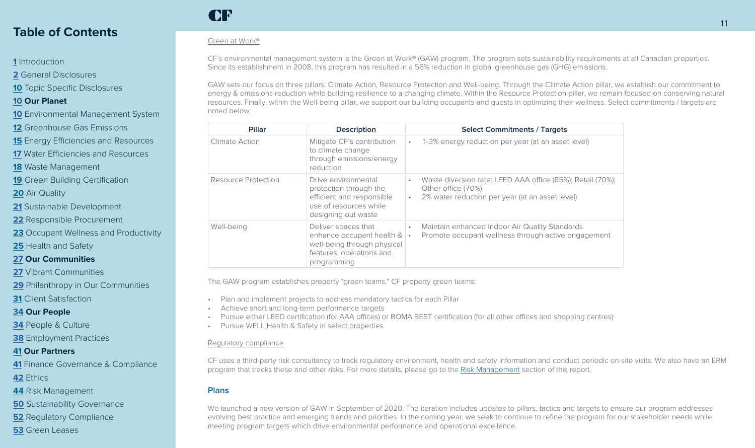Green at Work®

CF's environmental management system is the Green at Work® (GAW) program. The program sets sustainability requirements at all Canadian properties. Since its establishment in 2008, this program has resulted in a 56% reduction in global greenhouse gas (GHG) emissions.

GAW sets our focus on three pillars: Climate Action, Resource Protection and Well-being. Through the Climate Action pillar, we establish our commitment to energy & emissions reduction while building resilience to a changing climate. Within the Resource Protection pillar, we remain focused on conserving natural resources. Finally, within the Well-being pillar, we support our building occupants and guests in optimizing their wellness. Select commitments / targets are noted below:

| Pillar | Description | Select Commitments / Targets |
| --- | --- | --- |
| Climate Action | Mitigate CF's contribution to climate change through emissions/energy reduction | • 1-3% energy reduction per year (at an asset level) |
| Resource Protection | Drive environmental protection through the efficient and responsible use of resources while designing out waste | • Waste diversion rate: LEED AAA office (85%); Retail (70%); Other office (70%)<br>• 2% water reduction per year (at an asset level) |
| Well-being | Deliver spaces that enhance occupant health & well-being through physical features, operations and programming | • Maintain enhanced Indoor Air Quality Standards<br>• Promote occupant wellness through active engagement |

The GAW program establishes property "green teams." CF property green teams:

- Plan and implement projects to address mandatory tactics for each Pillar
- Achieve short and long-term performance targets
- Pursue either LEED certification (for AAA offices) or BOMA BEST certification (for all other offices and shopping centres)
- Pursue WELL Health & Safety in select properties

Regulatory compliance

CF uses a third-party risk consultancy to track regulatory environment, health and safety information and conduct periodic on-site visits. We also have an ERM program that tracks these and other risks. For more details, please go to the Risk Management section of this report.

### Plans

We launched a new version of GAW in September of 2020. The iteration includes updates to pillars, tactics and targets to ensure our program addresses evolving best practice and emerging trends and priorities. In the coming year, we seek to continue to refine the program for our stakeholder needs while meeting program targets which drive environmental performance and operational excellence.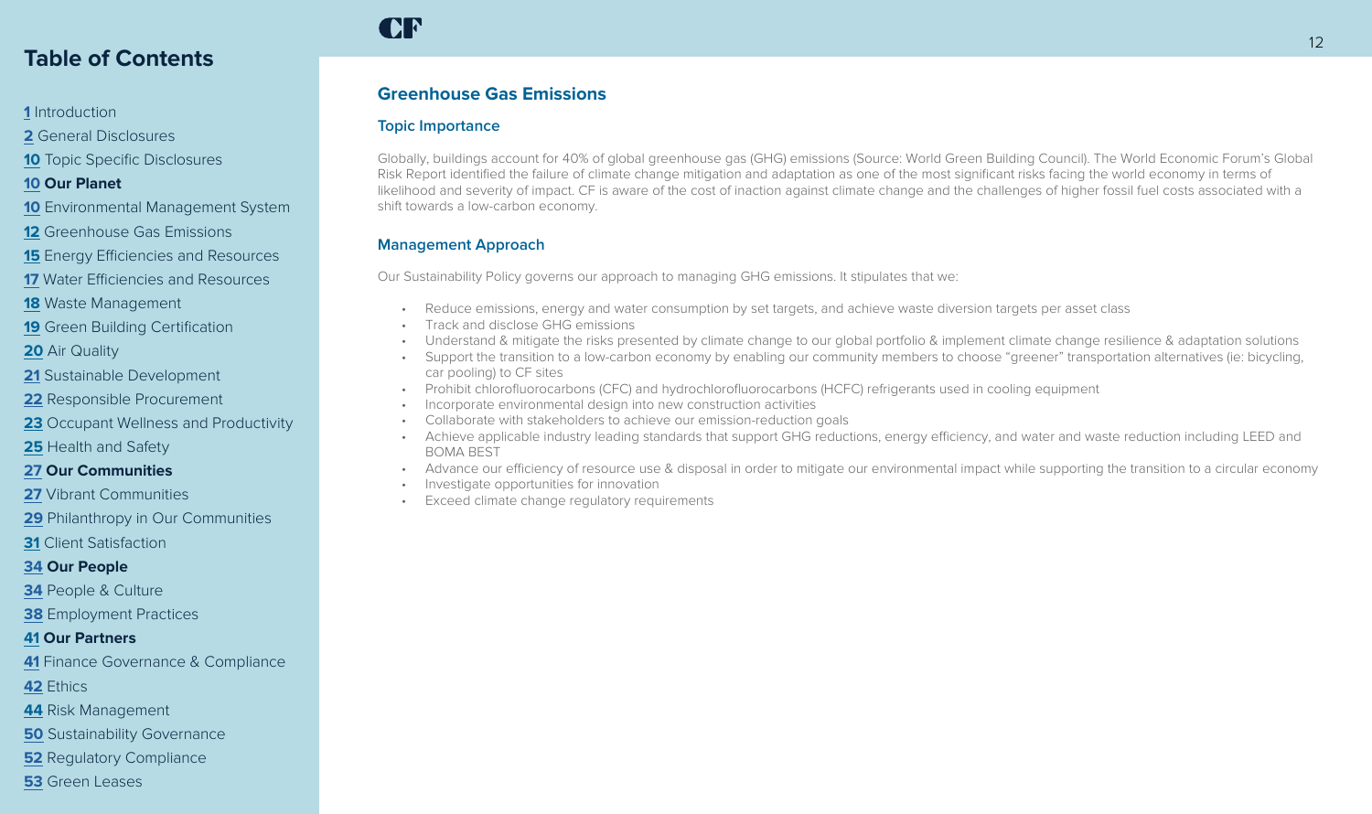## Table of Contents

1 Introduction
2 General Disclosures
10 Topic Specific Disclosures
**10 Our Planet**
10 Environmental Management System
12 Greenhouse Gas Emissions
15 Energy Efficiencies and Resources
17 Water Efficiencies and Resources
18 Waste Management
19 Green Building Certification
20 Air Quality
21 Sustainable Development
22 Responsible Procurement
23 Occupant Wellness and Productivity
25 Health and Safety
**27 Our Communities**
27 Vibrant Communities
29 Philanthropy in Our Communities
31 Client Satisfaction
**34 Our People**
34 People & Culture
38 Employment Practices
**41 Our Partners**
41 Finance Governance & Compliance
42 Ethics
44 Risk Management
50 Sustainability Governance
52 Regulatory Compliance
53 Green Leases

# Greenhouse Gas Emissions

## Topic Importance

Globally, buildings account for 40% of global greenhouse gas (GHG) emissions (Source: World Green Building Council). The World Economic Forum's Global Risk Report identified the failure of climate change mitigation and adaptation as one of the most significant risks facing the world economy in terms of likelihood and severity of impact. CF is aware of the cost of inaction against climate change and the challenges of higher fossil fuel costs associated with a shift towards a low-carbon economy.

## Management Approach

Our Sustainability Policy governs our approach to managing GHG emissions. It stipulates that we:

- Reduce emissions, energy and water consumption by set targets, and achieve waste diversion targets per asset class
- Track and disclose GHG emissions
- Understand & mitigate the risks presented by climate change to our global portfolio & implement climate change resilience & adaptation solutions
- Support the transition to a low-carbon economy by enabling our community members to choose "greener" transportation alternatives (ie: bicycling, car pooling) to CF sites
- Prohibit chlorofluorocarbons (CFC) and hydrochlorofluorocarbons (HCFC) refrigerants used in cooling equipment
- Incorporate environmental design into new construction activities
- Collaborate with stakeholders to achieve our emission-reduction goals
- Achieve applicable industry leading standards that support GHG reductions, energy efficiency, and water and waste reduction including LEED and BOMA BEST
- Advance our efficiency of resource use & disposal in order to mitigate our environmental impact while supporting the transition to a circular economy
- Investigate opportunities for innovation
- Exceed climate change regulatory requirements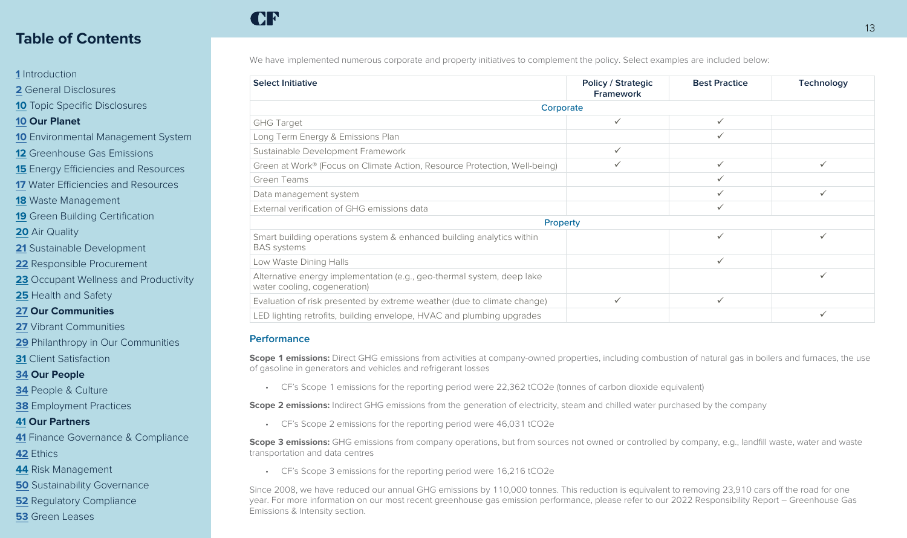## Table of Contents

1 Introduction
2 General Disclosures
10 Topic Specific Disclosures
**10 Our Planet**
10 Environmental Management System
12 Greenhouse Gas Emissions
15 Energy Efficiencies and Resources
17 Water Efficiencies and Resources
18 Waste Management
19 Green Building Certification
20 Air Quality
21 Sustainable Development
22 Responsible Procurement
23 Occupant Wellness and Productivity
25 Health and Safety
**27 Our Communities**
27 Vibrant Communities
29 Philanthropy in Our Communities
31 Client Satisfaction
**34 Our People**
34 People & Culture
38 Employment Practices
**41 Our Partners**
41 Finance Governance & Compliance
42 Ethics
44 Risk Management
50 Sustainability Governance
52 Regulatory Compliance
53 Green Leases

We have implemented numerous corporate and property initiatives to complement the policy. Select examples are included below:

| Select Initiative | Policy / Strategic Framework | Best Practice | Technology |
|---|---|---|---|
| **Corporate** | | | |
| GHG Target | ✓ | ✓ | |
| Long Term Energy & Emissions Plan | | ✓ | |
| Sustainable Development Framework | ✓ | | |
| Green at Work® (Focus on Climate Action, Resource Protection, Well-being) | ✓ | ✓ | ✓ |
| Green Teams | | ✓ | |
| Data management system | | ✓ | ✓ |
| External verification of GHG emissions data | | ✓ | |
| **Property** | | | |
| Smart building operations system & enhanced building analytics within BAS systems | | ✓ | ✓ |
| Low Waste Dining Halls | | ✓ | |
| Alternative energy implementation (e.g., geo-thermal system, deep lake water cooling, cogeneration) | | | ✓ |
| Evaluation of risk presented by extreme weather (due to climate change) | ✓ | ✓ | |
| LED lighting retrofits, building envelope, HVAC and plumbing upgrades | | | ✓ |

### Performance

**Scope 1 emissions:** Direct GHG emissions from activities at company-owned properties, including combustion of natural gas in boilers and furnaces, the use of gasoline in generators and vehicles and refrigerant losses

- CF's Scope 1 emissions for the reporting period were 22,362 tCO2e (tonnes of carbon dioxide equivalent)

**Scope 2 emissions:** Indirect GHG emissions from the generation of electricity, steam and chilled water purchased by the company

- CF's Scope 2 emissions for the reporting period were 46,031 tCO2e

**Scope 3 emissions:** GHG emissions from company operations, but from sources not owned or controlled by company, e.g., landfill waste, water and waste transportation and data centres

- CF's Scope 3 emissions for the reporting period were 16,216 tCO2e

Since 2008, we have reduced our annual GHG emissions by 110,000 tonnes. This reduction is equivalent to removing 23,910 cars off the road for one year. For more information on our most recent greenhouse gas emission performance, please refer to our 2022 Responsibility Report – Greenhouse Gas Emissions & Intensity section.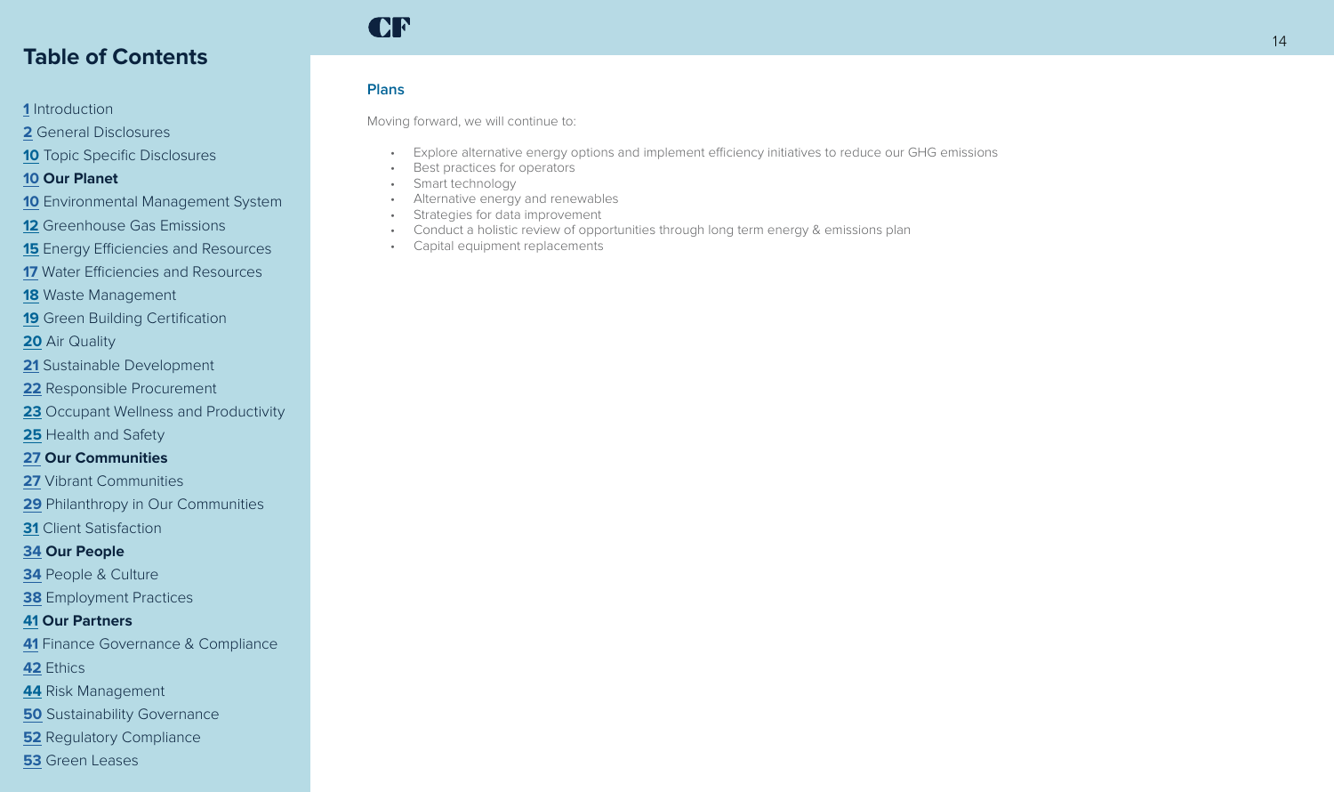## Table of Contents

**1** Introduction
**2** General Disclosures
**10** Topic Specific Disclosures
**10 Our Planet**
**10** Environmental Management System
**12** Greenhouse Gas Emissions
**15** Energy Efficiencies and Resources
**17** Water Efficiencies and Resources
**18** Waste Management
**19** Green Building Certification
**20** Air Quality
**21** Sustainable Development
**22** Responsible Procurement
**23** Occupant Wellness and Productivity
**25** Health and Safety
**27 Our Communities**
**27** Vibrant Communities
**29** Philanthropy in Our Communities
**31** Client Satisfaction
**34 Our People**
**34** People & Culture
**38** Employment Practices
**41 Our Partners**
**41** Finance Governance & Compliance
**42** Ethics
**44** Risk Management
**50** Sustainability Governance
**52** Regulatory Compliance
**53** Green Leases

### Plans

Moving forward, we will continue to:

- Explore alternative energy options and implement efficiency initiatives to reduce our GHG emissions
- Best practices for operators
- Smart technology
- Alternative energy and renewables
- Strategies for data improvement
- Conduct a holistic review of opportunities through long term energy & emissions plan
- Capital equipment replacements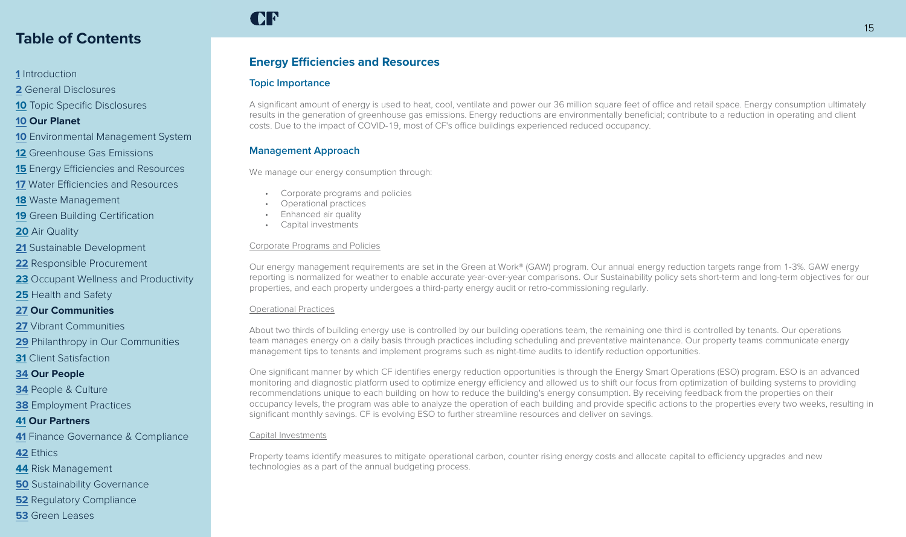## Table of Contents

1 Introduction
2 General Disclosures
10 Topic Specific Disclosures
**10 Our Planet**
10 Environmental Management System
12 Greenhouse Gas Emissions
15 Energy Efficiencies and Resources
17 Water Efficiencies and Resources
18 Waste Management
19 Green Building Certification
20 Air Quality
21 Sustainable Development
22 Responsible Procurement
23 Occupant Wellness and Productivity
25 Health and Safety
**27 Our Communities**
27 Vibrant Communities
29 Philanthropy in Our Communities
31 Client Satisfaction
**34 Our People**
34 People & Culture
38 Employment Practices
**41 Our Partners**
41 Finance Governance & Compliance
42 Ethics
44 Risk Management
50 Sustainability Governance
52 Regulatory Compliance
53 Green Leases

# Energy Efficiencies and Resources

## Topic Importance

A significant amount of energy is used to heat, cool, ventilate and power our 36 million square feet of office and retail space. Energy consumption ultimately results in the generation of greenhouse gas emissions. Energy reductions are environmentally beneficial; contribute to a reduction in operating and client costs. Due to the impact of COVID-19, most of CF's office buildings experienced reduced occupancy.

## Management Approach

We manage our energy consumption through:

- Corporate programs and policies
- Operational practices
- Enhanced air quality
- Capital investments

### Corporate Programs and Policies

Our energy management requirements are set in the Green at Work® (GAW) program. Our annual energy reduction targets range from 1-3%. GAW energy reporting is normalized for weather to enable accurate year-over-year comparisons. Our Sustainability policy sets short-term and long-term objectives for our properties, and each property undergoes a third-party energy audit or retro-commissioning regularly.

### Operational Practices

About two thirds of building energy use is controlled by our building operations team, the remaining one third is controlled by tenants. Our operations team manages energy on a daily basis through practices including scheduling and preventative maintenance. Our property teams communicate energy management tips to tenants and implement programs such as night-time audits to identify reduction opportunities.

One significant manner by which CF identifies energy reduction opportunities is through the Energy Smart Operations (ESO) program. ESO is an advanced monitoring and diagnostic platform used to optimize energy efficiency and allowed us to shift our focus from optimization of building systems to providing recommendations unique to each building on how to reduce the building's energy consumption. By receiving feedback from the properties on their occupancy levels, the program was able to analyze the operation of each building and provide specific actions to the properties every two weeks, resulting in significant monthly savings. CF is evolving ESO to further streamline resources and deliver on savings.

### Capital Investments

Property teams identify measures to mitigate operational carbon, counter rising energy costs and allocate capital to efficiency upgrades and new technologies as a part of the annual budgeting process.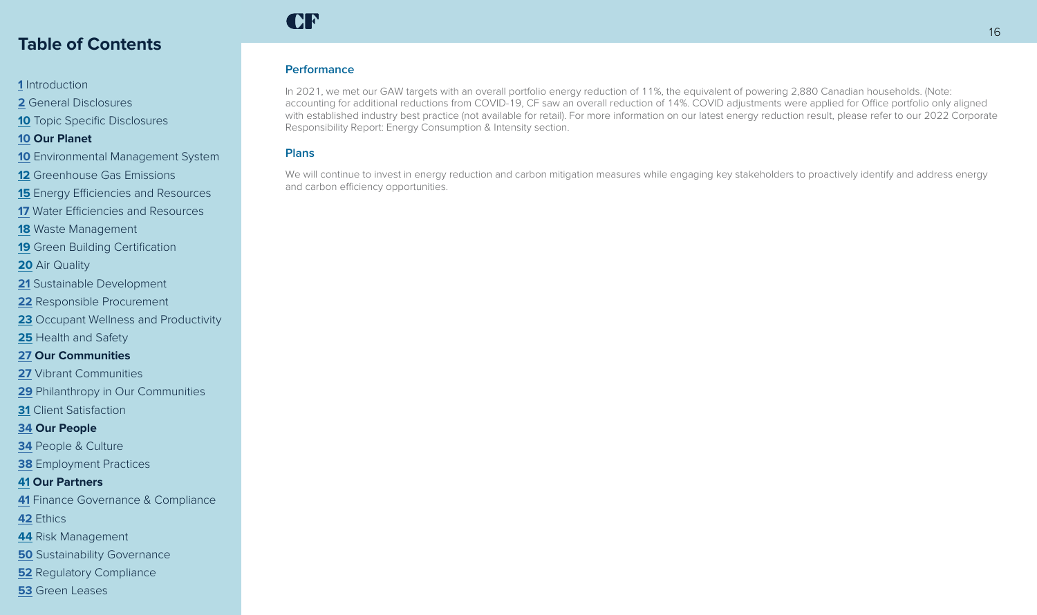## Table of Contents

1 Introduction
2 General Disclosures
10 Topic Specific Disclosures
**10 Our Planet**
10 Environmental Management System
12 Greenhouse Gas Emissions
15 Energy Efficiencies and Resources
17 Water Efficiencies and Resources
18 Waste Management
19 Green Building Certification
20 Air Quality
21 Sustainable Development
22 Responsible Procurement
23 Occupant Wellness and Productivity
25 Health and Safety
**27 Our Communities**
27 Vibrant Communities
29 Philanthropy in Our Communities
31 Client Satisfaction
**34 Our People**
34 People & Culture
38 Employment Practices
**41 Our Partners**
41 Finance Governance & Compliance
42 Ethics
44 Risk Management
50 Sustainability Governance
52 Regulatory Compliance
53 Green Leases

### Performance

In 2021, we met our GAW targets with an overall portfolio energy reduction of 11%, the equivalent of powering 2,880 Canadian households. (Note: accounting for additional reductions from COVID-19, CF saw an overall reduction of 14%. COVID adjustments were applied for Office portfolio only aligned with established industry best practice (not available for retail). For more information on our latest energy reduction result, please refer to our 2022 Corporate Responsibility Report: Energy Consumption & Intensity section.

### Plans

We will continue to invest in energy reduction and carbon mitigation measures while engaging key stakeholders to proactively identify and address energy and carbon efficiency opportunities.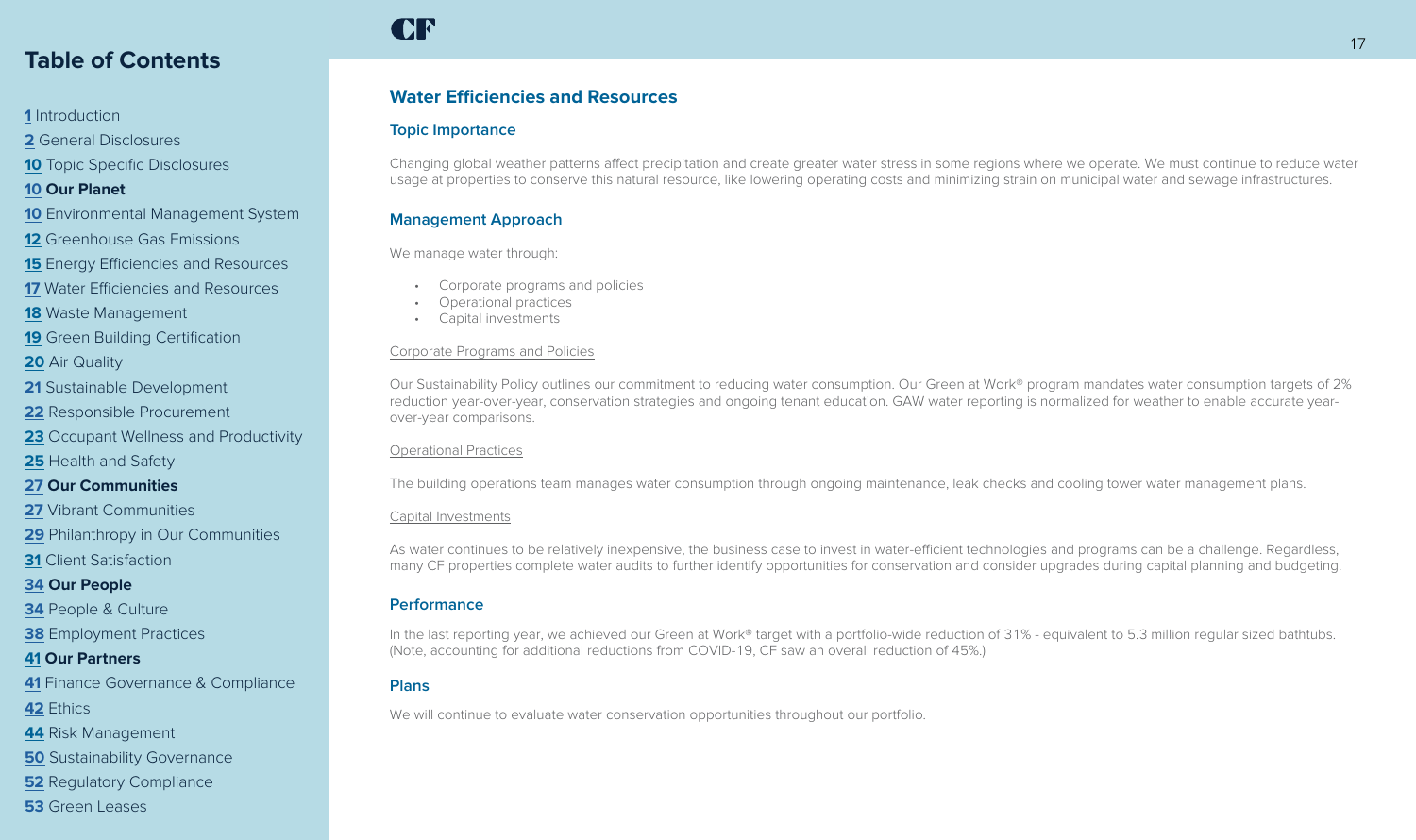## Table of Contents

1 Introduction
2 General Disclosures
10 Topic Specific Disclosures
**10 Our Planet**
10 Environmental Management System
12 Greenhouse Gas Emissions
15 Energy Efficiencies and Resources
17 Water Efficiencies and Resources
18 Waste Management
19 Green Building Certification
20 Air Quality
21 Sustainable Development
22 Responsible Procurement
23 Occupant Wellness and Productivity
25 Health and Safety
**27 Our Communities**
27 Vibrant Communities
29 Philanthropy in Our Communities
31 Client Satisfaction
**34 Our People**
34 People & Culture
38 Employment Practices
**41 Our Partners**
41 Finance Governance & Compliance
42 Ethics
44 Risk Management
50 Sustainability Governance
52 Regulatory Compliance
53 Green Leases

# Water Efficiencies and Resources

## Topic Importance

Changing global weather patterns affect precipitation and create greater water stress in some regions where we operate. We must continue to reduce water usage at properties to conserve this natural resource, like lowering operating costs and minimizing strain on municipal water and sewage infrastructures.

## Management Approach

We manage water through:

- Corporate programs and policies
- Operational practices
- Capital investments

### Corporate Programs and Policies

Our Sustainability Policy outlines our commitment to reducing water consumption. Our Green at Work® program mandates water consumption targets of 2% reduction year-over-year, conservation strategies and ongoing tenant education. GAW water reporting is normalized for weather to enable accurate year-over-year comparisons.

### Operational Practices

The building operations team manages water consumption through ongoing maintenance, leak checks and cooling tower water management plans.

### Capital Investments

As water continues to be relatively inexpensive, the business case to invest in water-efficient technologies and programs can be a challenge. Regardless, many CF properties complete water audits to further identify opportunities for conservation and consider upgrades during capital planning and budgeting.

## Performance

In the last reporting year, we achieved our Green at Work® target with a portfolio-wide reduction of 31% - equivalent to 5.3 million regular sized bathtubs. (Note, accounting for additional reductions from COVID-19, CF saw an overall reduction of 45%.)

## Plans

We will continue to evaluate water conservation opportunities throughout our portfolio.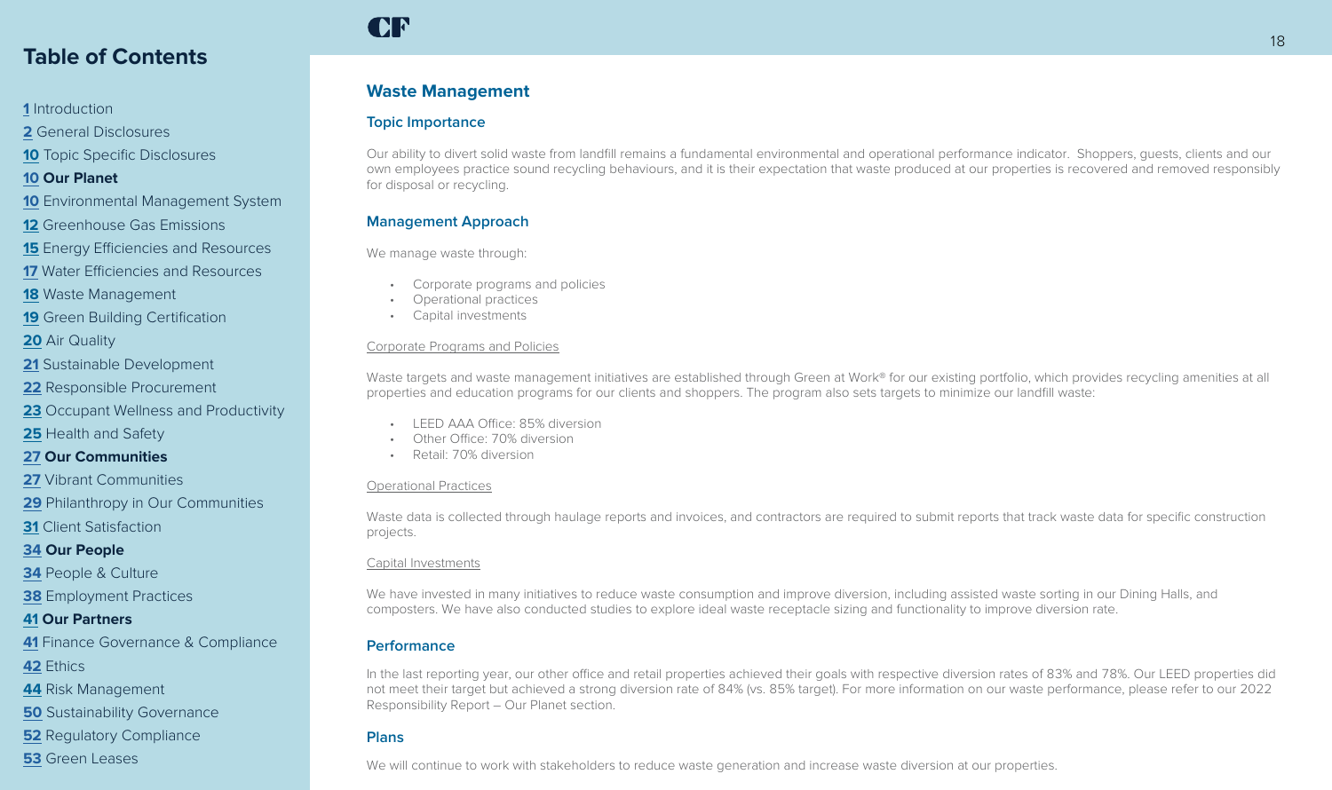## Table of Contents

1 Introduction
2 General Disclosures
10 Topic Specific Disclosures
**10 Our Planet**
10 Environmental Management System
12 Greenhouse Gas Emissions
15 Energy Efficiencies and Resources
17 Water Efficiencies and Resources
18 Waste Management
19 Green Building Certification
20 Air Quality
21 Sustainable Development
22 Responsible Procurement
23 Occupant Wellness and Productivity
25 Health and Safety
**27 Our Communities**
27 Vibrant Communities
29 Philanthropy in Our Communities
31 Client Satisfaction
**34 Our People**
34 People & Culture
38 Employment Practices
**41 Our Partners**
41 Finance Governance & Compliance
42 Ethics
44 Risk Management
50 Sustainability Governance
52 Regulatory Compliance
53 Green Leases

# Waste Management

## Topic Importance

Our ability to divert solid waste from landfill remains a fundamental environmental and operational performance indicator. Shoppers, guests, clients and our own employees practice sound recycling behaviours, and it is their expectation that waste produced at our properties is recovered and removed responsibly for disposal or recycling.

## Management Approach

We manage waste through:

- Corporate programs and policies
- Operational practices
- Capital investments

Corporate Programs and Policies

Waste targets and waste management initiatives are established through Green at Work® for our existing portfolio, which provides recycling amenities at all properties and education programs for our clients and shoppers. The program also sets targets to minimize our landfill waste:

- LEED AAA Office: 85% diversion
- Other Office: 70% diversion
- Retail: 70% diversion

Operational Practices

Waste data is collected through haulage reports and invoices, and contractors are required to submit reports that track waste data for specific construction projects.

Capital Investments

We have invested in many initiatives to reduce waste consumption and improve diversion, including assisted waste sorting in our Dining Halls, and composters. We have also conducted studies to explore ideal waste receptacle sizing and functionality to improve diversion rate.

## Performance

In the last reporting year, our other office and retail properties achieved their goals with respective diversion rates of 83% and 78%. Our LEED properties did not meet their target but achieved a strong diversion rate of 84% (vs. 85% target). For more information on our waste performance, please refer to our 2022 Responsibility Report – Our Planet section.

## Plans

We will continue to work with stakeholders to reduce waste generation and increase waste diversion at our properties.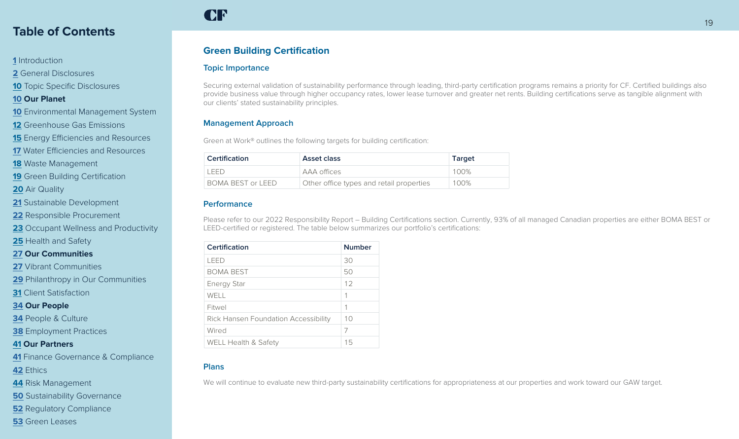## Green Building Certification

### Topic Importance

Securing external validation of sustainability performance through leading, third-party certification programs remains a priority for CF. Certified buildings also provide business value through higher occupancy rates, lower lease turnover and greater net rents. Building certifications serve as tangible alignment with our clients' stated sustainability principles.

### Management Approach

Green at Work® outlines the following targets for building certification:

| Certification | Asset class | Target |
| --- | --- | --- |
| LEED | AAA offices | 100% |
| BOMA BEST or LEED | Other office types and retail properties | 100% |

### Performance

Please refer to our 2022 Responsibility Report – Building Certifications section. Currently, 93% of all managed Canadian properties are either BOMA BEST or LEED-certified or registered. The table below summarizes our portfolio's certifications:

| Certification | Number |
| --- | --- |
| LEED | 30 |
| BOMA BEST | 50 |
| Energy Star | 12 |
| WELL | 1 |
| Fitwel | 1 |
| Rick Hansen Foundation Accessibility | 10 |
| Wired | 7 |
| WELL Health & Safety | 15 |

### Plans

We will continue to evaluate new third-party sustainability certifications for appropriateness at our properties and work toward our GAW target.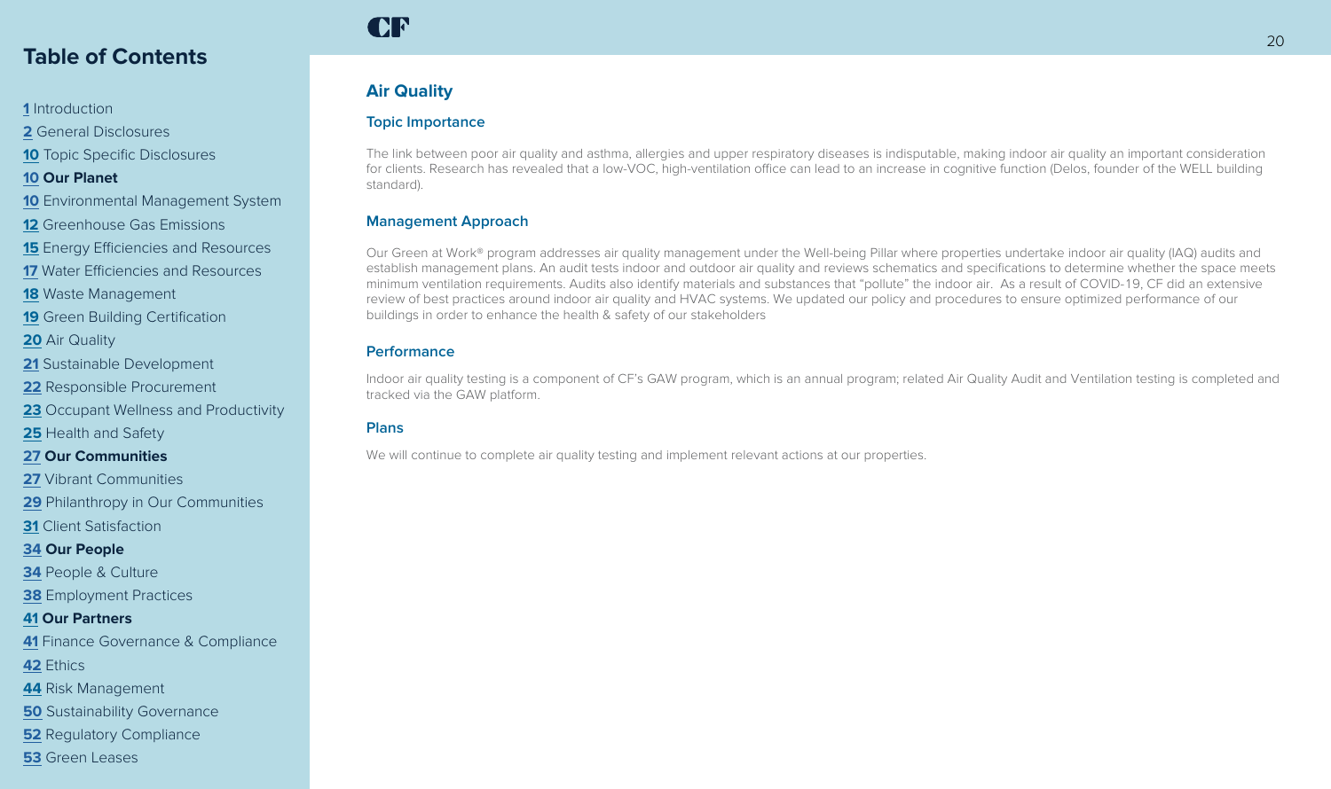## Table of Contents

1 Introduction
2 General Disclosures
10 Topic Specific Disclosures
**10 Our Planet**
10 Environmental Management System
12 Greenhouse Gas Emissions
15 Energy Efficiencies and Resources
17 Water Efficiencies and Resources
18 Waste Management
19 Green Building Certification
20 Air Quality
21 Sustainable Development
22 Responsible Procurement
23 Occupant Wellness and Productivity
25 Health and Safety
**27 Our Communities**
27 Vibrant Communities
29 Philanthropy in Our Communities
31 Client Satisfaction
**34 Our People**
34 People & Culture
38 Employment Practices
**41 Our Partners**
41 Finance Governance & Compliance
42 Ethics
44 Risk Management
50 Sustainability Governance
52 Regulatory Compliance
53 Green Leases

# Air Quality

## Topic Importance

The link between poor air quality and asthma, allergies and upper respiratory diseases is indisputable, making indoor air quality an important consideration for clients. Research has revealed that a low-VOC, high-ventilation office can lead to an increase in cognitive function (Delos, founder of the WELL building standard).

## Management Approach

Our Green at Work® program addresses air quality management under the Well-being Pillar where properties undertake indoor air quality (IAQ) audits and establish management plans. An audit tests indoor and outdoor air quality and reviews schematics and specifications to determine whether the space meets minimum ventilation requirements. Audits also identify materials and substances that "pollute" the indoor air. As a result of COVID-19, CF did an extensive review of best practices around indoor air quality and HVAC systems. We updated our policy and procedures to ensure optimized performance of our buildings in order to enhance the health & safety of our stakeholders

## Performance

Indoor air quality testing is a component of CF's GAW program, which is an annual program; related Air Quality Audit and Ventilation testing is completed and tracked via the GAW platform.

## Plans

We will continue to complete air quality testing and implement relevant actions at our properties.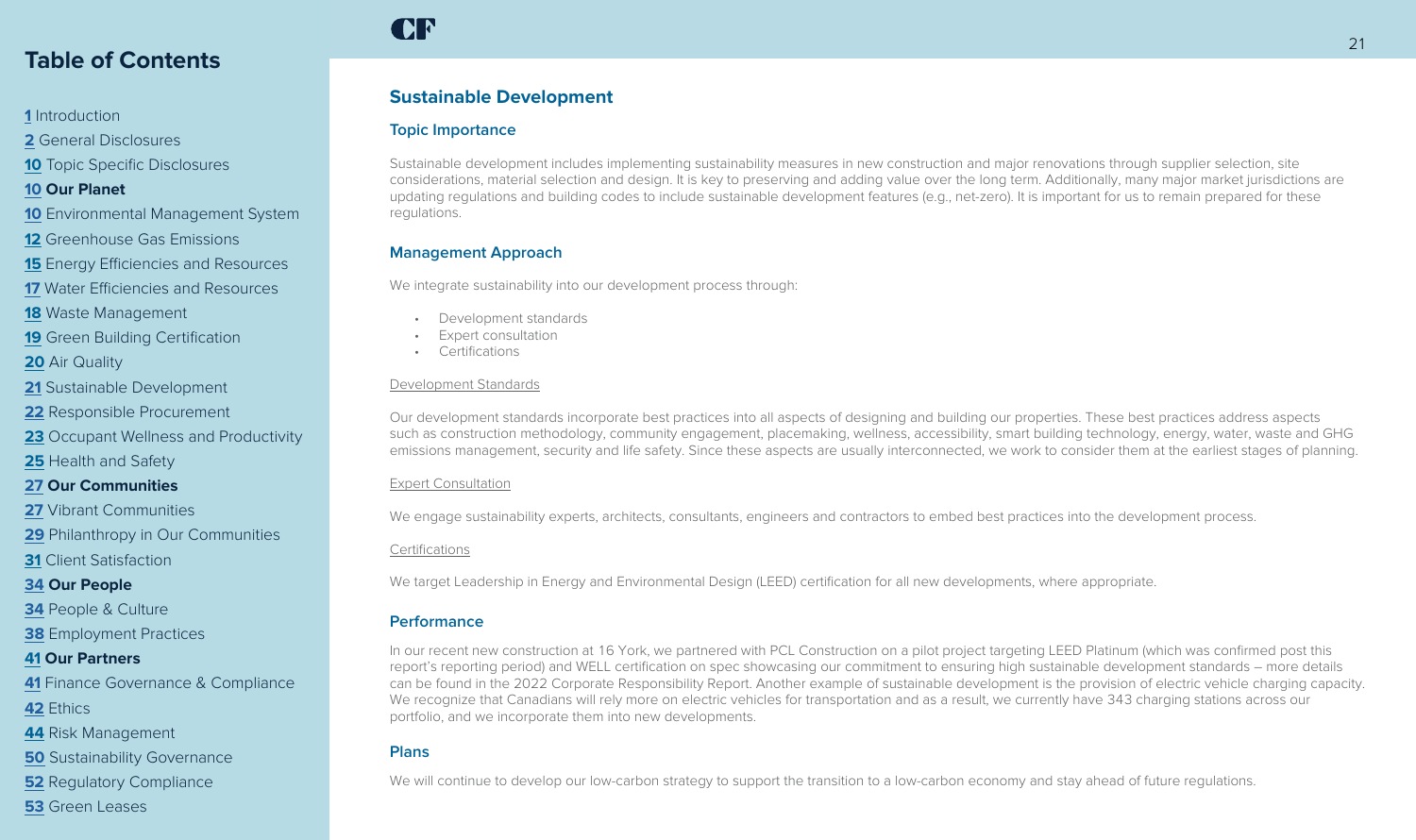## Table of Contents

1 Introduction
2 General Disclosures
10 Topic Specific Disclosures
**10 Our Planet**
10 Environmental Management System
12 Greenhouse Gas Emissions
15 Energy Efficiencies and Resources
17 Water Efficiencies and Resources
18 Waste Management
19 Green Building Certification
20 Air Quality
21 Sustainable Development
22 Responsible Procurement
23 Occupant Wellness and Productivity
25 Health and Safety
**27 Our Communities**
27 Vibrant Communities
29 Philanthropy in Our Communities
31 Client Satisfaction
**34 Our People**
34 People & Culture
38 Employment Practices
**41 Our Partners**
41 Finance Governance & Compliance
42 Ethics
44 Risk Management
50 Sustainability Governance
52 Regulatory Compliance
53 Green Leases

# Sustainable Development

## Topic Importance

Sustainable development includes implementing sustainability measures in new construction and major renovations through supplier selection, site considerations, material selection and design. It is key to preserving and adding value over the long term. Additionally, many major market jurisdictions are updating regulations and building codes to include sustainable development features (e.g., net-zero). It is important for us to remain prepared for these regulations.

## Management Approach

We integrate sustainability into our development process through:

- Development standards
- Expert consultation
- Certifications

Development Standards

Our development standards incorporate best practices into all aspects of designing and building our properties. These best practices address aspects such as construction methodology, community engagement, placemaking, wellness, accessibility, smart building technology, energy, water, waste and GHG emissions management, security and life safety. Since these aspects are usually interconnected, we work to consider them at the earliest stages of planning.

Expert Consultation

We engage sustainability experts, architects, consultants, engineers and contractors to embed best practices into the development process.

Certifications

We target Leadership in Energy and Environmental Design (LEED) certification for all new developments, where appropriate.

## Performance

In our recent new construction at 16 York, we partnered with PCL Construction on a pilot project targeting LEED Platinum (which was confirmed post this report's reporting period) and WELL certification on spec showcasing our commitment to ensuring high sustainable development standards – more details can be found in the 2022 Corporate Responsibility Report. Another example of sustainable development is the provision of electric vehicle charging capacity. We recognize that Canadians will rely more on electric vehicles for transportation and as a result, we currently have 343 charging stations across our portfolio, and we incorporate them into new developments.

## Plans

We will continue to develop our low-carbon strategy to support the transition to a low-carbon economy and stay ahead of future regulations.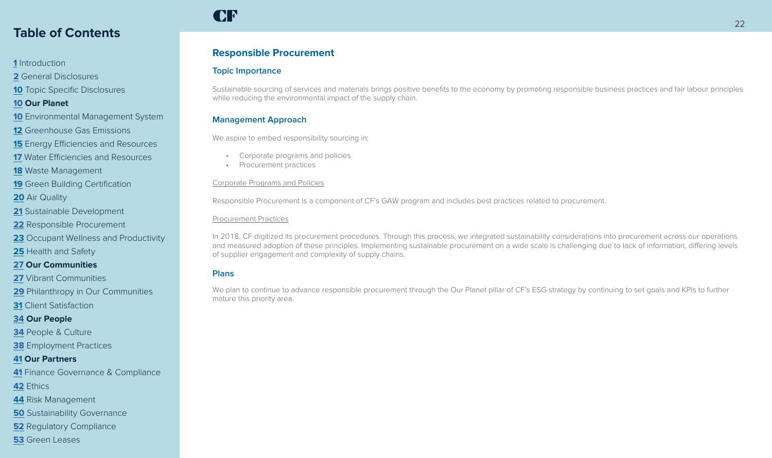## Table of Contents

1 Introduction
2 General Disclosures
10 Topic Specific Disclosures
**10 Our Planet**
10 Environmental Management System
12 Greenhouse Gas Emissions
15 Energy Efficiencies and Resources
17 Water Efficiencies and Resources
18 Waste Management
19 Green Building Certification
20 Air Quality
21 Sustainable Development
22 Responsible Procurement
23 Occupant Wellness and Productivity
25 Health and Safety
**27 Our Communities**
27 Vibrant Communities
29 Philanthropy in Our Communities
31 Client Satisfaction
**34 Our People**
34 People & Culture
38 Employment Practices
**41 Our Partners**
41 Finance Governance & Compliance
42 Ethics
44 Risk Management
50 Sustainability Governance
52 Regulatory Compliance
53 Green Leases

# Responsible Procurement

## Topic Importance

Sustainable sourcing of services and materials brings positive benefits to the economy by promoting responsible business practices and fair labour principles while reducing the environmental impact of the supply chain.

## Management Approach

We aspire to embed responsibility sourcing in:

- Corporate programs and policies
- Procurement practices

Corporate Programs and Policies

Responsible Procurement is a component of CF's GAW program and includes best practices related to procurement.

Procurement Practices

In 2018, CF digitized its procurement procedures. Through this process, we integrated sustainability considerations into procurement across our operations and measured adoption of these principles. Implementing sustainable procurement on a wide scale is challenging due to lack of information, differing levels of supplier engagement and complexity of supply chains.

## Plans

We plan to continue to advance responsible procurement through the Our Planet pillar of CF's ESG strategy by continuing to set goals and KPIs to further mature this priority area.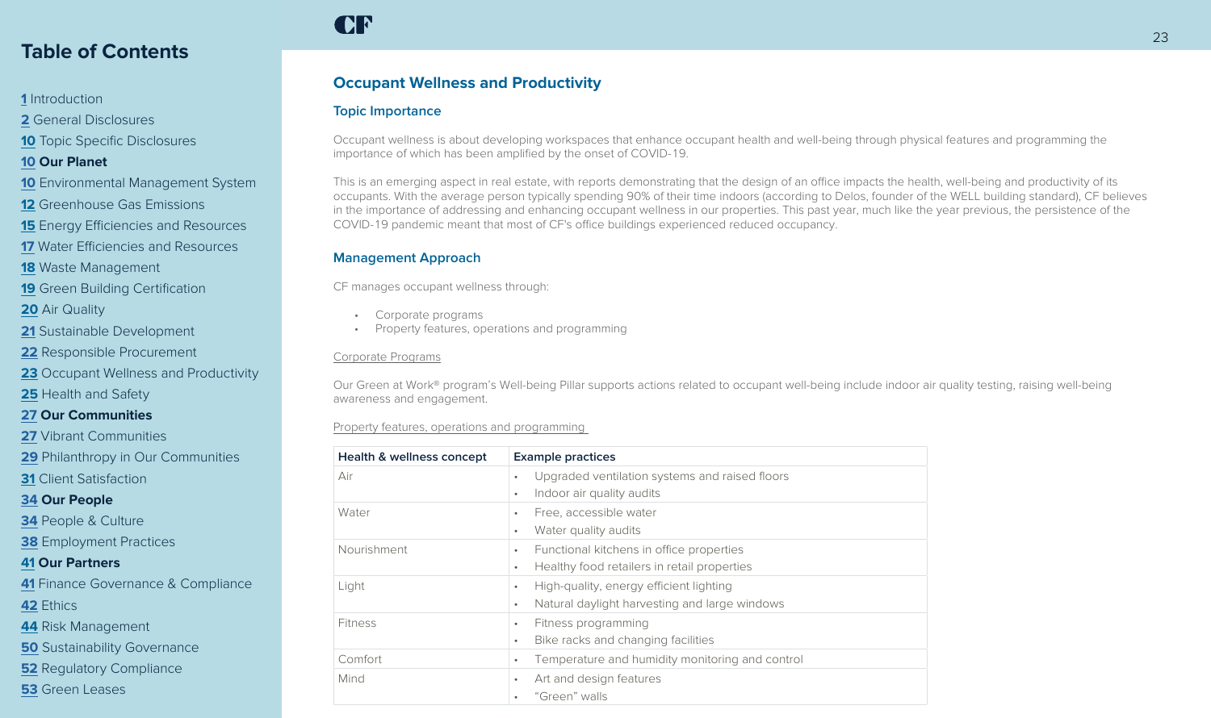## Table of Contents

1 Introduction
2 General Disclosures
10 Topic Specific Disclosures
**10 Our Planet**
10 Environmental Management System
12 Greenhouse Gas Emissions
15 Energy Efficiencies and Resources
17 Water Efficiencies and Resources
18 Waste Management
19 Green Building Certification
20 Air Quality
21 Sustainable Development
22 Responsible Procurement
23 Occupant Wellness and Productivity
25 Health and Safety
**27 Our Communities**
27 Vibrant Communities
29 Philanthropy in Our Communities
31 Client Satisfaction
**34 Our People**
34 People & Culture
38 Employment Practices
**41 Our Partners**
41 Finance Governance & Compliance
42 Ethics
44 Risk Management
50 Sustainability Governance
52 Regulatory Compliance
53 Green Leases

# Occupant Wellness and Productivity

## Topic Importance

Occupant wellness is about developing workspaces that enhance occupant health and well-being through physical features and programming the importance of which has been amplified by the onset of COVID-19.

This is an emerging aspect in real estate, with reports demonstrating that the design of an office impacts the health, well-being and productivity of its occupants. With the average person typically spending 90% of their time indoors (according to Delos, founder of the WELL building standard), CF believes in the importance of addressing and enhancing occupant wellness in our properties. This past year, much like the year previous, the persistence of the COVID-19 pandemic meant that most of CF's office buildings experienced reduced occupancy.

## Management Approach

CF manages occupant wellness through:

- Corporate programs
- Property features, operations and programming

Corporate Programs

Our Green at Work® program's Well-being Pillar supports actions related to occupant well-being include indoor air quality testing, raising well-being awareness and engagement.

Property features, operations and programming

| Health & wellness concept | Example practices |
|---|---|
| Air | • Upgraded ventilation systems and raised floors<br>• Indoor air quality audits |
| Water | • Free, accessible water<br>• Water quality audits |
| Nourishment | • Functional kitchens in office properties<br>• Healthy food retailers in retail properties |
| Light | • High-quality, energy efficient lighting<br>• Natural daylight harvesting and large windows |
| Fitness | • Fitness programming<br>• Bike racks and changing facilities |
| Comfort | • Temperature and humidity monitoring and control |
| Mind | • Art and design features<br>• “Green” walls |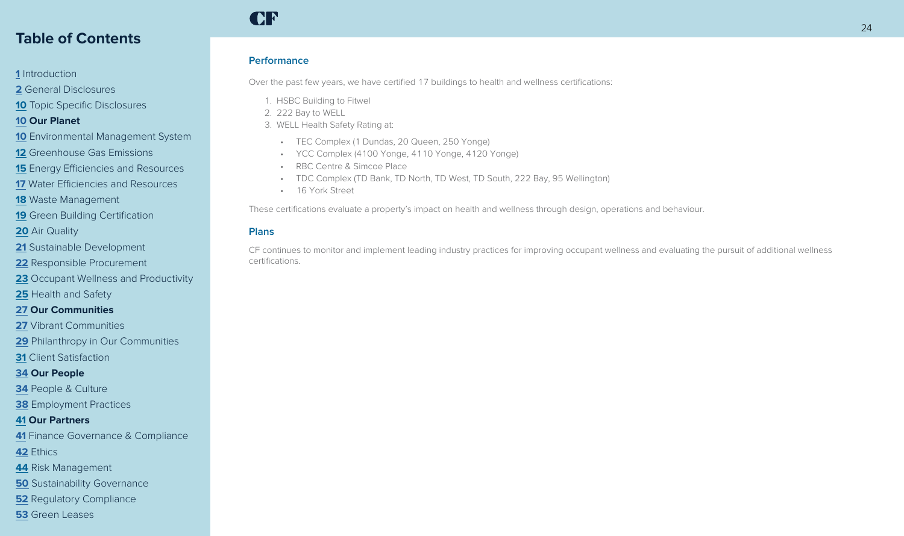## Performance

Over the past few years, we have certified 17 buildings to health and wellness certifications:

1. HSBC Building to Fitwel
2. 222 Bay to WELL
3. WELL Health Safety Rating at:
    - TEC Complex (1 Dundas, 20 Queen, 250 Yonge)
    - YCC Complex (4100 Yonge, 4110 Yonge, 4120 Yonge)
    - RBC Centre & Simcoe Place
    - TDC Complex (TD Bank, TD North, TD West, TD South, 222 Bay, 95 Wellington)
    - 16 York Street

These certifications evaluate a property's impact on health and wellness through design, operations and behaviour.

## Plans

CF continues to monitor and implement leading industry practices for improving occupant wellness and evaluating the pursuit of additional wellness certifications.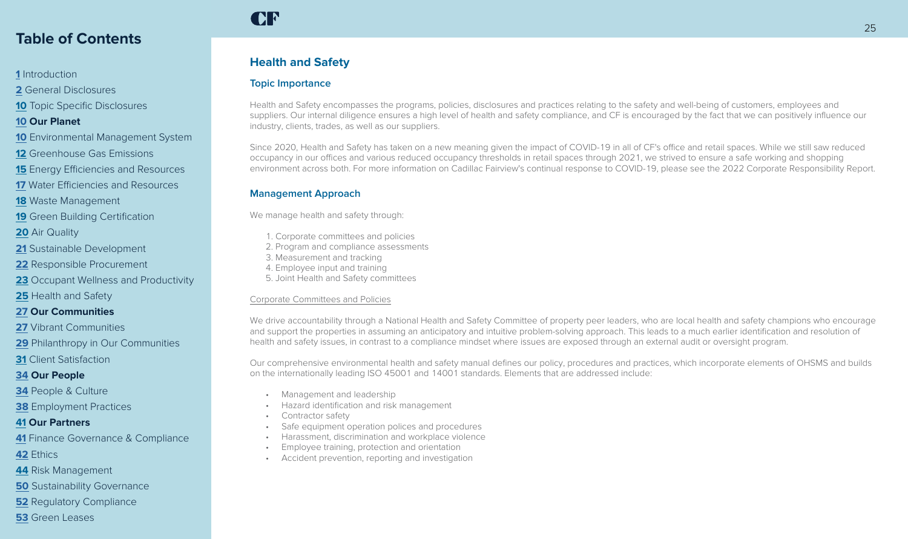## Health and Safety

### Topic Importance

Health and Safety encompasses the programs, policies, disclosures and practices relating to the safety and well-being of customers, employees and suppliers. Our internal diligence ensures a high level of health and safety compliance, and CF is encouraged by the fact that we can positively influence our industry, clients, trades, as well as our suppliers.

Since 2020, Health and Safety has taken on a new meaning given the impact of COVID-19 in all of CF's office and retail spaces. While we still saw reduced occupancy in our offices and various reduced occupancy thresholds in retail spaces through 2021, we strived to ensure a safe working and shopping environment across both. For more information on Cadillac Fairview's continual response to COVID-19, please see the 2022 Corporate Responsibility Report.

### Management Approach

We manage health and safety through:

1. Corporate committees and policies
2. Program and compliance assessments
3. Measurement and tracking
4. Employee input and training
5. Joint Health and Safety committees

Corporate Committees and Policies

We drive accountability through a National Health and Safety Committee of property peer leaders, who are local health and safety champions who encourage and support the properties in assuming an anticipatory and intuitive problem-solving approach. This leads to a much earlier identification and resolution of health and safety issues, in contrast to a compliance mindset where issues are exposed through an external audit or oversight program.

Our comprehensive environmental health and safety manual defines our policy, procedures and practices, which incorporate elements of OHSMS and builds on the internationally leading ISO 45001 and 14001 standards. Elements that are addressed include:

- Management and leadership
- Hazard identification and risk management
- Contractor safety
- Safe equipment operation polices and procedures
- Harassment, discrimination and workplace violence
- Employee training, protection and orientation
- Accident prevention, reporting and investigation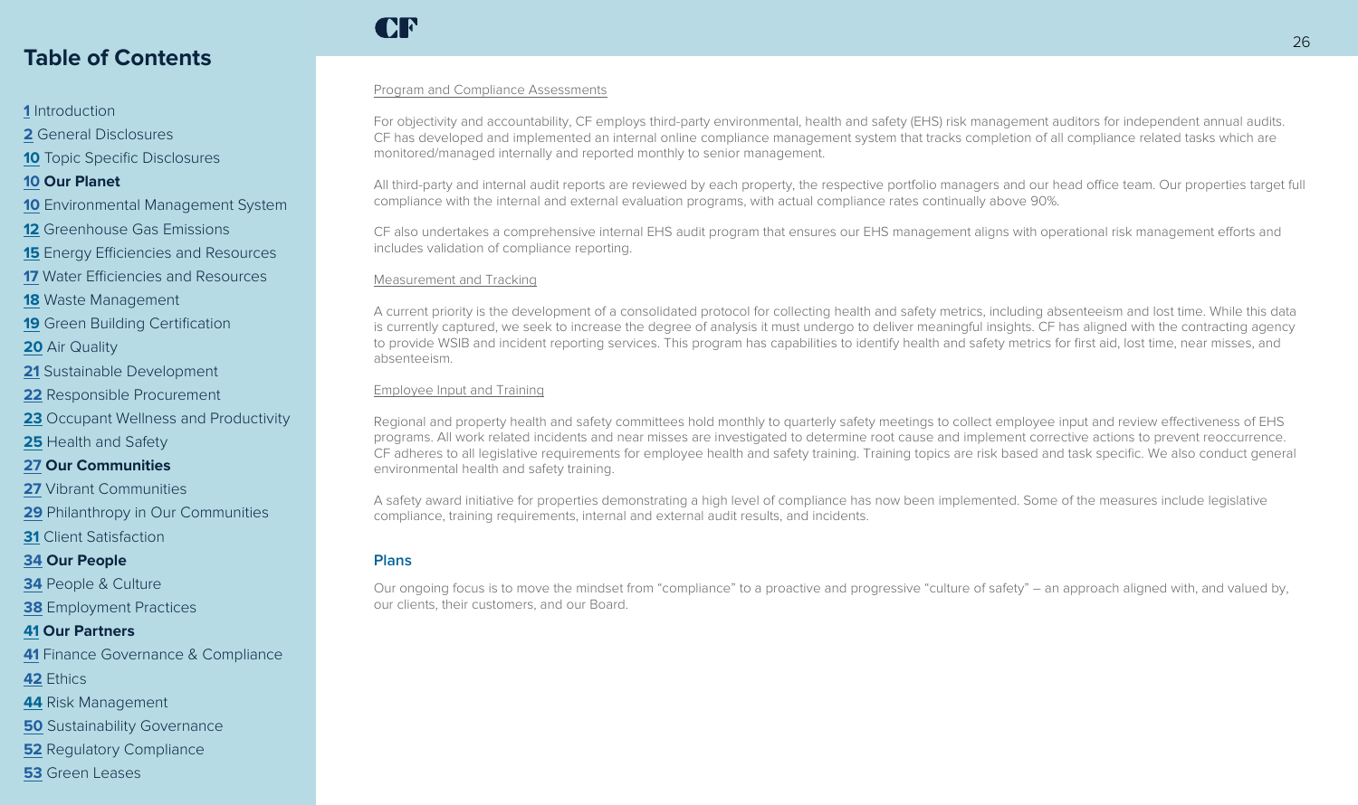### Program and Compliance Assessments

For objectivity and accountability, CF employs third-party environmental, health and safety (EHS) risk management auditors for independent annual audits. CF has developed and implemented an internal online compliance management system that tracks completion of all compliance related tasks which are monitored/managed internally and reported monthly to senior management.

All third-party and internal audit reports are reviewed by each property, the respective portfolio managers and our head office team. Our properties target full compliance with the internal and external evaluation programs, with actual compliance rates continually above 90%.

CF also undertakes a comprehensive internal EHS audit program that ensures our EHS management aligns with operational risk management efforts and includes validation of compliance reporting.

### Measurement and Tracking

A current priority is the development of a consolidated protocol for collecting health and safety metrics, including absenteeism and lost time. While this data is currently captured, we seek to increase the degree of analysis it must undergo to deliver meaningful insights. CF has aligned with the contracting agency to provide WSIB and incident reporting services. This program has capabilities to identify health and safety metrics for first aid, lost time, near misses, and absenteeism.

### Employee Input and Training

Regional and property health and safety committees hold monthly to quarterly safety meetings to collect employee input and review effectiveness of EHS programs. All work related incidents and near misses are investigated to determine root cause and implement corrective actions to prevent reoccurrence. CF adheres to all legislative requirements for employee health and safety training. Training topics are risk based and task specific. We also conduct general environmental health and safety training.

A safety award initiative for properties demonstrating a high level of compliance has now been implemented. Some of the measures include legislative compliance, training requirements, internal and external audit results, and incidents.

## Plans

Our ongoing focus is to move the mindset from "compliance" to a proactive and progressive "culture of safety" – an approach aligned with, and valued by, our clients, their customers, and our Board.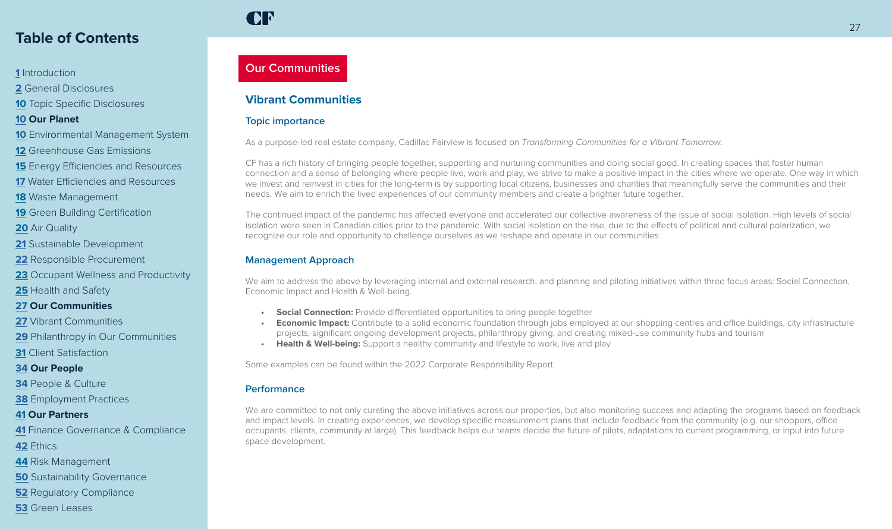## Table of Contents

1 Introduction
2 General Disclosures
10 Topic Specific Disclosures
**10 Our Planet**
10 Environmental Management System
12 Greenhouse Gas Emissions
15 Energy Efficiencies and Resources
17 Water Efficiencies and Resources
18 Waste Management
19 Green Building Certification
20 Air Quality
21 Sustainable Development
22 Responsible Procurement
23 Occupant Wellness and Productivity
25 Health and Safety
**27 Our Communities**
27 Vibrant Communities
29 Philanthropy in Our Communities
31 Client Satisfaction
**34 Our People**
34 People & Culture
38 Employment Practices
**41 Our Partners**
41 Finance Governance & Compliance
42 Ethics
44 Risk Management
50 Sustainability Governance
52 Regulatory Compliance
53 Green Leases

# Our Communities

## Vibrant Communities

### Topic importance

As a purpose-led real estate company, Cadillac Fairview is focused on *Transforming Communities for a Vibrant Tomorrow*.

CF has a rich history of bringing people together, supporting and nurturing communities and doing social good. In creating spaces that foster human connection and a sense of belonging where people live, work and play, we strive to make a positive impact in the cities where we operate. One way in which we invest and reinvest in cities for the long-term is by supporting local citizens, businesses and charities that meaningfully serve the communities and their needs. We aim to enrich the lived experiences of our community members and create a brighter future together.

The continued impact of the pandemic has affected everyone and accelerated our collective awareness of the issue of social isolation. High levels of social isolation were seen in Canadian cities prior to the pandemic. With social isolation on the rise, due to the effects of political and cultural polarization, we recognize our role and opportunity to challenge ourselves as we reshape and operate in our communities.

### Management Approach

We aim to address the above by leveraging internal and external research, and planning and piloting initiatives within three focus areas: Social Connection, Economic Impact and Health & Well-being.

- **Social Connection:** Provide differentiated opportunities to bring people together
- **Economic Impact:** Contribute to a solid economic foundation through jobs employed at our shopping centres and office buildings, city infrastructure projects, significant ongoing development projects, philanthropy giving, and creating mixed-use community hubs and tourism
- **Health & Well-being:** Support a healthy community and lifestyle to work, live and play

Some examples can be found within the 2022 Corporate Responsibility Report.

### Performance

We are committed to not only curating the above initiatives across our properties, but also monitoring success and adapting the programs based on feedback and impact levels. In creating experiences, we develop specific measurement plans that include feedback from the community (e.g. our shoppers, office occupants, clients, community at large). This feedback helps our teams decide the future of pilots, adaptations to current programming, or input into future space development.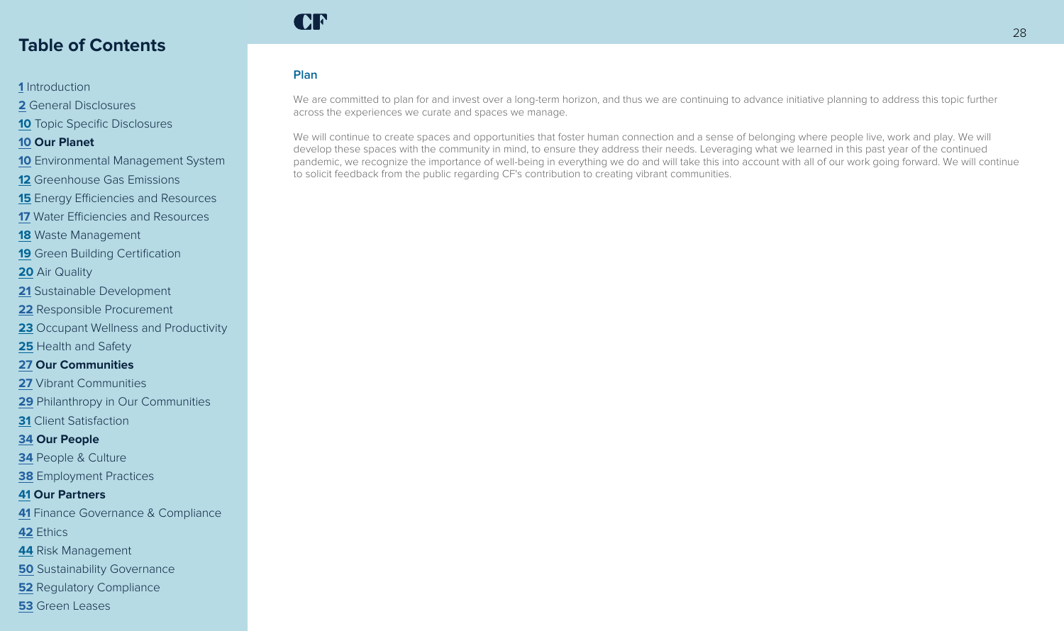### Plan

We are committed to plan for and invest over a long-term horizon, and thus we are continuing to advance initiative planning to address this topic further across the experiences we curate and spaces we manage.

We will continue to create spaces and opportunities that foster human connection and a sense of belonging where people live, work and play. We will develop these spaces with the community in mind, to ensure they address their needs. Leveraging what we learned in this past year of the continued pandemic, we recognize the importance of well-being in everything we do and will take this into account with all of our work going forward. We will continue to solicit feedback from the public regarding CF's contribution to creating vibrant communities.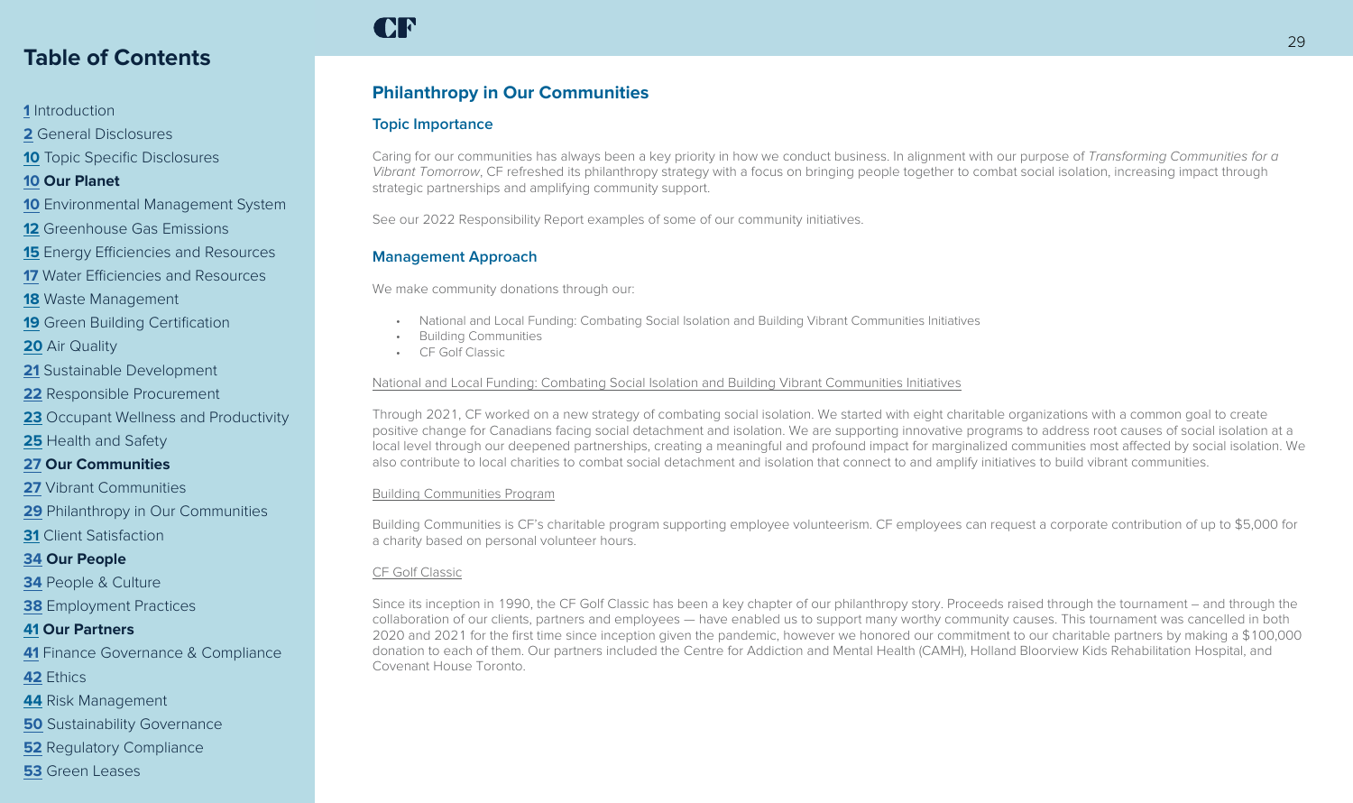## Philanthropy in Our Communities

### Topic Importance

Caring for our communities has always been a key priority in how we conduct business. In alignment with our purpose of *Transforming Communities for a Vibrant Tomorrow*, CF refreshed its philanthropy strategy with a focus on bringing people together to combat social isolation, increasing impact through strategic partnerships and amplifying community support.

See our 2022 Responsibility Report examples of some of our community initiatives.

### Management Approach

We make community donations through our:

- National and Local Funding: Combating Social Isolation and Building Vibrant Communities Initiatives
- Building Communities
- CF Golf Classic

National and Local Funding: Combating Social Isolation and Building Vibrant Communities Initiatives

Through 2021, CF worked on a new strategy of combating social isolation. We started with eight charitable organizations with a common goal to create positive change for Canadians facing social detachment and isolation. We are supporting innovative programs to address root causes of social isolation at a local level through our deepened partnerships, creating a meaningful and profound impact for marginalized communities most affected by social isolation. We also contribute to local charities to combat social detachment and isolation that connect to and amplify initiatives to build vibrant communities.

Building Communities Program

Building Communities is CF's charitable program supporting employee volunteerism. CF employees can request a corporate contribution of up to $5,000 for a charity based on personal volunteer hours.

CF Golf Classic

Since its inception in 1990, the CF Golf Classic has been a key chapter of our philanthropy story. Proceeds raised through the tournament – and through the collaboration of our clients, partners and employees — have enabled us to support many worthy community causes. This tournament was cancelled in both 2020 and 2021 for the first time since inception given the pandemic, however we honored our commitment to our charitable partners by making a $100,000 donation to each of them. Our partners included the Centre for Addiction and Mental Health (CAMH), Holland Bloorview Kids Rehabilitation Hospital, and Covenant House Toronto.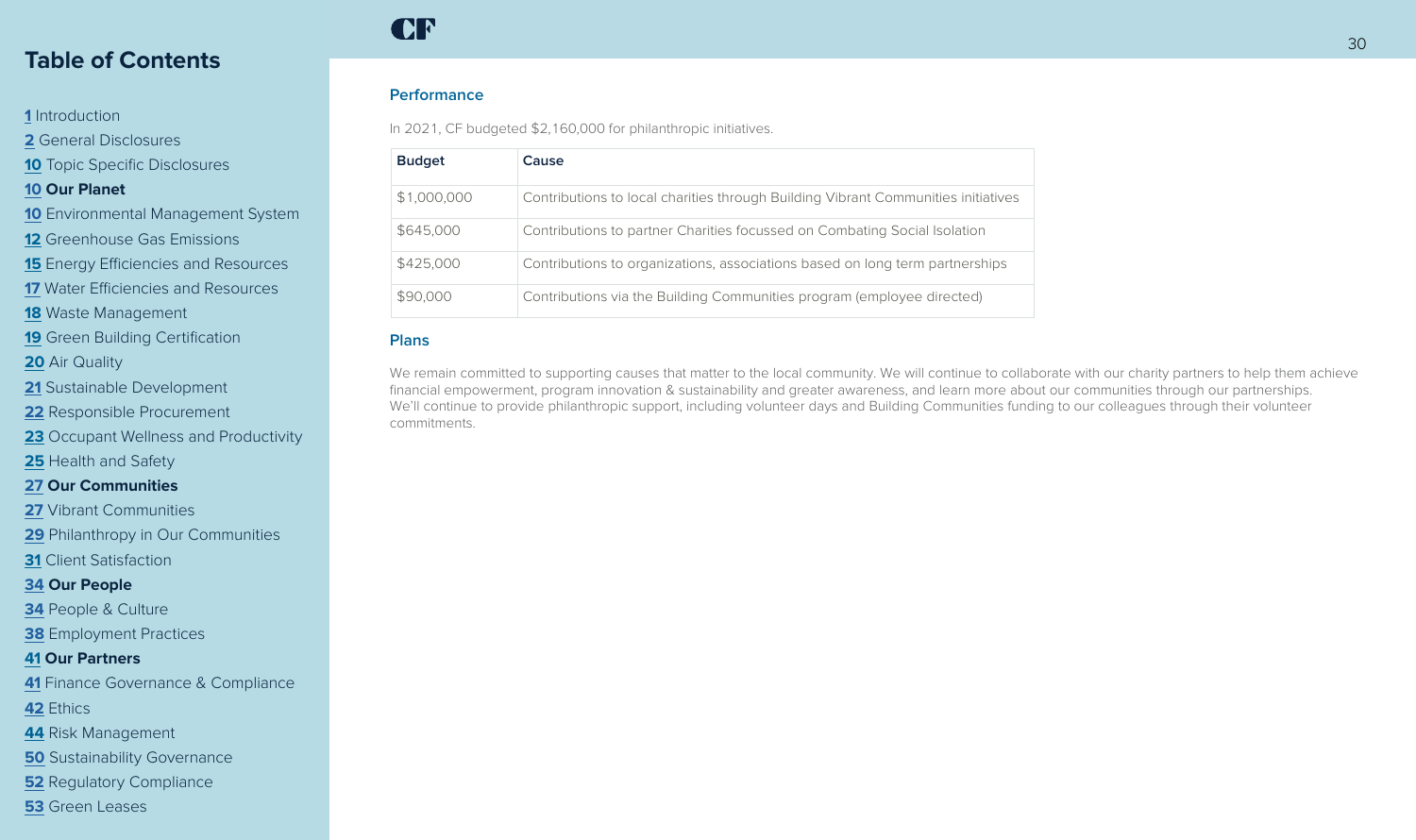### Performance

In 2021, CF budgeted $2,160,000 for philanthropic initiatives.

| Budget | Cause |
|---|---|
| $1,000,000 | Contributions to local charities through Building Vibrant Communities initiatives |
| $645,000 | Contributions to partner Charities focussed on Combating Social Isolation |
| $425,000 | Contributions to organizations, associations based on long term partnerships |
| $90,000 | Contributions via the Building Communities program (employee directed) |

### Plans

We remain committed to supporting causes that matter to the local community. We will continue to collaborate with our charity partners to help them achieve financial empowerment, program innovation & sustainability and greater awareness, and learn more about our communities through our partnerships. We'll continue to provide philanthropic support, including volunteer days and Building Communities funding to our colleagues through their volunteer commitments.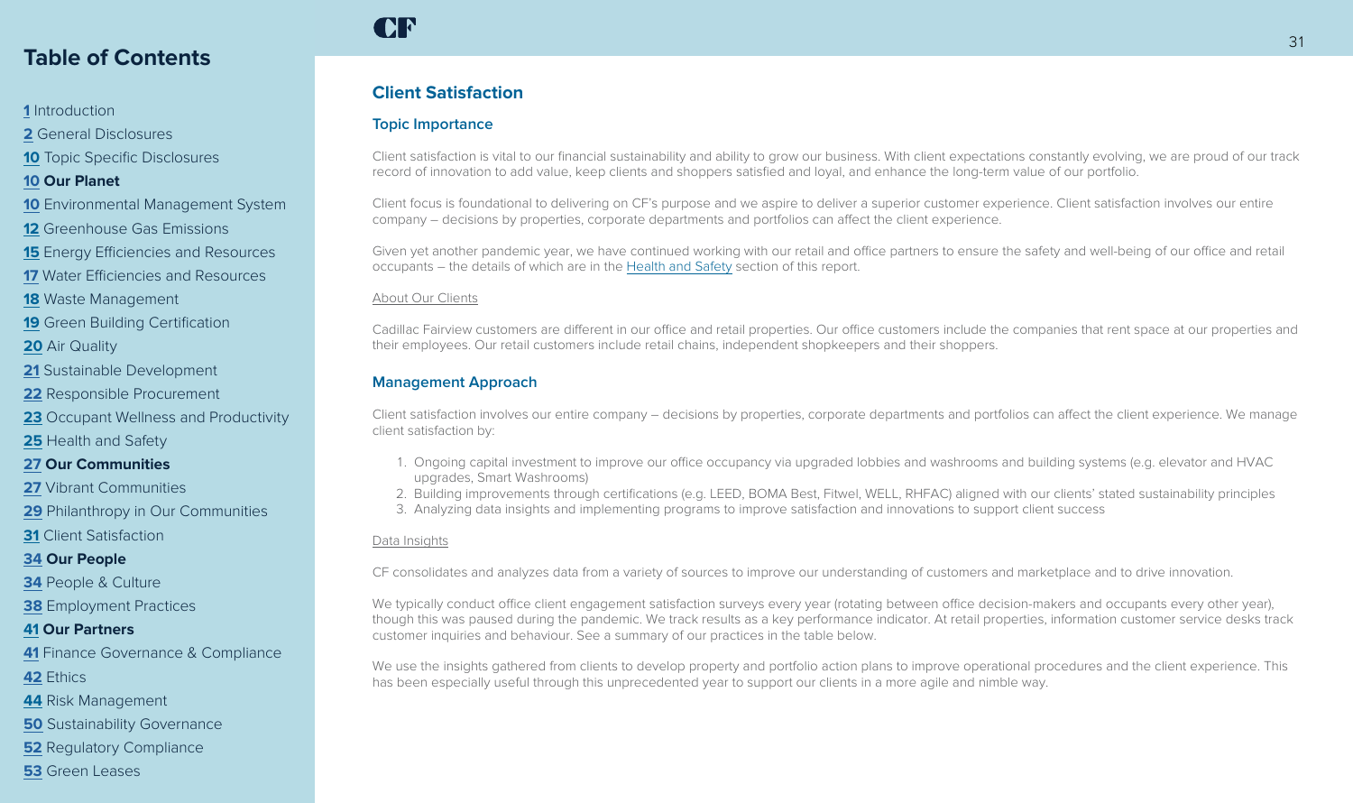## Client Satisfaction

### Topic Importance

Client satisfaction is vital to our financial sustainability and ability to grow our business. With client expectations constantly evolving, we are proud of our track record of innovation to add value, keep clients and shoppers satisfied and loyal, and enhance the long-term value of our portfolio.

Client focus is foundational to delivering on CF's purpose and we aspire to deliver a superior customer experience. Client satisfaction involves our entire company – decisions by properties, corporate departments and portfolios can affect the client experience.

Given yet another pandemic year, we have continued working with our retail and office partners to ensure the safety and well-being of our office and retail occupants – the details of which are in the Health and Safety section of this report.

About Our Clients

Cadillac Fairview customers are different in our office and retail properties. Our office customers include the companies that rent space at our properties and their employees. Our retail customers include retail chains, independent shopkeepers and their shoppers.

### Management Approach

Client satisfaction involves our entire company – decisions by properties, corporate departments and portfolios can affect the client experience. We manage client satisfaction by:

1. Ongoing capital investment to improve our office occupancy via upgraded lobbies and washrooms and building systems (e.g. elevator and HVAC upgrades, Smart Washrooms)
2. Building improvements through certifications (e.g. LEED, BOMA Best, Fitwel, WELL, RHFAC) aligned with our clients' stated sustainability principles
3. Analyzing data insights and implementing programs to improve satisfaction and innovations to support client success

Data Insights

CF consolidates and analyzes data from a variety of sources to improve our understanding of customers and marketplace and to drive innovation.

We typically conduct office client engagement satisfaction surveys every year (rotating between office decision-makers and occupants every other year), though this was paused during the pandemic. We track results as a key performance indicator. At retail properties, information customer service desks track customer inquiries and behaviour. See a summary of our practices in the table below.

We use the insights gathered from clients to develop property and portfolio action plans to improve operational procedures and the client experience. This has been especially useful through this unprecedented year to support our clients in a more agile and nimble way.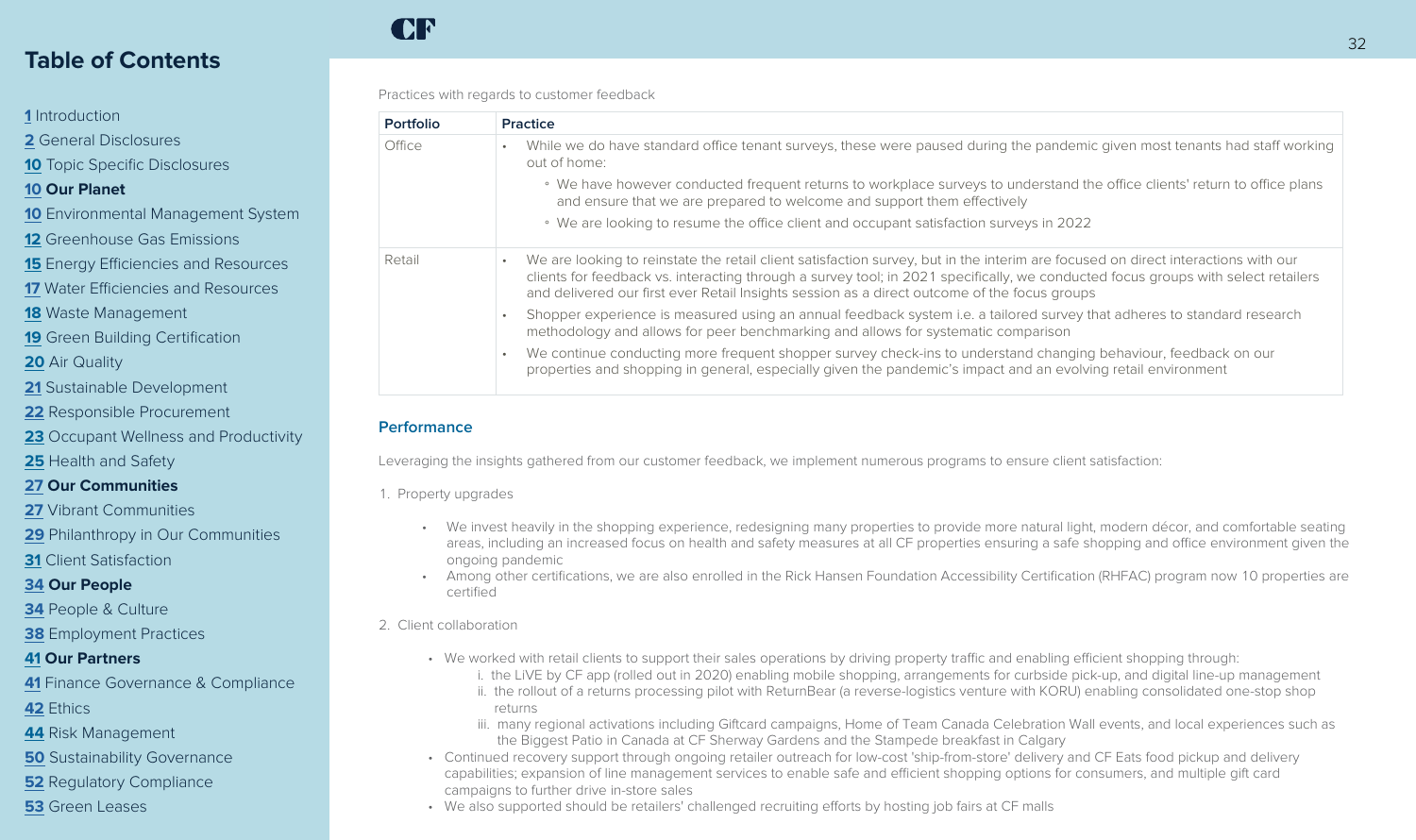Practices with regards to customer feedback

| Portfolio | Practice |
|---|---|
| Office | • While we do have standard office tenant surveys, these were paused during the pandemic given most tenants had staff working out of home:<br>◦ We have however conducted frequent returns to workplace surveys to understand the office clients' return to office plans and ensure that we are prepared to welcome and support them effectively<br>◦ We are looking to resume the office client and occupant satisfaction surveys in 2022 |
| Retail | • We are looking to reinstate the retail client satisfaction survey, but in the interim are focused on direct interactions with our clients for feedback vs. interacting through a survey tool; in 2021 specifically, we conducted focus groups with select retailers and delivered our first ever Retail Insights session as a direct outcome of the focus groups<br>• Shopper experience is measured using an annual feedback system i.e. a tailored survey that adheres to standard research methodology and allows for peer benchmarking and allows for systematic comparison<br>• We continue conducting more frequent shopper survey check-ins to understand changing behaviour, feedback on our properties and shopping in general, especially given the pandemic's impact and an evolving retail environment |

## Performance

Leveraging the insights gathered from our customer feedback, we implement numerous programs to ensure client satisfaction:

1. Property upgrades
   - We invest heavily in the shopping experience, redesigning many properties to provide more natural light, modern décor, and comfortable seating areas, including an increased focus on health and safety measures at all CF properties ensuring a safe shopping and office environment given the ongoing pandemic
   - Among other certifications, we are also enrolled in the Rick Hansen Foundation Accessibility Certification (RHFAC) program now 10 properties are certified

2. Client collaboration
   - We worked with retail clients to support their sales operations by driving property traffic and enabling efficient shopping through:
     i. the LiVE by CF app (rolled out in 2020) enabling mobile shopping, arrangements for curbside pick-up, and digital line-up management
     ii. the rollout of a returns processing pilot with ReturnBear (a reverse-logistics venture with KORU) enabling consolidated one-stop shop returns
     iii. many regional activations including Giftcard campaigns, Home of Team Canada Celebration Wall events, and local experiences such as the Biggest Patio in Canada at CF Sherway Gardens and the Stampede breakfast in Calgary
   - Continued recovery support through ongoing retailer outreach for low-cost 'ship-from-store' delivery and CF Eats food pickup and delivery capabilities; expansion of line management services to enable safe and efficient shopping options for consumers, and multiple gift card campaigns to further drive in-store sales
   - We also supported should be retailers' challenged recruiting efforts by hosting job fairs at CF malls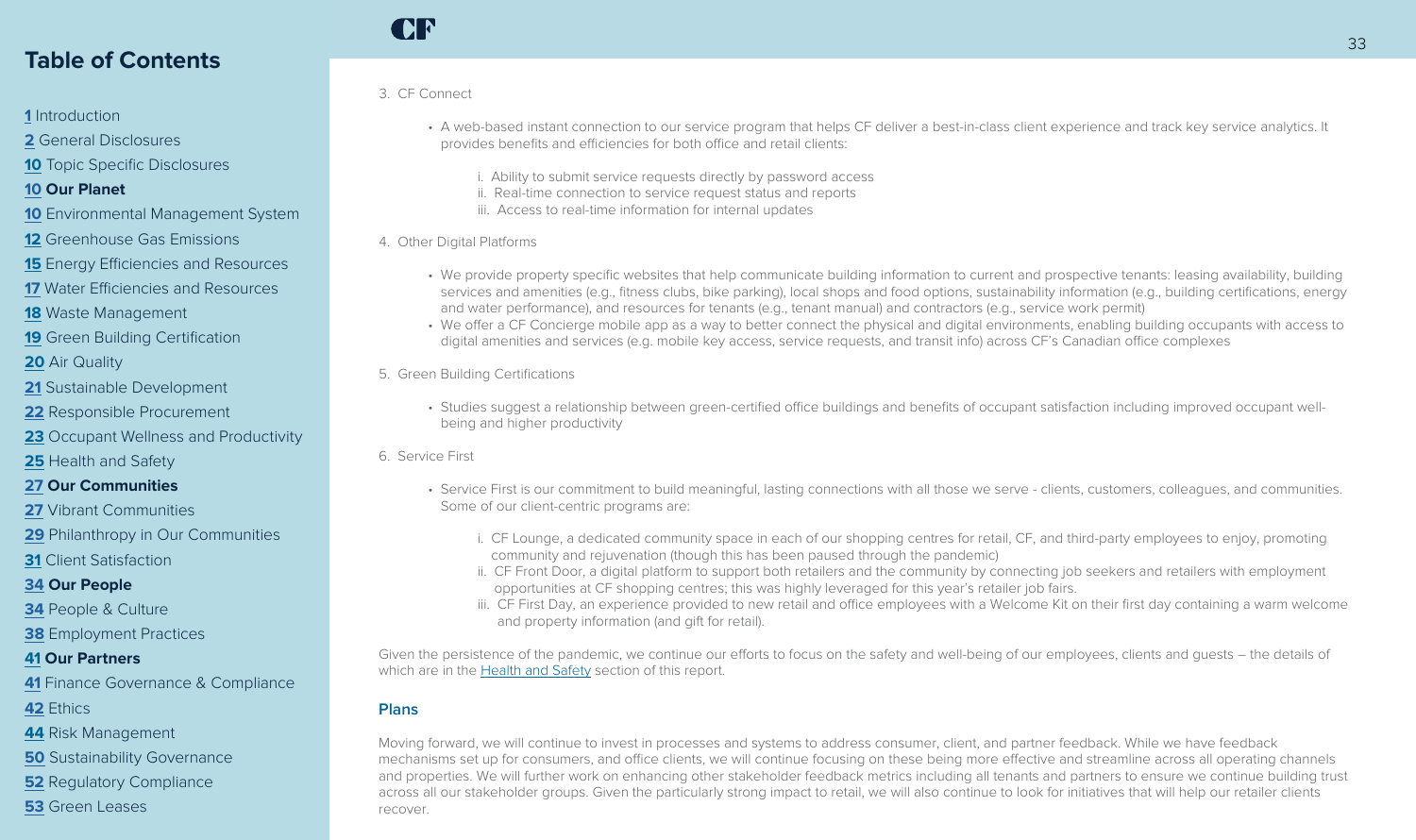3. CF Connect

    - A web-based instant connection to our service program that helps CF deliver a best-in-class client experience and track key service analytics. It provides benefits and efficiencies for both office and retail clients:

        i. Ability to submit service requests directly by password access
        ii. Real-time connection to service request status and reports
        iii. Access to real-time information for internal updates

4. Other Digital Platforms

    - We provide property specific websites that help communicate building information to current and prospective tenants: leasing availability, building services and amenities (e.g., fitness clubs, bike parking), local shops and food options, sustainability information (e.g., building certifications, energy and water performance), and resources for tenants (e.g., tenant manual) and contractors (e.g., service work permit)
    - We offer a CF Concierge mobile app as a way to better connect the physical and digital environments, enabling building occupants with access to digital amenities and services (e.g. mobile key access, service requests, and transit info) across CF's Canadian office complexes

5. Green Building Certifications

    - Studies suggest a relationship between green-certified office buildings and benefits of occupant satisfaction including improved occupant well-being and higher productivity

6. Service First

    - Service First is our commitment to build meaningful, lasting connections with all those we serve - clients, customers, colleagues, and communities. Some of our client-centric programs are:

        i. CF Lounge, a dedicated community space in each of our shopping centres for retail, CF, and third-party employees to enjoy, promoting community and rejuvenation (though this has been paused through the pandemic)
        ii. CF Front Door, a digital platform to support both retailers and the community by connecting job seekers and retailers with employment opportunities at CF shopping centres; this was highly leveraged for this year's retailer job fairs.
        iii. CF First Day, an experience provided to new retail and office employees with a Welcome Kit on their first day containing a warm welcome and property information (and gift for retail).

Given the persistence of the pandemic, we continue our efforts to focus on the safety and well-being of our employees, clients and guests – the details of which are in the Health and Safety section of this report.

### Plans

Moving forward, we will continue to invest in processes and systems to address consumer, client, and partner feedback. While we have feedback mechanisms set up for consumers, and office clients, we will continue focusing on these being more effective and streamline across all operating channels and properties. We will further work on enhancing other stakeholder feedback metrics including all tenants and partners to ensure we continue building trust across all our stakeholder groups. Given the particularly strong impact to retail, we will also continue to look for initiatives that will help our retailer clients recover.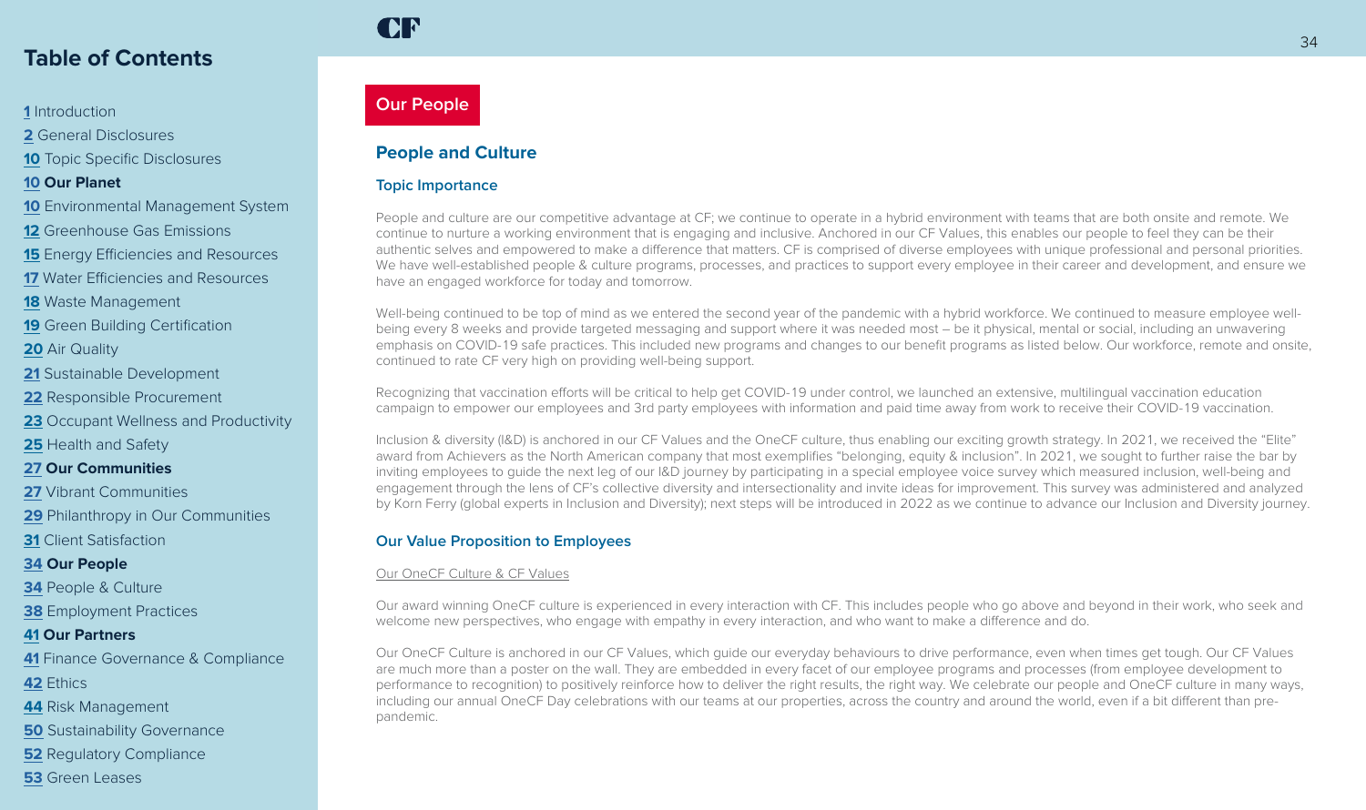## Table of Contents

**1** Introduction
**2** General Disclosures
**10** Topic Specific Disclosures
**10 Our Planet**
**10** Environmental Management System
**12** Greenhouse Gas Emissions
**15** Energy Efficiencies and Resources
**17** Water Efficiencies and Resources
**18** Waste Management
**19** Green Building Certification
**20** Air Quality
**21** Sustainable Development
**22** Responsible Procurement
**23** Occupant Wellness and Productivity
**25** Health and Safety
**27 Our Communities**
**27** Vibrant Communities
**29** Philanthropy in Our Communities
**31** Client Satisfaction
**34 Our People**
**34** People & Culture
**38** Employment Practices
**41 Our Partners**
**41** Finance Governance & Compliance
**42** Ethics
**44** Risk Management
**50** Sustainability Governance
**52** Regulatory Compliance
**53** Green Leases

# Our People

## People and Culture

### Topic Importance

People and culture are our competitive advantage at CF; we continue to operate in a hybrid environment with teams that are both onsite and remote. We continue to nurture a working environment that is engaging and inclusive. Anchored in our CF Values, this enables our people to feel they can be their authentic selves and empowered to make a difference that matters. CF is comprised of diverse employees with unique professional and personal priorities. We have well-established people & culture programs, processes, and practices to support every employee in their career and development, and ensure we have an engaged workforce for today and tomorrow.

Well-being continued to be top of mind as we entered the second year of the pandemic with a hybrid workforce. We continued to measure employee well-being every 8 weeks and provide targeted messaging and support where it was needed most – be it physical, mental or social, including an unwavering emphasis on COVID-19 safe practices. This included new programs and changes to our benefit programs as listed below. Our workforce, remote and onsite, continued to rate CF very high on providing well-being support.

Recognizing that vaccination efforts will be critical to help get COVID-19 under control, we launched an extensive, multilingual vaccination education campaign to empower our employees and 3rd party employees with information and paid time away from work to receive their COVID-19 vaccination.

Inclusion & diversity (I&D) is anchored in our CF Values and the OneCF culture, thus enabling our exciting growth strategy. In 2021, we received the "Elite" award from Achievers as the North American company that most exemplifies "belonging, equity & inclusion". In 2021, we sought to further raise the bar by inviting employees to guide the next leg of our I&D journey by participating in a special employee voice survey which measured inclusion, well-being and engagement through the lens of CF's collective diversity and intersectionality and invite ideas for improvement. This survey was administered and analyzed by Korn Ferry (global experts in Inclusion and Diversity); next steps will be introduced in 2022 as we continue to advance our Inclusion and Diversity journey.

### Our Value Proposition to Employees

Our OneCF Culture & CF Values

Our award winning OneCF culture is experienced in every interaction with CF. This includes people who go above and beyond in their work, who seek and welcome new perspectives, who engage with empathy in every interaction, and who want to make a difference and do.

Our OneCF Culture is anchored in our CF Values, which guide our everyday behaviours to drive performance, even when times get tough. Our CF Values are much more than a poster on the wall. They are embedded in every facet of our employee programs and processes (from employee development to performance to recognition) to positively reinforce how to deliver the right results, the right way. We celebrate our people and OneCF culture in many ways, including our annual OneCF Day celebrations with our teams at our properties, across the country and around the world, even if a bit different than pre-pandemic.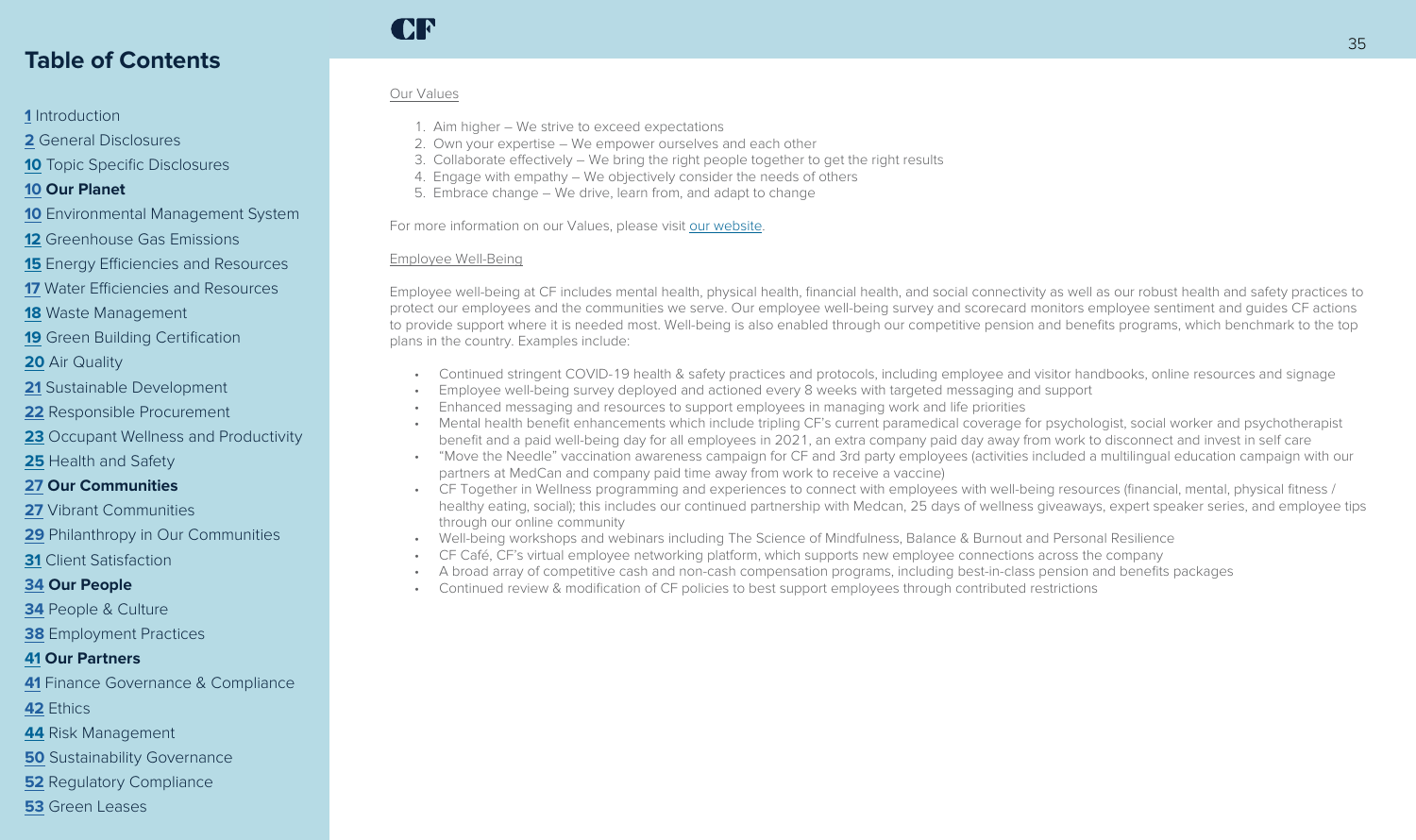### Our Values

1. Aim higher – We strive to exceed expectations
2. Own your expertise – We empower ourselves and each other
3. Collaborate effectively – We bring the right people together to get the right results
4. Engage with empathy – We objectively consider the needs of others
5. Embrace change – We drive, learn from, and adapt to change

For more information on our Values, please visit our website.

### Employee Well-Being

Employee well-being at CF includes mental health, physical health, financial health, and social connectivity as well as our robust health and safety practices to protect our employees and the communities we serve. Our employee well-being survey and scorecard monitors employee sentiment and guides CF actions to provide support where it is needed most. Well-being is also enabled through our competitive pension and benefits programs, which benchmark to the top plans in the country. Examples include:

- Continued stringent COVID-19 health & safety practices and protocols, including employee and visitor handbooks, online resources and signage
- Employee well-being survey deployed and actioned every 8 weeks with targeted messaging and support
- Enhanced messaging and resources to support employees in managing work and life priorities
- Mental health benefit enhancements which include tripling CF's current paramedical coverage for psychologist, social worker and psychotherapist benefit and a paid well-being day for all employees in 2021, an extra company paid day away from work to disconnect and invest in self care
- "Move the Needle" vaccination awareness campaign for CF and 3rd party employees (activities included a multilingual education campaign with our partners at MedCan and company paid time away from work to receive a vaccine)
- CF Together in Wellness programming and experiences to connect with employees with well-being resources (financial, mental, physical fitness / healthy eating, social); this includes our continued partnership with Medcan, 25 days of wellness giveaways, expert speaker series, and employee tips through our online community
- Well-being workshops and webinars including The Science of Mindfulness, Balance & Burnout and Personal Resilience
- CF Café, CF's virtual employee networking platform, which supports new employee connections across the company
- A broad array of competitive cash and non-cash compensation programs, including best-in-class pension and benefits packages
- Continued review & modification of CF policies to best support employees through contributed restrictions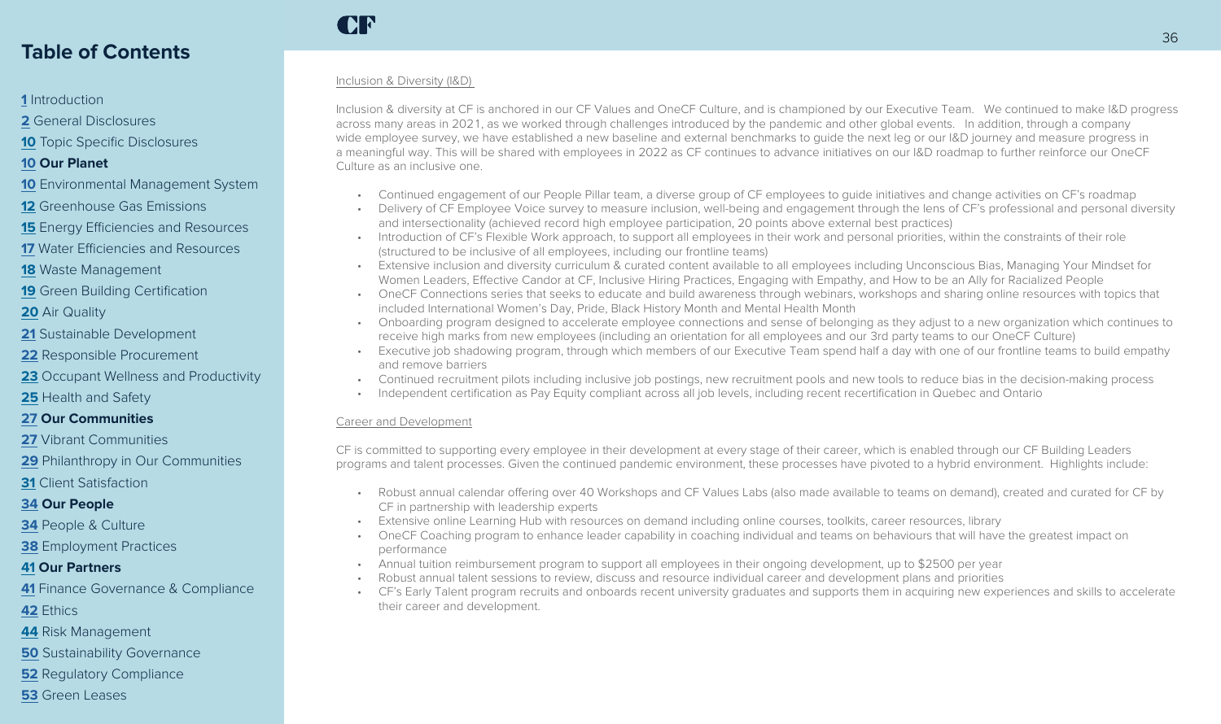## Table of Contents

**1** Introduction
**2** General Disclosures
**10** Topic Specific Disclosures
**10 Our Planet**
**10** Environmental Management System
**12** Greenhouse Gas Emissions
**15** Energy Efficiencies and Resources
**17** Water Efficiencies and Resources
**18** Waste Management
**19** Green Building Certification
**20** Air Quality
**21** Sustainable Development
**22** Responsible Procurement
**23** Occupant Wellness and Productivity
**25** Health and Safety
**27 Our Communities**
**27** Vibrant Communities
**29** Philanthropy in Our Communities
**31** Client Satisfaction
**34 Our People**
**34** People & Culture
**38** Employment Practices
**41 Our Partners**
**41** Finance Governance & Compliance
**42** Ethics
**44** Risk Management
**50** Sustainability Governance
**52** Regulatory Compliance
**53** Green Leases

### Inclusion & Diversity (I&D)

Inclusion & diversity at CF is anchored in our CF Values and OneCF Culture, and is championed by our Executive Team. We continued to make I&D progress across many areas in 2021, as we worked through challenges introduced by the pandemic and other global events. In addition, through a company wide employee survey, we have established a new baseline and external benchmarks to guide the next leg or our I&D journey and measure progress in a meaningful way. This will be shared with employees in 2022 as CF continues to advance initiatives on our I&D roadmap to further reinforce our OneCF Culture as an inclusive one.

- Continued engagement of our People Pillar team, a diverse group of CF employees to guide initiatives and change activities on CF's roadmap
- Delivery of CF Employee Voice survey to measure inclusion, well-being and engagement through the lens of CF's professional and personal diversity and intersectionality (achieved record high employee participation, 20 points above external best practices)
- Introduction of CF's Flexible Work approach, to support all employees in their work and personal priorities, within the constraints of their role (structured to be inclusive of all employees, including our frontline teams)
- Extensive inclusion and diversity curriculum & curated content available to all employees including Unconscious Bias, Managing Your Mindset for Women Leaders, Effective Candor at CF, Inclusive Hiring Practices, Engaging with Empathy, and How to be an Ally for Racialized People
- OneCF Connections series that seeks to educate and build awareness through webinars, workshops and sharing online resources with topics that included International Women's Day, Pride, Black History Month and Mental Health Month
- Onboarding program designed to accelerate employee connections and sense of belonging as they adjust to a new organization which continues to receive high marks from new employees (including an orientation for all employees and our 3rd party teams to our OneCF Culture)
- Executive job shadowing program, through which members of our Executive Team spend half a day with one of our frontline teams to build empathy and remove barriers
- Continued recruitment pilots including inclusive job postings, new recruitment pools and new tools to reduce bias in the decision-making process
- Independent certification as Pay Equity compliant across all job levels, including recent recertification in Quebec and Ontario

### Career and Development

CF is committed to supporting every employee in their development at every stage of their career, which is enabled through our CF Building Leaders programs and talent processes. Given the continued pandemic environment, these processes have pivoted to a hybrid environment. Highlights include:

- Robust annual calendar offering over 40 Workshops and CF Values Labs (also made available to teams on demand), created and curated for CF by CF in partnership with leadership experts
- Extensive online Learning Hub with resources on demand including online courses, toolkits, career resources, library
- OneCF Coaching program to enhance leader capability in coaching individual and teams on behaviours that will have the greatest impact on performance
- Annual tuition reimbursement program to support all employees in their ongoing development, up to $2500 per year
- Robust annual talent sessions to review, discuss and resource individual career and development plans and priorities
- CF's Early Talent program recruits and onboards recent university graduates and supports them in acquiring new experiences and skills to accelerate their career and development.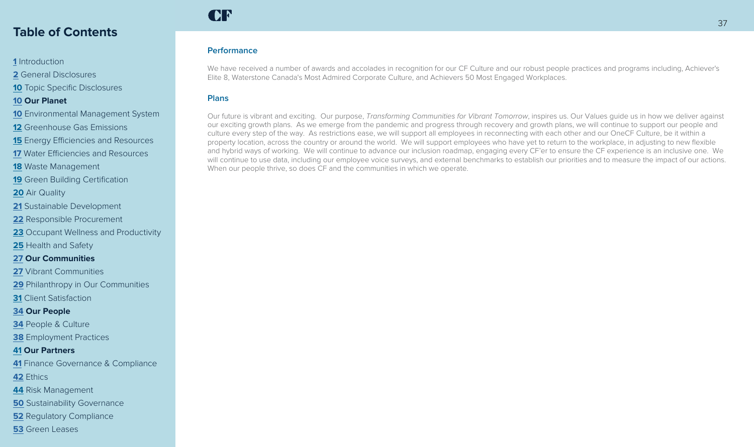## Table of Contents

1 Introduction
2 General Disclosures
10 Topic Specific Disclosures
10 **Our Planet**
10 Environmental Management System
12 Greenhouse Gas Emissions
15 Energy Efficiencies and Resources
17 Water Efficiencies and Resources
18 Waste Management
19 Green Building Certification
20 Air Quality
21 Sustainable Development
22 Responsible Procurement
23 Occupant Wellness and Productivity
25 Health and Safety
27 **Our Communities**
27 Vibrant Communities
29 Philanthropy in Our Communities
31 Client Satisfaction
34 **Our People**
34 People & Culture
38 Employment Practices
41 **Our Partners**
41 Finance Governance & Compliance
42 Ethics
44 Risk Management
50 Sustainability Governance
52 Regulatory Compliance
53 Green Leases

### Performance

We have received a number of awards and accolades in recognition for our CF Culture and our robust people practices and programs including, Achiever's Elite 8, Waterstone Canada's Most Admired Corporate Culture, and Achievers 50 Most Engaged Workplaces.

### Plans

Our future is vibrant and exciting. Our purpose, *Transforming Communities for Vibrant Tomorrow*, inspires us. Our Values guide us in how we deliver against our exciting growth plans. As we emerge from the pandemic and progress through recovery and growth plans, we will continue to support our people and culture every step of the way. As restrictions ease, we will support all employees in reconnecting with each other and our OneCF Culture, be it within a property location, across the country or around the world. We will support employees who have yet to return to the workplace, in adjusting to new flexible and hybrid ways of working. We will continue to advance our inclusion roadmap, engaging every CF'er to ensure the CF experience is an inclusive one. We will continue to use data, including our employee voice surveys, and external benchmarks to establish our priorities and to measure the impact of our actions. When our people thrive, so does CF and the communities in which we operate.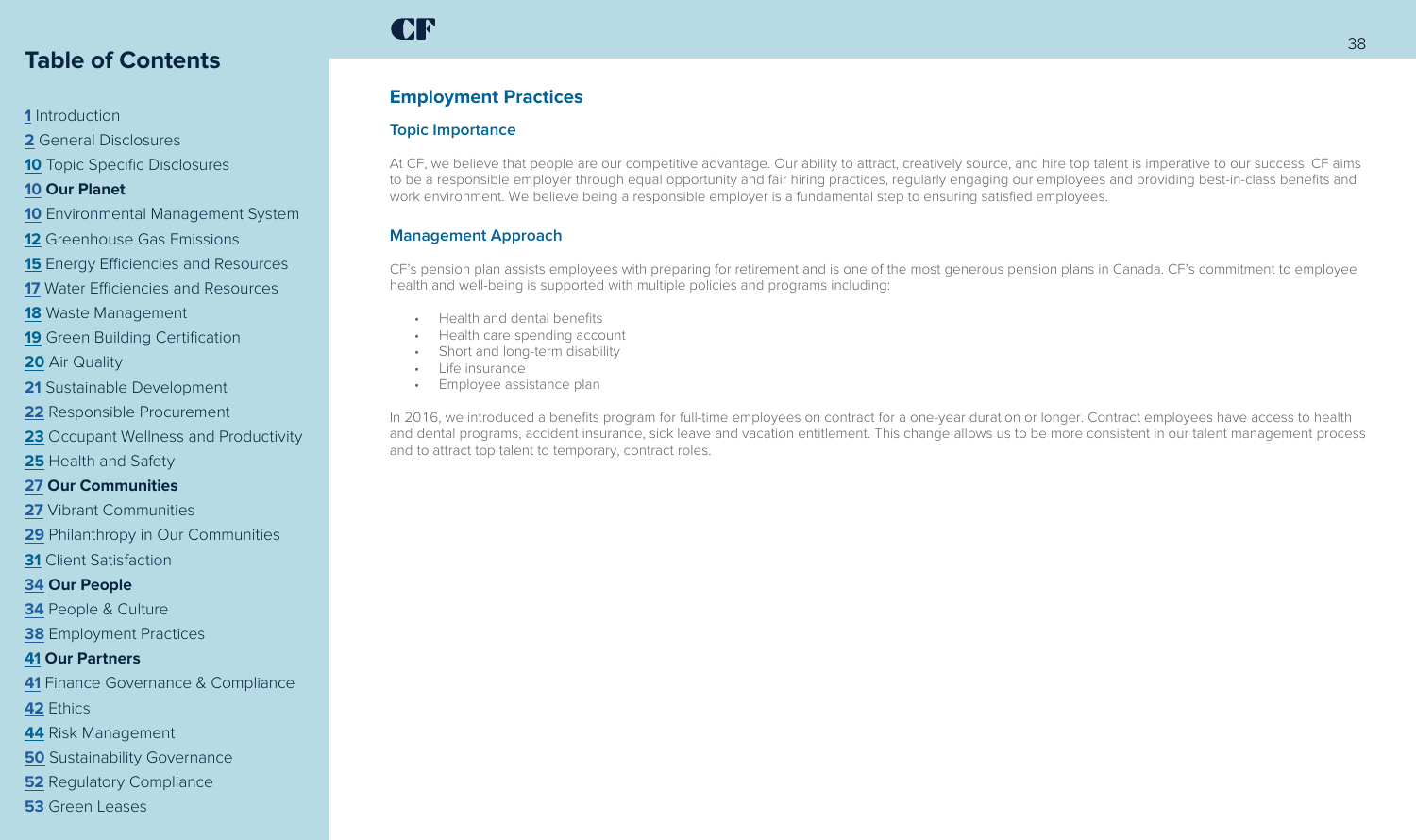## Employment Practices

### Topic Importance

At CF, we believe that people are our competitive advantage. Our ability to attract, creatively source, and hire top talent is imperative to our success. CF aims to be a responsible employer through equal opportunity and fair hiring practices, regularly engaging our employees and providing best-in-class benefits and work environment. We believe being a responsible employer is a fundamental step to ensuring satisfied employees.

### Management Approach

CF's pension plan assists employees with preparing for retirement and is one of the most generous pension plans in Canada. CF's commitment to employee health and well-being is supported with multiple policies and programs including:

- Health and dental benefits
- Health care spending account
- Short and long-term disability
- Life insurance
- Employee assistance plan

In 2016, we introduced a benefits program for full-time employees on contract for a one-year duration or longer. Contract employees have access to health and dental programs, accident insurance, sick leave and vacation entitlement. This change allows us to be more consistent in our talent management process and to attract top talent to temporary, contract roles.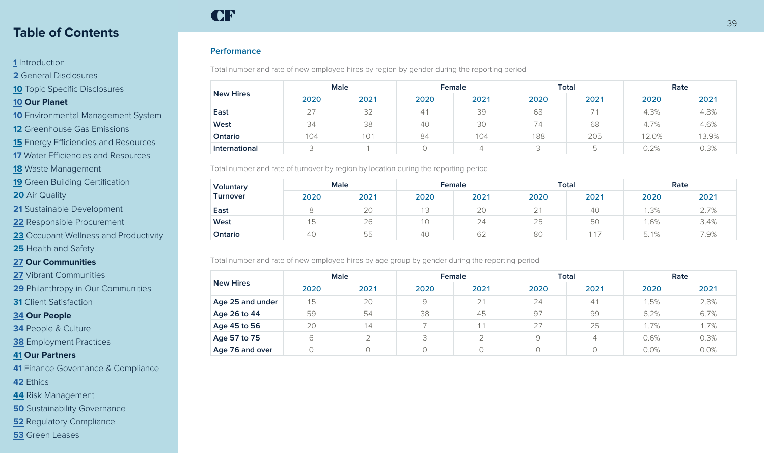## Table of Contents

1 Introduction
2 General Disclosures
10 Topic Specific Disclosures
**10 Our Planet**
10 Environmental Management System
12 Greenhouse Gas Emissions
15 Energy Efficiencies and Resources
17 Water Efficiencies and Resources
18 Waste Management
19 Green Building Certification
20 Air Quality
21 Sustainable Development
22 Responsible Procurement
23 Occupant Wellness and Productivity
25 Health and Safety
**27 Our Communities**
27 Vibrant Communities
29 Philanthropy in Our Communities
31 Client Satisfaction
**34 Our People**
34 People & Culture
38 Employment Practices
**41 Our Partners**
41 Finance Governance & Compliance
42 Ethics
44 Risk Management
50 Sustainability Governance
52 Regulatory Compliance
53 Green Leases

### Performance

Total number and rate of new employee hires by region by gender during the reporting period

| New Hires | Male | | Female | | Total | | Rate | |
|---|---|---|---|---|---|---|---|---|
| | 2020 | 2021 | 2020 | 2021 | 2020 | 2021 | 2020 | 2021 |
| **East** | 27 | 32 | 41 | 39 | 68 | 71 | 4.3% | 4.8% |
| **West** | 34 | 38 | 40 | 30 | 74 | 68 | 4.7% | 4.6% |
| **Ontario** | 104 | 101 | 84 | 104 | 188 | 205 | 12.0% | 13.9% |
| **International** | 3 | 1 | 0 | 4 | 3 | 5 | 0.2% | 0.3% |

Total number and rate of turnover by region by location during the reporting period

| Voluntary Turnover | Male | | Female | | Total | | Rate | |
|---|---|---|---|---|---|---|---|---|
| | 2020 | 2021 | 2020 | 2021 | 2020 | 2021 | 2020 | 2021 |
| **East** | 8 | 20 | 13 | 20 | 21 | 40 | 1.3% | 2.7% |
| **West** | 15 | 26 | 10 | 24 | 25 | 50 | 1.6% | 3.4% |
| **Ontario** | 40 | 55 | 40 | 62 | 80 | 117 | 5.1% | 7.9% |

Total number and rate of new employee hires by age group by gender during the reporting period

| New Hires | Male | | Female | | Total | | Rate | |
|---|---|---|---|---|---|---|---|---|
| | 2020 | 2021 | 2020 | 2021 | 2020 | 2021 | 2020 | 2021 |
| **Age 25 and under** | 15 | 20 | 9 | 21 | 24 | 41 | 1.5% | 2.8% |
| **Age 26 to 44** | 59 | 54 | 38 | 45 | 97 | 99 | 6.2% | 6.7% |
| **Age 45 to 56** | 20 | 14 | 7 | 11 | 27 | 25 | 1.7% | 1.7% |
| **Age 57 to 75** | 6 | 2 | 3 | 2 | 9 | 4 | 0.6% | 0.3% |
| **Age 76 and over** | 0 | 0 | 0 | 0 | 0 | 0 | 0.0% | 0.0% |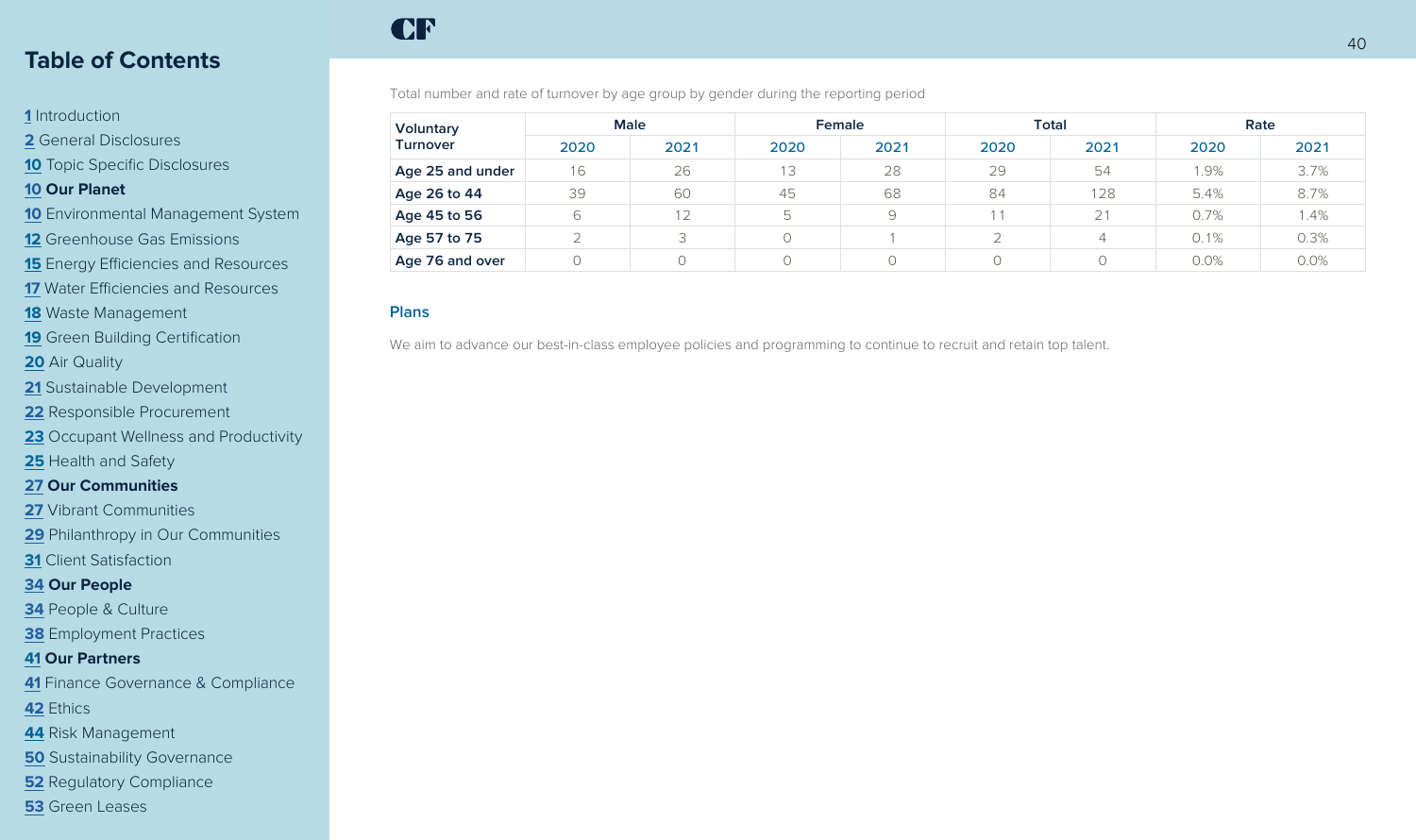Total number and rate of turnover by age group by gender during the reporting period

| Voluntary Turnover | Male | | Female | | Total | | Rate | |
|---|---|---|---|---|---|---|---|---|
| | 2020 | 2021 | 2020 | 2021 | 2020 | 2021 | 2020 | 2021 |
| **Age 25 and under** | 16 | 26 | 13 | 28 | 29 | 54 | 1.9% | 3.7% |
| **Age 26 to 44** | 39 | 60 | 45 | 68 | 84 | 128 | 5.4% | 8.7% |
| **Age 45 to 56** | 6 | 12 | 5 | 9 | 11 | 21 | 0.7% | 1.4% |
| **Age 57 to 75** | 2 | 3 | 0 | 1 | 2 | 4 | 0.1% | 0.3% |
| **Age 76 and over** | 0 | 0 | 0 | 0 | 0 | 0 | 0.0% | 0.0% |

### Plans

We aim to advance our best-in-class employee policies and programming to continue to recruit and retain top talent.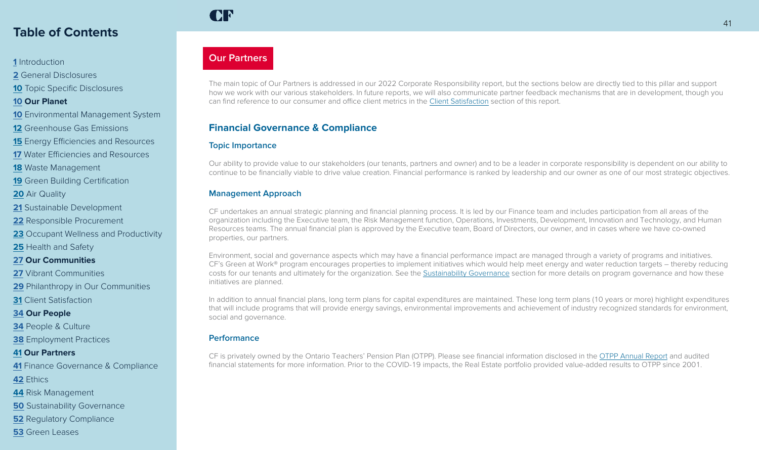## Table of Contents

1 Introduction
2 General Disclosures
10 Topic Specific Disclosures
**10 Our Planet**
10 Environmental Management System
12 Greenhouse Gas Emissions
15 Energy Efficiencies and Resources
17 Water Efficiencies and Resources
18 Waste Management
19 Green Building Certification
20 Air Quality
21 Sustainable Development
22 Responsible Procurement
23 Occupant Wellness and Productivity
25 Health and Safety
**27 Our Communities**
27 Vibrant Communities
29 Philanthropy in Our Communities
31 Client Satisfaction
**34 Our People**
34 People & Culture
38 Employment Practices
**41 Our Partners**
41 Finance Governance & Compliance
42 Ethics
44 Risk Management
50 Sustainability Governance
52 Regulatory Compliance
53 Green Leases

# Our Partners

The main topic of Our Partners is addressed in our 2022 Corporate Responsibility report, but the sections below are directly tied to this pillar and support how we work with our various stakeholders. In future reports, we will also communicate partner feedback mechanisms that are in development, though you can find reference to our consumer and office client metrics in the Client Satisfaction section of this report.

## Financial Governance & Compliance

### Topic Importance

Our ability to provide value to our stakeholders (our tenants, partners and owner) and to be a leader in corporate responsibility is dependent on our ability to continue to be financially viable to drive value creation. Financial performance is ranked by leadership and our owner as one of our most strategic objectives.

### Management Approach

CF undertakes an annual strategic planning and financial planning process. It is led by our Finance team and includes participation from all areas of the organization including the Executive team, the Risk Management function, Operations, Investments, Development, Innovation and Technology, and Human Resources teams. The annual financial plan is approved by the Executive team, Board of Directors, our owner, and in cases where we have co-owned properties, our partners.

Environment, social and governance aspects which may have a financial performance impact are managed through a variety of programs and initiatives. CF's Green at Work® program encourages properties to implement initiatives which would help meet energy and water reduction targets – thereby reducing costs for our tenants and ultimately for the organization. See the Sustainability Governance section for more details on program governance and how these initiatives are planned.

In addition to annual financial plans, long term plans for capital expenditures are maintained. These long term plans (10 years or more) highlight expenditures that will include programs that will provide energy savings, environmental improvements and achievement of industry recognized standards for environment, social and governance.

### Performance

CF is privately owned by the Ontario Teachers' Pension Plan (OTPP). Please see financial information disclosed in the OTPP Annual Report and audited financial statements for more information. Prior to the COVID-19 impacts, the Real Estate portfolio provided value-added results to OTPP since 2001.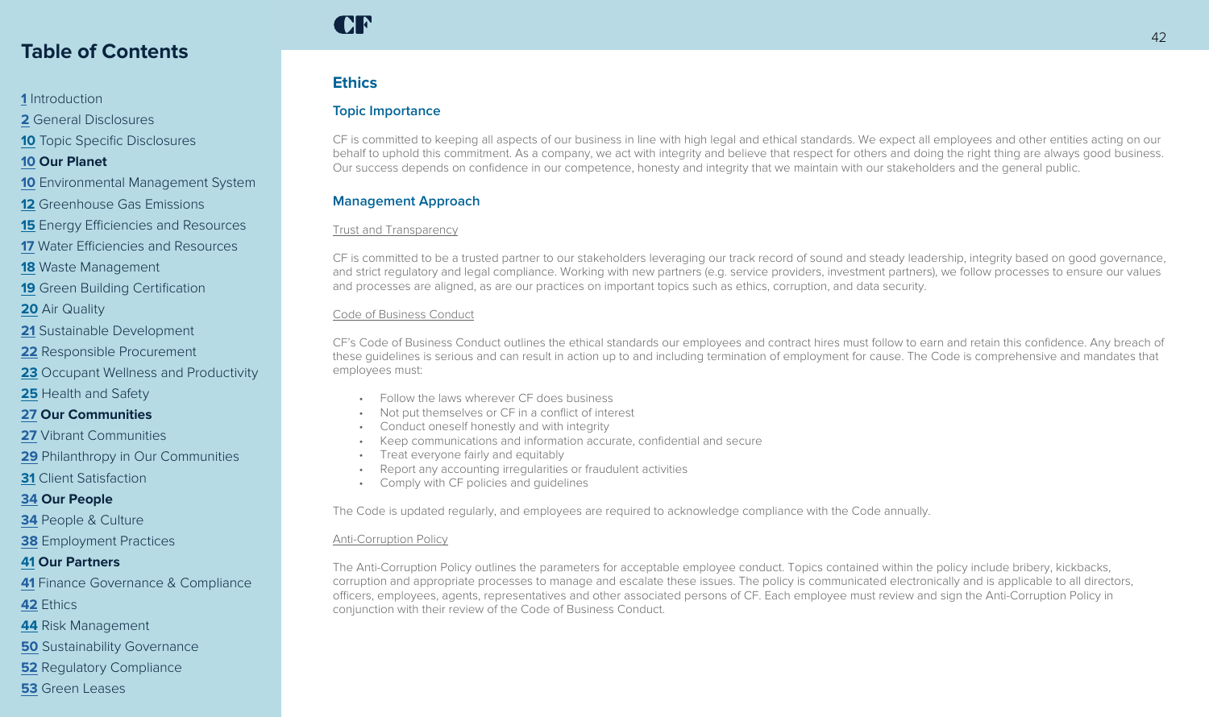# Ethics

## Topic Importance

CF is committed to keeping all aspects of our business in line with high legal and ethical standards. We expect all employees and other entities acting on our behalf to uphold this commitment. As a company, we act with integrity and believe that respect for others and doing the right thing are always good business. Our success depends on confidence in our competence, honesty and integrity that we maintain with our stakeholders and the general public.

## Management Approach

### Trust and Transparency

CF is committed to be a trusted partner to our stakeholders leveraging our track record of sound and steady leadership, integrity based on good governance, and strict regulatory and legal compliance. Working with new partners (e.g. service providers, investment partners), we follow processes to ensure our values and processes are aligned, as are our practices on important topics such as ethics, corruption, and data security.

### Code of Business Conduct

CF's Code of Business Conduct outlines the ethical standards our employees and contract hires must follow to earn and retain this confidence. Any breach of these guidelines is serious and can result in action up to and including termination of employment for cause. The Code is comprehensive and mandates that employees must:

- Follow the laws wherever CF does business
- Not put themselves or CF in a conflict of interest
- Conduct oneself honestly and with integrity
- Keep communications and information accurate, confidential and secure
- Treat everyone fairly and equitably
- Report any accounting irregularities or fraudulent activities
- Comply with CF policies and guidelines

The Code is updated regularly, and employees are required to acknowledge compliance with the Code annually.

### Anti-Corruption Policy

The Anti-Corruption Policy outlines the parameters for acceptable employee conduct. Topics contained within the policy include bribery, kickbacks, corruption and appropriate processes to manage and escalate these issues. The policy is communicated electronically and is applicable to all directors, officers, employees, agents, representatives and other associated persons of CF. Each employee must review and sign the Anti-Corruption Policy in conjunction with their review of the Code of Business Conduct.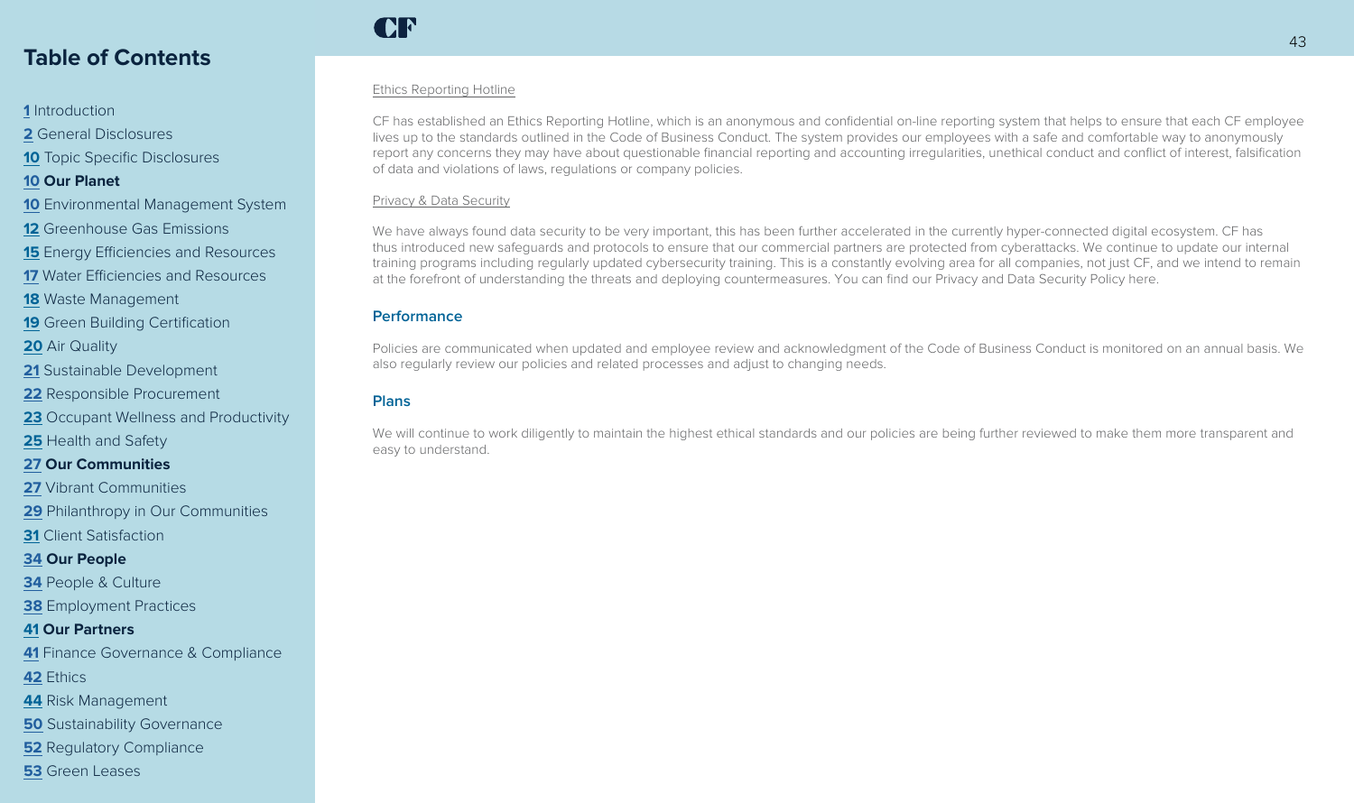Ethics Reporting Hotline

CF has established an Ethics Reporting Hotline, which is an anonymous and confidential on-line reporting system that helps to ensure that each CF employee lives up to the standards outlined in the Code of Business Conduct. The system provides our employees with a safe and comfortable way to anonymously report any concerns they may have about questionable financial reporting and accounting irregularities, unethical conduct and conflict of interest, falsification of data and violations of laws, regulations or company policies.

Privacy & Data Security

We have always found data security to be very important, this has been further accelerated in the currently hyper-connected digital ecosystem. CF has thus introduced new safeguards and protocols to ensure that our commercial partners are protected from cyberattacks. We continue to update our internal training programs including regularly updated cybersecurity training. This is a constantly evolving area for all companies, not just CF, and we intend to remain at the forefront of understanding the threats and deploying countermeasures. You can find our Privacy and Data Security Policy here.

## Performance

Policies are communicated when updated and employee review and acknowledgment of the Code of Business Conduct is monitored on an annual basis. We also regularly review our policies and related processes and adjust to changing needs.

## Plans

We will continue to work diligently to maintain the highest ethical standards and our policies are being further reviewed to make them more transparent and easy to understand.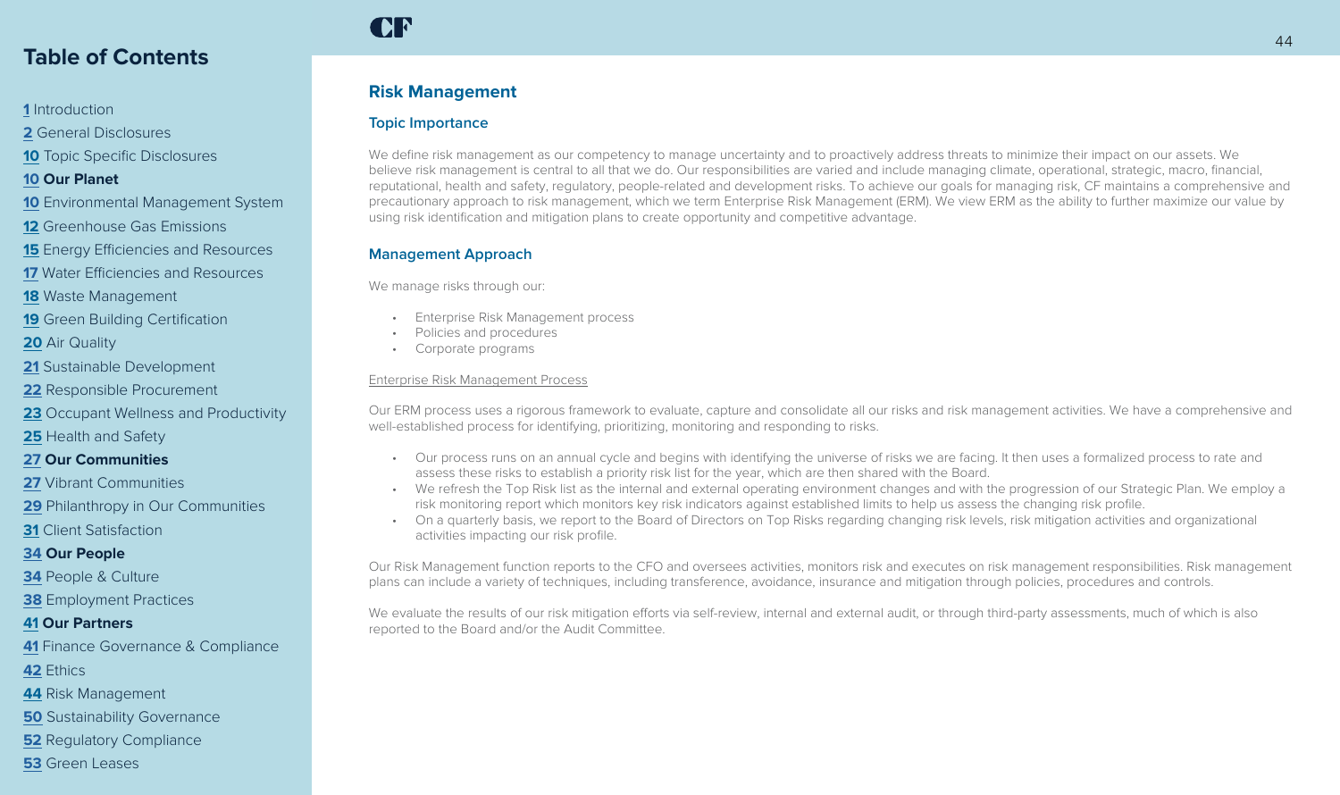## Risk Management

### Topic Importance

We define risk management as our competency to manage uncertainty and to proactively address threats to minimize their impact on our assets. We believe risk management is central to all that we do. Our responsibilities are varied and include managing climate, operational, strategic, macro, financial, reputational, health and safety, regulatory, people-related and development risks. To achieve our goals for managing risk, CF maintains a comprehensive and precautionary approach to risk management, which we term Enterprise Risk Management (ERM). We view ERM as the ability to further maximize our value by using risk identification and mitigation plans to create opportunity and competitive advantage.

### Management Approach

We manage risks through our:

- Enterprise Risk Management process
- Policies and procedures
- Corporate programs

Enterprise Risk Management Process

Our ERM process uses a rigorous framework to evaluate, capture and consolidate all our risks and risk management activities. We have a comprehensive and well-established process for identifying, prioritizing, monitoring and responding to risks.

- Our process runs on an annual cycle and begins with identifying the universe of risks we are facing. It then uses a formalized process to rate and assess these risks to establish a priority risk list for the year, which are then shared with the Board.
- We refresh the Top Risk list as the internal and external operating environment changes and with the progression of our Strategic Plan. We employ a risk monitoring report which monitors key risk indicators against established limits to help us assess the changing risk profile.
- On a quarterly basis, we report to the Board of Directors on Top Risks regarding changing risk levels, risk mitigation activities and organizational activities impacting our risk profile.

Our Risk Management function reports to the CFO and oversees activities, monitors risk and executes on risk management responsibilities. Risk management plans can include a variety of techniques, including transference, avoidance, insurance and mitigation through policies, procedures and controls.

We evaluate the results of our risk mitigation efforts via self-review, internal and external audit, or through third-party assessments, much of which is also reported to the Board and/or the Audit Committee.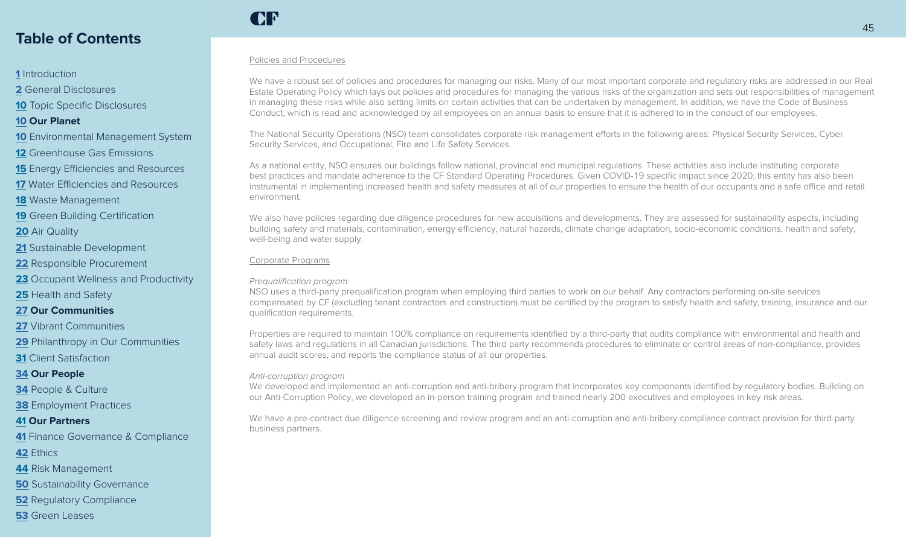Policies and Procedures

We have a robust set of policies and procedures for managing our risks. Many of our most important corporate and regulatory risks are addressed in our Real Estate Operating Policy which lays out policies and procedures for managing the various risks of the organization and sets out responsibilities of management in managing these risks while also setting limits on certain activities that can be undertaken by management. In addition, we have the Code of Business Conduct, which is read and acknowledged by all employees on an annual basis to ensure that it is adhered to in the conduct of our employees.

The National Security Operations (NSO) team consolidates corporate risk management efforts in the following areas: Physical Security Services, Cyber Security Services, and Occupational, Fire and Life Safety Services.

As a national entity, NSO ensures our buildings follow national, provincial and municipal regulations. These activities also include instituting corporate best practices and mandate adherence to the CF Standard Operating Procedures. Given COVID-19 specific impact since 2020, this entity has also been instrumental in implementing increased health and safety measures at all of our properties to ensure the health of our occupants and a safe office and retail environment.

We also have policies regarding due diligence procedures for new acquisitions and developments. They are assessed for sustainability aspects, including building safety and materials, contamination, energy efficiency, natural hazards, climate change adaptation, socio-economic conditions, health and safety, well-being and water supply.

Corporate Programs

*Prequalification program*

NSO uses a third-party prequalification program when employing third parties to work on our behalf. Any contractors performing on-site services compensated by CF (excluding tenant contractors and construction) must be certified by the program to satisfy health and safety, training, insurance and our qualification requirements.

Properties are required to maintain 100% compliance on requirements identified by a third-party that audits compliance with environmental and health and safety laws and regulations in all Canadian jurisdictions. The third party recommends procedures to eliminate or control areas of non-compliance, provides annual audit scores, and reports the compliance status of all our properties.

*Anti-corruption program*

We developed and implemented an anti-corruption and anti-bribery program that incorporates key components identified by regulatory bodies. Building on our Anti-Corruption Policy, we developed an in-person training program and trained nearly 200 executives and employees in key risk areas.

We have a pre-contract due diligence screening and review program and an anti-corruption and anti-bribery compliance contract provision for third-party business partners.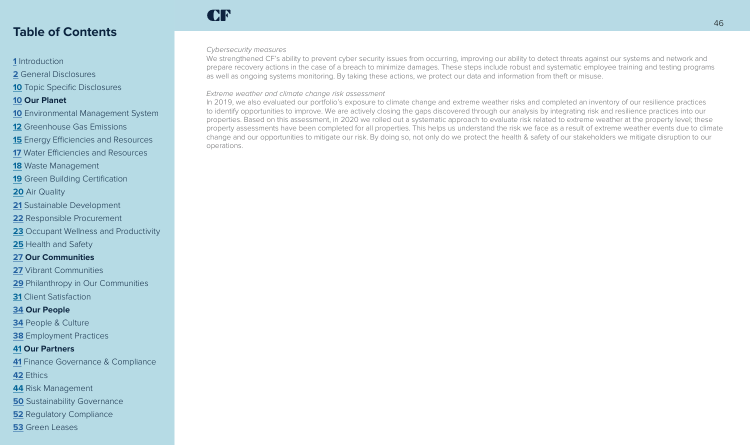# Table of Contents

1 Introduction
2 General Disclosures
10 Topic Specific Disclosures
**10 Our Planet**
10 Environmental Management System
12 Greenhouse Gas Emissions
15 Energy Efficiencies and Resources
17 Water Efficiencies and Resources
18 Waste Management
19 Green Building Certification
20 Air Quality
21 Sustainable Development
22 Responsible Procurement
23 Occupant Wellness and Productivity
25 Health and Safety
**27 Our Communities**
27 Vibrant Communities
29 Philanthropy in Our Communities
31 Client Satisfaction
**34 Our People**
34 People & Culture
38 Employment Practices
**41 Our Partners**
41 Finance Governance & Compliance
42 Ethics
44 Risk Management
50 Sustainability Governance
52 Regulatory Compliance
53 Green Leases

*Cybersecurity measures*

We strengthened CF's ability to prevent cyber security issues from occurring, improving our ability to detect threats against our systems and network and prepare recovery actions in the case of a breach to minimize damages. These steps include robust and systematic employee training and testing programs as well as ongoing systems monitoring. By taking these actions, we protect our data and information from theft or misuse.

*Extreme weather and climate change risk assessment*

In 2019, we also evaluated our portfolio's exposure to climate change and extreme weather risks and completed an inventory of our resilience practices to identify opportunities to improve. We are actively closing the gaps discovered through our analysis by integrating risk and resilience practices into our properties. Based on this assessment, in 2020 we rolled out a systematic approach to evaluate risk related to extreme weather at the property level; these property assessments have been completed for all properties. This helps us understand the risk we face as a result of extreme weather events due to climate change and our opportunities to mitigate our risk. By doing so, not only do we protect the health & safety of our stakeholders we mitigate disruption to our operations.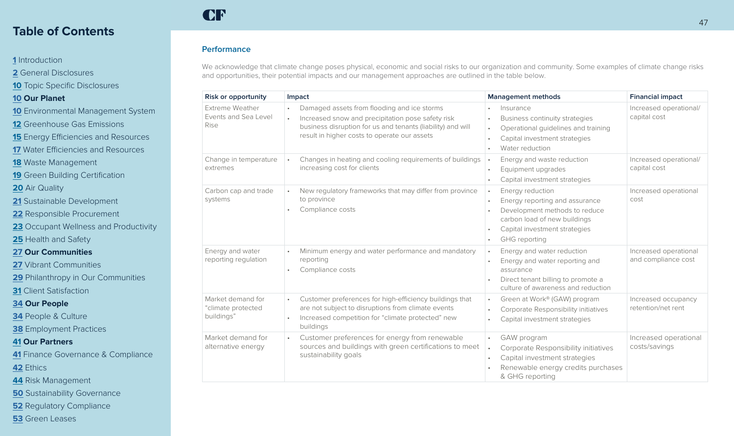### Performance

We acknowledge that climate change poses physical, economic and social risks to our organization and community. Some examples of climate change risks and opportunities, their potential impacts and our management approaches are outlined in the table below.

| Risk or opportunity | Impact | Management methods | Financial impact |
|---|---|---|---|
| Extreme Weather Events and Sea Level Rise | • Damaged assets from flooding and ice storms<br>• Increased snow and precipitation pose safety risk business disruption for us and tenants (liability) and will result in higher costs to operate our assets | • Insurance<br>• Business continuity strategies<br>• Operational guidelines and training<br>• Capital investment strategies<br>• Water reduction | Increased operational/ capital cost |
| Change in temperature extremes | • Changes in heating and cooling requirements of buildings increasing cost for clients | • Energy and waste reduction<br>• Equipment upgrades<br>• Capital investment strategies | Increased operational/ capital cost |
| Carbon cap and trade systems | • New regulatory frameworks that may differ from province to province<br>• Compliance costs | • Energy reduction<br>• Energy reporting and assurance<br>• Development methods to reduce carbon load of new buildings<br>• Capital investment strategies<br>• GHG reporting | Increased operational cost |
| Energy and water reporting regulation | • Minimum energy and water performance and mandatory reporting<br>• Compliance costs | • Energy and water reduction<br>• Energy and water reporting and assurance<br>• Direct tenant billing to promote a culture of awareness and reduction | Increased operational and compliance cost |
| Market demand for "climate protected buildings" | • Customer preferences for high-efficiency buildings that are not subject to disruptions from climate events<br>• Increased competition for "climate protected" new buildings | • Green at Work® (GAW) program<br>• Corporate Responsibility initiatives<br>• Capital investment strategies | Increased occupancy retention/net rent |
| Market demand for alternative energy | • Customer preferences for energy from renewable sources and buildings with green certifications to meet sustainability goals | • GAW program<br>• Corporate Responsibility initiatives<br>• Capital investment strategies<br>• Renewable energy credits purchases & GHG reporting | Increased operational costs/savings |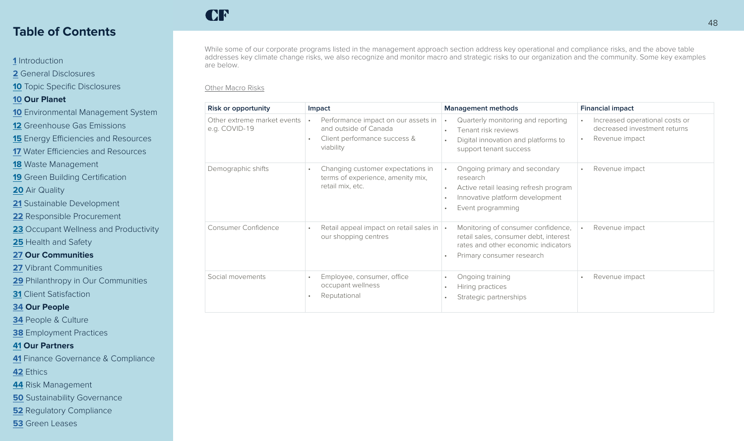While some of our corporate programs listed in the management approach section address key operational and compliance risks, and the above table addresses key climate change risks, we also recognize and monitor macro and strategic risks to our organization and the community. Some key examples are below.

Other Macro Risks

| Risk or opportunity | Impact | Management methods | Financial impact |
|---|---|---|---|
| Other extreme market events e.g. COVID-19 | • Performance impact on our assets in and outside of Canada<br>• Client performance success & viability | • Quarterly monitoring and reporting<br>• Tenant risk reviews<br>• Digital innovation and platforms to support tenant success | • Increased operational costs or decreased investment returns<br>• Revenue impact |
| Demographic shifts | • Changing customer expectations in terms of experience, amenity mix, retail mix, etc. | • Ongoing primary and secondary research<br>• Active retail leasing refresh program<br>• Innovative platform development<br>• Event programming | • Revenue impact |
| Consumer Confidence | • Retail appeal impact on retail sales in our shopping centres | • Monitoring of consumer confidence, retail sales, consumer debt, interest rates and other economic indicators<br>• Primary consumer research | • Revenue impact |
| Social movements | • Employee, consumer, office occupant wellness<br>• Reputational | • Ongoing training<br>• Hiring practices<br>• Strategic partnerships | • Revenue impact |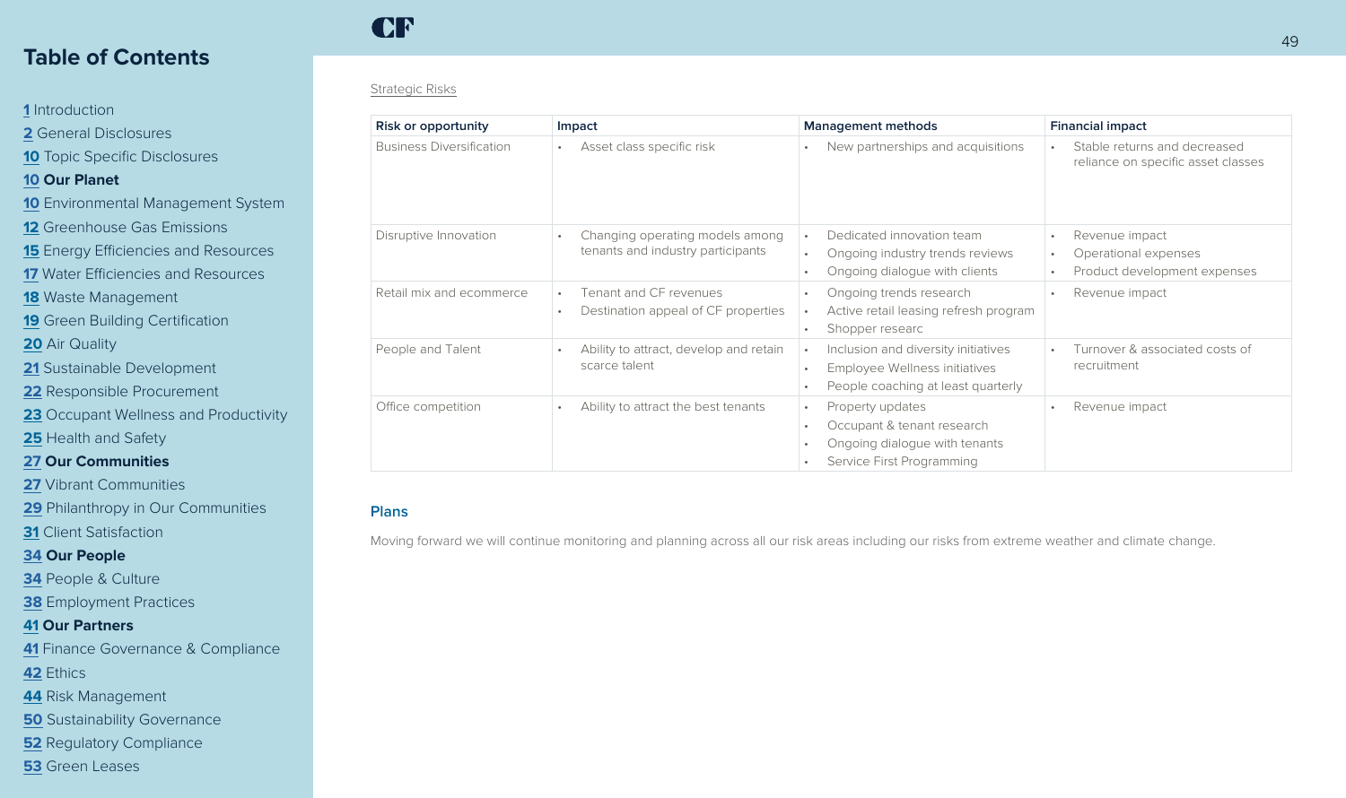## Table of Contents

[1](#) Introduction
[2](#) General Disclosures
[10](#) Topic Specific Disclosures
**[10](#) Our Planet**
[10](#) Environmental Management System
[12](#) Greenhouse Gas Emissions
[15](#) Energy Efficiencies and Resources
[17](#) Water Efficiencies and Resources
[18](#) Waste Management
[19](#) Green Building Certification
[20](#) Air Quality
[21](#) Sustainable Development
[22](#) Responsible Procurement
[23](#) Occupant Wellness and Productivity
[25](#) Health and Safety
**[27](#) Our Communities**
[27](#) Vibrant Communities
[29](#) Philanthropy in Our Communities
[31](#) Client Satisfaction
**[34](#) Our People**
[34](#) People & Culture
[38](#) Employment Practices
**[41](#) Our Partners**
[41](#) Finance Governance & Compliance
[42](#) Ethics
[44](#) Risk Management
[50](#) Sustainability Governance
[52](#) Regulatory Compliance
[53](#) Green Leases

Strategic Risks

| Risk or opportunity | Impact | Management methods | Financial impact |
|---|---|---|---|
| Business Diversification | • Asset class specific risk | • New partnerships and acquisitions | • Stable returns and decreased reliance on specific asset classes |
| Disruptive Innovation | • Changing operating models among tenants and industry participants | • Dedicated innovation team<br>• Ongoing industry trends reviews<br>• Ongoing dialogue with clients | • Revenue impact<br>• Operational expenses<br>• Product development expenses |
| Retail mix and ecommerce | • Tenant and CF revenues<br>• Destination appeal of CF properties | • Ongoing trends research<br>• Active retail leasing refresh program<br>• Shopper researc | • Revenue impact |
| People and Talent | • Ability to attract, develop and retain scarce talent | • Inclusion and diversity initiatives<br>• Employee Wellness initiatives<br>• People coaching at least quarterly | • Turnover & associated costs of recruitment |
| Office competition | • Ability to attract the best tenants | • Property updates<br>• Occupant & tenant research<br>• Ongoing dialogue with tenants<br>• Service First Programming | • Revenue impact |

### Plans

Moving forward we will continue monitoring and planning across all our risk areas including our risks from extreme weather and climate change.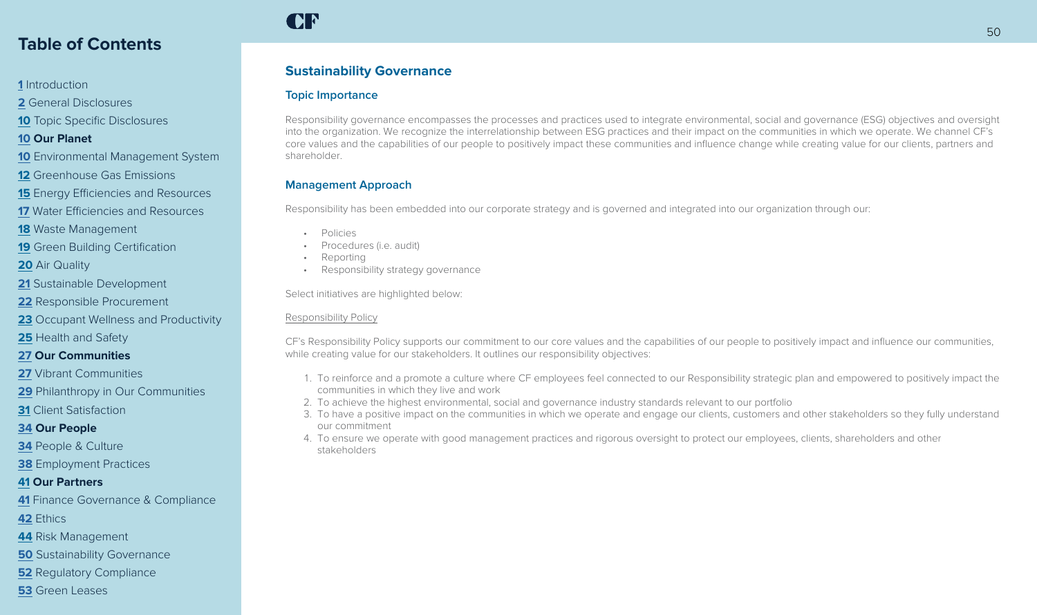## Table of Contents

1 Introduction
2 General Disclosures
10 Topic Specific Disclosures
**10 Our Planet**
10 Environmental Management System
12 Greenhouse Gas Emissions
15 Energy Efficiencies and Resources
17 Water Efficiencies and Resources
18 Waste Management
19 Green Building Certification
20 Air Quality
21 Sustainable Development
22 Responsible Procurement
23 Occupant Wellness and Productivity
25 Health and Safety
**27 Our Communities**
27 Vibrant Communities
29 Philanthropy in Our Communities
31 Client Satisfaction
**34 Our People**
34 People & Culture
38 Employment Practices
**41 Our Partners**
41 Finance Governance & Compliance
42 Ethics
44 Risk Management
50 Sustainability Governance
52 Regulatory Compliance
53 Green Leases

# Sustainability Governance

## Topic Importance

Responsibility governance encompasses the processes and practices used to integrate environmental, social and governance (ESG) objectives and oversight into the organization. We recognize the interrelationship between ESG practices and their impact on the communities in which we operate. We channel CF's core values and the capabilities of our people to positively impact these communities and influence change while creating value for our clients, partners and shareholder.

## Management Approach

Responsibility has been embedded into our corporate strategy and is governed and integrated into our organization through our:

- Policies
- Procedures (i.e. audit)
- Reporting
- Responsibility strategy governance

Select initiatives are highlighted below:

Responsibility Policy

CF's Responsibility Policy supports our commitment to our core values and the capabilities of our people to positively impact and influence our communities, while creating value for our stakeholders. It outlines our responsibility objectives:

1. To reinforce and a promote a culture where CF employees feel connected to our Responsibility strategic plan and empowered to positively impact the communities in which they live and work
2. To achieve the highest environmental, social and governance industry standards relevant to our portfolio
3. To have a positive impact on the communities in which we operate and engage our clients, customers and other stakeholders so they fully understand our commitment
4. To ensure we operate with good management practices and rigorous oversight to protect our employees, clients, shareholders and other stakeholders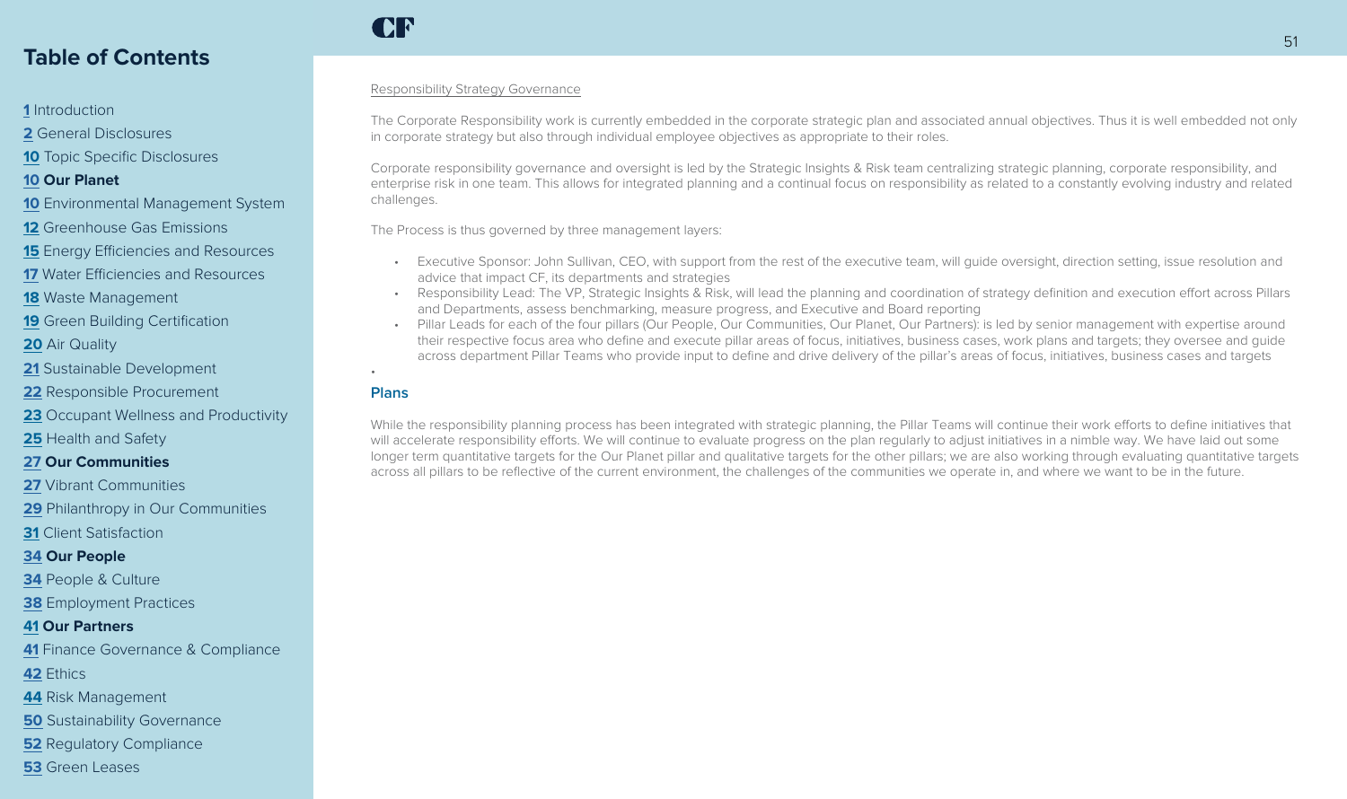Responsibility Strategy Governance

The Corporate Responsibility work is currently embedded in the corporate strategic plan and associated annual objectives. Thus it is well embedded not only in corporate strategy but also through individual employee objectives as appropriate to their roles.

Corporate responsibility governance and oversight is led by the Strategic Insights & Risk team centralizing strategic planning, corporate responsibility, and enterprise risk in one team. This allows for integrated planning and a continual focus on responsibility as related to a constantly evolving industry and related challenges.

The Process is thus governed by three management layers:

- Executive Sponsor: John Sullivan, CEO, with support from the rest of the executive team, will guide oversight, direction setting, issue resolution and advice that impact CF, its departments and strategies
- Responsibility Lead: The VP, Strategic Insights & Risk, will lead the planning and coordination of strategy definition and execution effort across Pillars and Departments, assess benchmarking, measure progress, and Executive and Board reporting
- Pillar Leads for each of the four pillars (Our People, Our Communities, Our Planet, Our Partners): is led by senior management with expertise around their respective focus area who define and execute pillar areas of focus, initiatives, business cases, work plans and targets; they oversee and guide across department Pillar Teams who provide input to define and drive delivery of the pillar's areas of focus, initiatives, business cases and targets

## Plans

While the responsibility planning process has been integrated with strategic planning, the Pillar Teams will continue their work efforts to define initiatives that will accelerate responsibility efforts. We will continue to evaluate progress on the plan regularly to adjust initiatives in a nimble way. We have laid out some longer term quantitative targets for the Our Planet pillar and qualitative targets for the other pillars; we are also working through evaluating quantitative targets across all pillars to be reflective of the current environment, the challenges of the communities we operate in, and where we want to be in the future.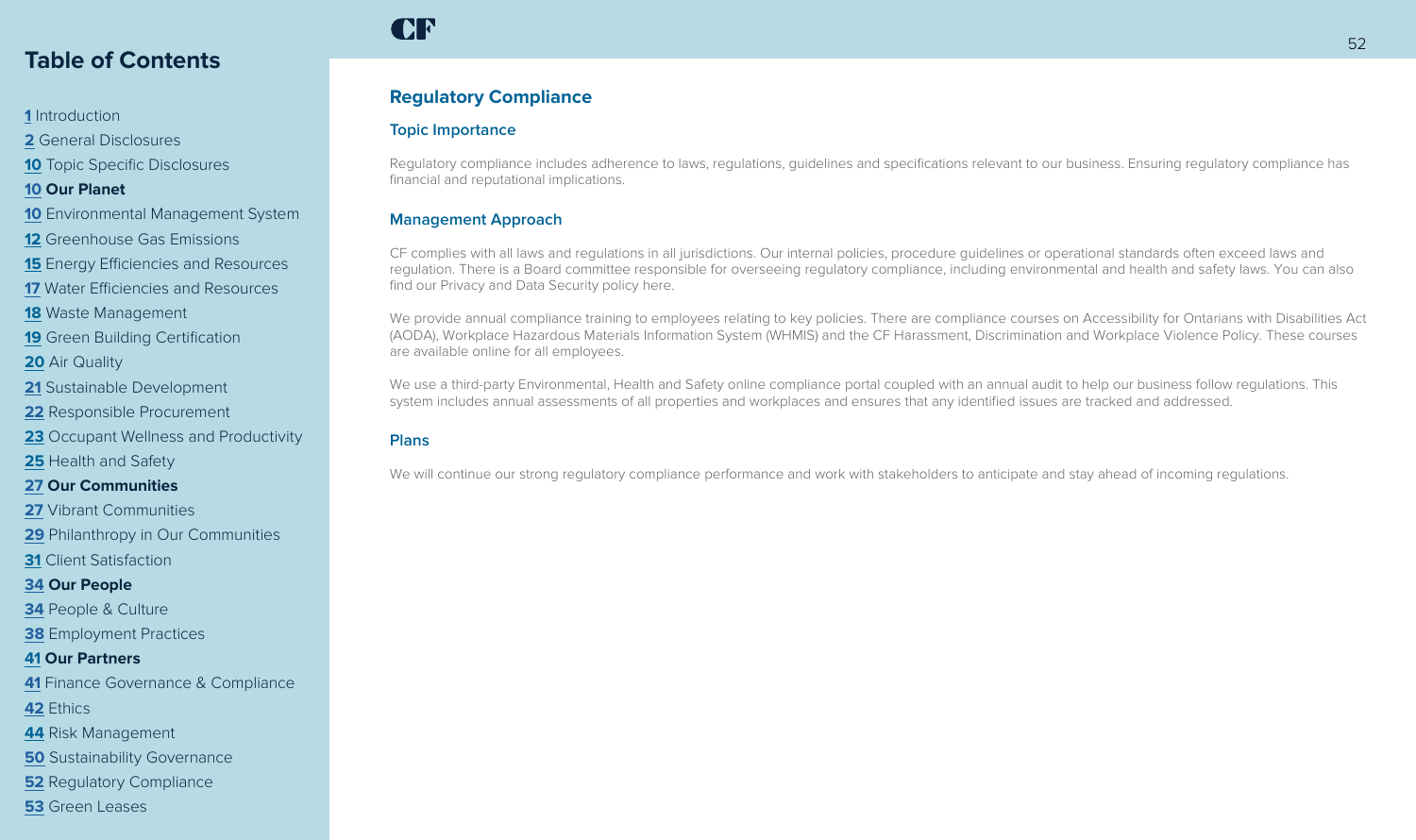## Regulatory Compliance

### Topic Importance

Regulatory compliance includes adherence to laws, regulations, guidelines and specifications relevant to our business. Ensuring regulatory compliance has financial and reputational implications.

### Management Approach

CF complies with all laws and regulations in all jurisdictions. Our internal policies, procedure guidelines or operational standards often exceed laws and regulation. There is a Board committee responsible for overseeing regulatory compliance, including environmental and health and safety laws. You can also find our Privacy and Data Security policy here.

We provide annual compliance training to employees relating to key policies. There are compliance courses on Accessibility for Ontarians with Disabilities Act (AODA), Workplace Hazardous Materials Information System (WHMIS) and the CF Harassment, Discrimination and Workplace Violence Policy. These courses are available online for all employees.

We use a third-party Environmental, Health and Safety online compliance portal coupled with an annual audit to help our business follow regulations. This system includes annual assessments of all properties and workplaces and ensures that any identified issues are tracked and addressed.

### Plans

We will continue our strong regulatory compliance performance and work with stakeholders to anticipate and stay ahead of incoming regulations.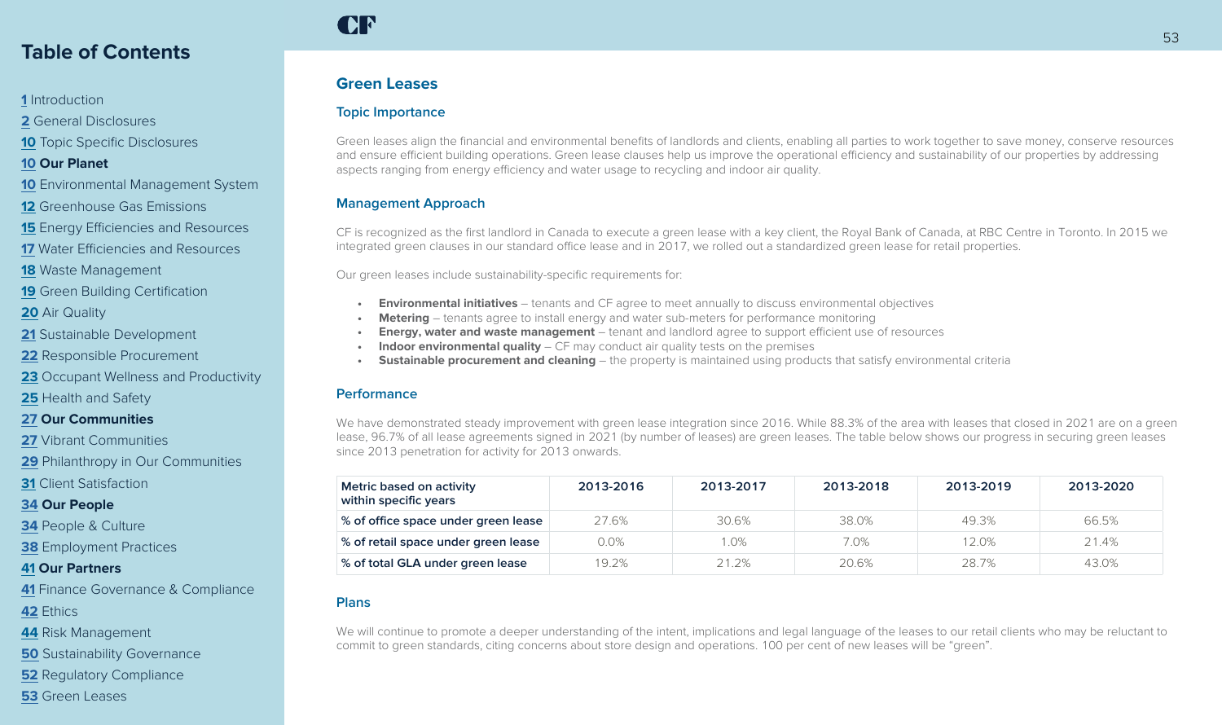## Table of Contents

1 Introduction
2 General Disclosures
10 Topic Specific Disclosures
10 **Our Planet**
10 Environmental Management System
12 Greenhouse Gas Emissions
15 Energy Efficiencies and Resources
17 Water Efficiencies and Resources
18 Waste Management
19 Green Building Certification
20 Air Quality
21 Sustainable Development
22 Responsible Procurement
23 Occupant Wellness and Productivity
25 Health and Safety
27 **Our Communities**
27 Vibrant Communities
29 Philanthropy in Our Communities
31 Client Satisfaction
34 **Our People**
34 People & Culture
38 Employment Practices
41 **Our Partners**
41 Finance Governance & Compliance
42 Ethics
44 Risk Management
50 Sustainability Governance
52 Regulatory Compliance
53 Green Leases

# Green Leases

## Topic Importance

Green leases align the financial and environmental benefits of landlords and clients, enabling all parties to work together to save money, conserve resources and ensure efficient building operations. Green lease clauses help us improve the operational efficiency and sustainability of our properties by addressing aspects ranging from energy efficiency and water usage to recycling and indoor air quality.

## Management Approach

CF is recognized as the first landlord in Canada to execute a green lease with a key client, the Royal Bank of Canada, at RBC Centre in Toronto. In 2015 we integrated green clauses in our standard office lease and in 2017, we rolled out a standardized green lease for retail properties.

Our green leases include sustainability-specific requirements for:

- **Environmental initiatives** – tenants and CF agree to meet annually to discuss environmental objectives
- **Metering** – tenants agree to install energy and water sub-meters for performance monitoring
- **Energy, water and waste management** – tenant and landlord agree to support efficient use of resources
- **Indoor environmental quality** – CF may conduct air quality tests on the premises
- **Sustainable procurement and cleaning** – the property is maintained using products that satisfy environmental criteria

## Performance

We have demonstrated steady improvement with green lease integration since 2016. While 88.3% of the area with leases that closed in 2021 are on a green lease, 96.7% of all lease agreements signed in 2021 (by number of leases) are green leases. The table below shows our progress in securing green leases since 2013 penetration for activity for 2013 onwards.

| Metric based on activity within specific years | 2013-2016 | 2013-2017 | 2013-2018 | 2013-2019 | 2013-2020 |
|---|---|---|---|---|---|
| **% of office space under green lease** | 27.6% | 30.6% | 38.0% | 49.3% | 66.5% |
| **% of retail space under green lease** | 0.0% | 1.0% | 7.0% | 12.0% | 21.4% |
| **% of total GLA under green lease** | 19.2% | 21.2% | 20.6% | 28.7% | 43.0% |

## Plans

We will continue to promote a deeper understanding of the intent, implications and legal language of the leases to our retail clients who may be reluctant to commit to green standards, citing concerns about store design and operations. 100 per cent of new leases will be "green".